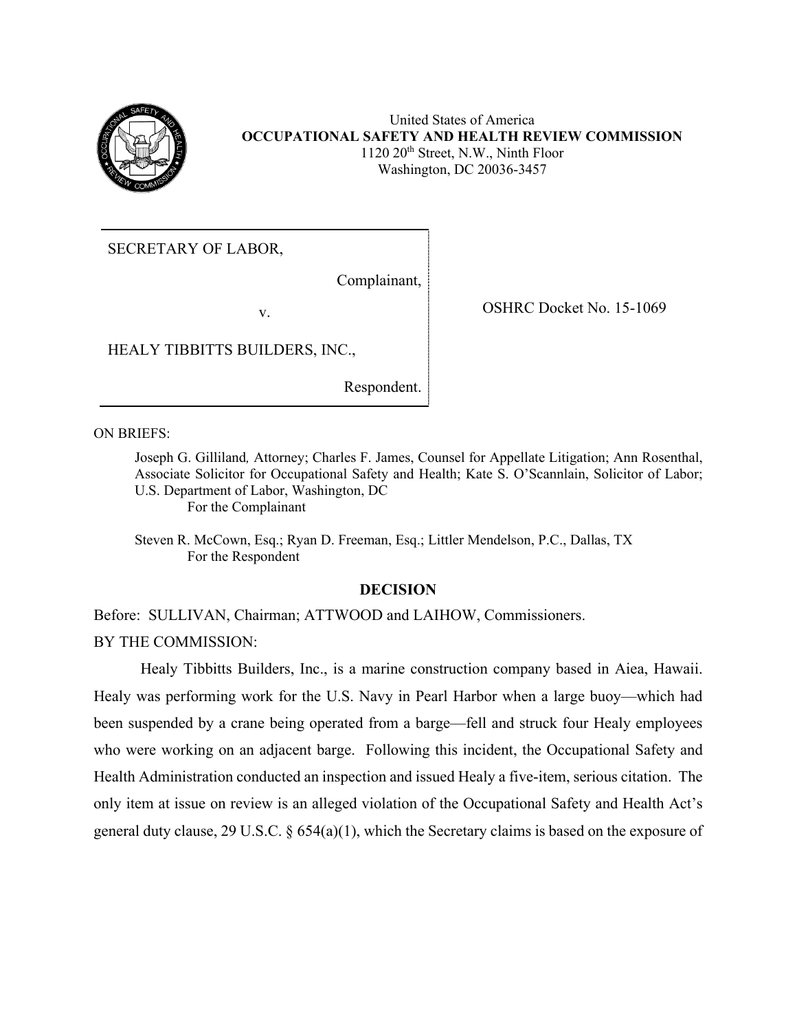United States of America
**OCCUPATIONAL SAFETY AND HEALTH REVIEW COMMISSION**
1120 20th Street, N.W., Ninth Floor
Washington, DC 20036-3457

| | |
|---|---|
| SECRETARY OF LABOR,<br><br>Complainant,<br><br>v.<br><br>HEALY TIBBITTS BUILDERS, INC.,<br><br>Respondent. | OSHRC Docket No. 15-1069 |

ON BRIEFS:

Joseph G. Gilliland*,* Attorney; Charles F. James, Counsel for Appellate Litigation; Ann Rosenthal, Associate Solicitor for Occupational Safety and Health; Kate S. O'Scannlain, Solicitor of Labor; U.S. Department of Labor, Washington, DC
For the Complainant

Steven R. McCown, Esq.; Ryan D. Freeman, Esq.; Littler Mendelson, P.C., Dallas, TX
For the Respondent

## DECISION

Before: SULLIVAN, Chairman; ATTWOOD and LAIHOW, Commissioners.

BY THE COMMISSION:

Healy Tibbitts Builders, Inc., is a marine construction company based in Aiea, Hawaii. Healy was performing work for the U.S. Navy in Pearl Harbor when a large buoy—which had been suspended by a crane being operated from a barge—fell and struck four Healy employees who were working on an adjacent barge. Following this incident, the Occupational Safety and Health Administration conducted an inspection and issued Healy a five-item, serious citation. The only item at issue on review is an alleged violation of the Occupational Safety and Health Act's general duty clause, 29 U.S.C. § 654(a)(1), which the Secretary claims is based on the exposure of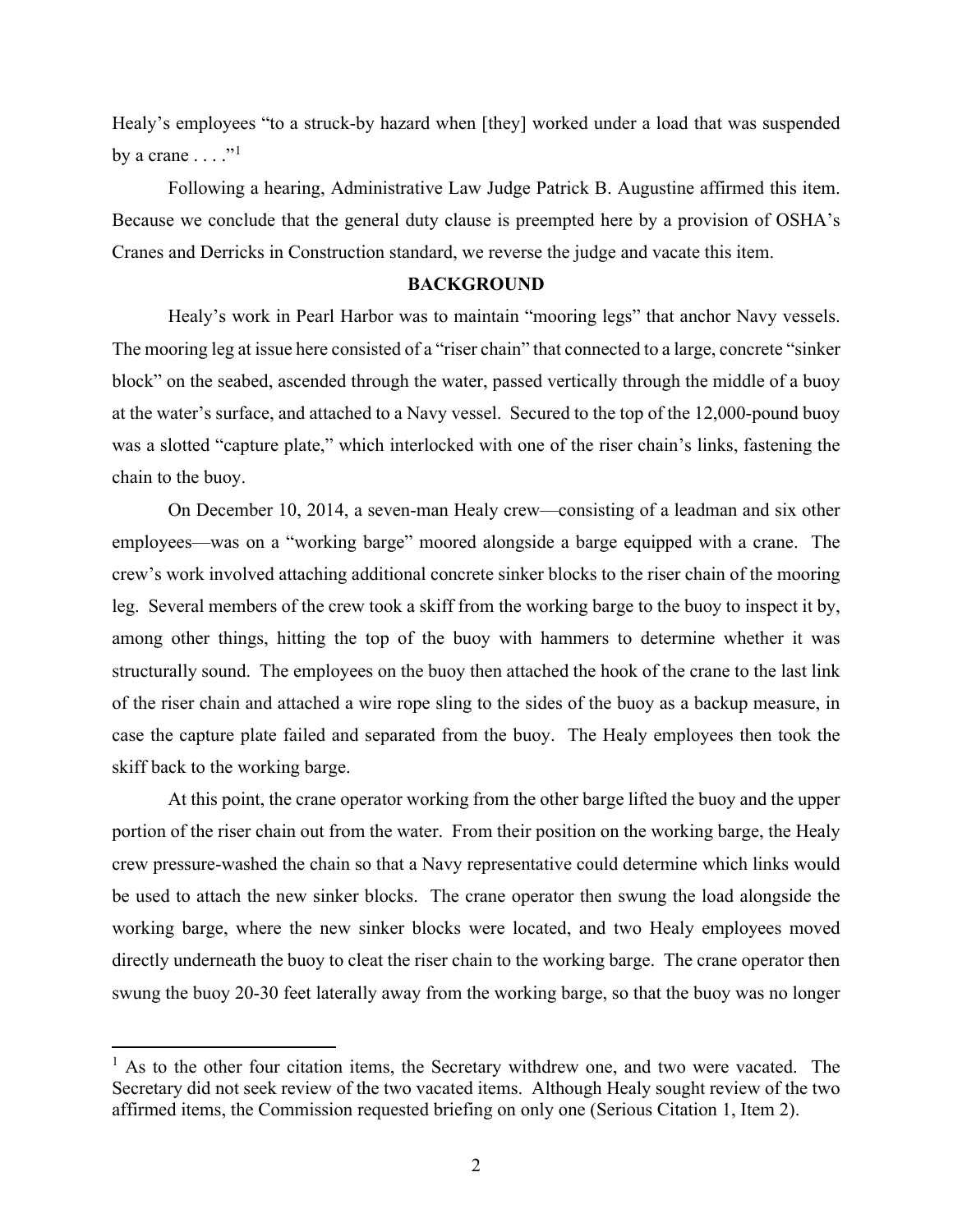Healy's employees "to a struck-by hazard when [they] worked under a load that was suspended by a crane . . . ."[1]

Following a hearing, Administrative Law Judge Patrick B. Augustine affirmed this item. Because we conclude that the general duty clause is preempted here by a provision of OSHA's Cranes and Derricks in Construction standard, we reverse the judge and vacate this item.

## BACKGROUND

Healy's work in Pearl Harbor was to maintain "mooring legs" that anchor Navy vessels. The mooring leg at issue here consisted of a "riser chain" that connected to a large, concrete "sinker block" on the seabed, ascended through the water, passed vertically through the middle of a buoy at the water's surface, and attached to a Navy vessel. Secured to the top of the 12,000-pound buoy was a slotted "capture plate," which interlocked with one of the riser chain's links, fastening the chain to the buoy.

On December 10, 2014, a seven-man Healy crew—consisting of a leadman and six other employees—was on a "working barge" moored alongside a barge equipped with a crane. The crew's work involved attaching additional concrete sinker blocks to the riser chain of the mooring leg. Several members of the crew took a skiff from the working barge to the buoy to inspect it by, among other things, hitting the top of the buoy with hammers to determine whether it was structurally sound. The employees on the buoy then attached the hook of the crane to the last link of the riser chain and attached a wire rope sling to the sides of the buoy as a backup measure, in case the capture plate failed and separated from the buoy. The Healy employees then took the skiff back to the working barge.

At this point, the crane operator working from the other barge lifted the buoy and the upper portion of the riser chain out from the water. From their position on the working barge, the Healy crew pressure-washed the chain so that a Navy representative could determine which links would be used to attach the new sinker blocks. The crane operator then swung the load alongside the working barge, where the new sinker blocks were located, and two Healy employees moved directly underneath the buoy to cleat the riser chain to the working barge. The crane operator then swung the buoy 20-30 feet laterally away from the working barge, so that the buoy was no longer

[1] As to the other four citation items, the Secretary withdrew one, and two were vacated. The Secretary did not seek review of the two vacated items. Although Healy sought review of the two affirmed items, the Commission requested briefing on only one (Serious Citation 1, Item 2).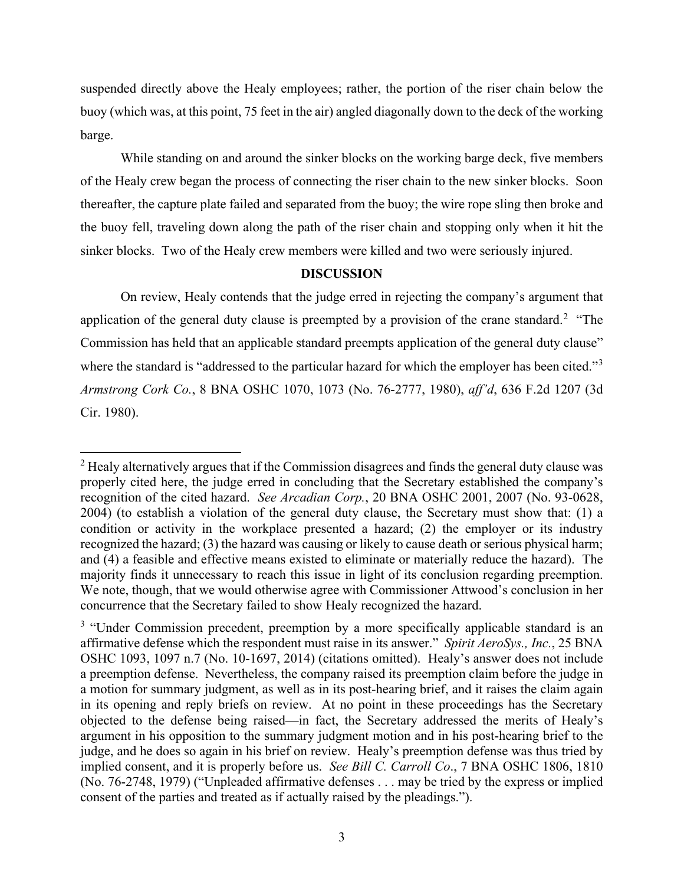suspended directly above the Healy employees; rather, the portion of the riser chain below the buoy (which was, at this point, 75 feet in the air) angled diagonally down to the deck of the working barge.

While standing on and around the sinker blocks on the working barge deck, five members of the Healy crew began the process of connecting the riser chain to the new sinker blocks. Soon thereafter, the capture plate failed and separated from the buoy; the wire rope sling then broke and the buoy fell, traveling down along the path of the riser chain and stopping only when it hit the sinker blocks. Two of the Healy crew members were killed and two were seriously injured.

## DISCUSSION

On review, Healy contends that the judge erred in rejecting the company's argument that application of the general duty clause is preempted by a provision of the crane standard.[2] "The Commission has held that an applicable standard preempts application of the general duty clause" where the standard is "addressed to the particular hazard for which the employer has been cited."[3] *Armstrong Cork Co.*, 8 BNA OSHC 1070, 1073 (No. 76-2777, 1980), *aff'd*, 636 F.2d 1207 (3d Cir. 1980).

---

[2] Healy alternatively argues that if the Commission disagrees and finds the general duty clause was properly cited here, the judge erred in concluding that the Secretary established the company's recognition of the cited hazard. *See Arcadian Corp.*, 20 BNA OSHC 2001, 2007 (No. 93-0628, 2004) (to establish a violation of the general duty clause, the Secretary must show that: (1) a condition or activity in the workplace presented a hazard; (2) the employer or its industry recognized the hazard; (3) the hazard was causing or likely to cause death or serious physical harm; and (4) a feasible and effective means existed to eliminate or materially reduce the hazard). The majority finds it unnecessary to reach this issue in light of its conclusion regarding preemption. We note, though, that we would otherwise agree with Commissioner Attwood's conclusion in her concurrence that the Secretary failed to show Healy recognized the hazard.

[3] "Under Commission precedent, preemption by a more specifically applicable standard is an affirmative defense which the respondent must raise in its answer." *Spirit AeroSys., Inc.*, 25 BNA OSHC 1093, 1097 n.7 (No. 10-1697, 2014) (citations omitted). Healy's answer does not include a preemption defense. Nevertheless, the company raised its preemption claim before the judge in a motion for summary judgment, as well as in its post-hearing brief, and it raises the claim again in its opening and reply briefs on review. At no point in these proceedings has the Secretary objected to the defense being raised—in fact, the Secretary addressed the merits of Healy's argument in his opposition to the summary judgment motion and in his post-hearing brief to the judge, and he does so again in his brief on review. Healy's preemption defense was thus tried by implied consent, and it is properly before us. *See Bill C. Carroll Co*., 7 BNA OSHC 1806, 1810 (No. 76-2748, 1979) ("Unpleaded affirmative defenses . . . may be tried by the express or implied consent of the parties and treated as if actually raised by the pleadings.").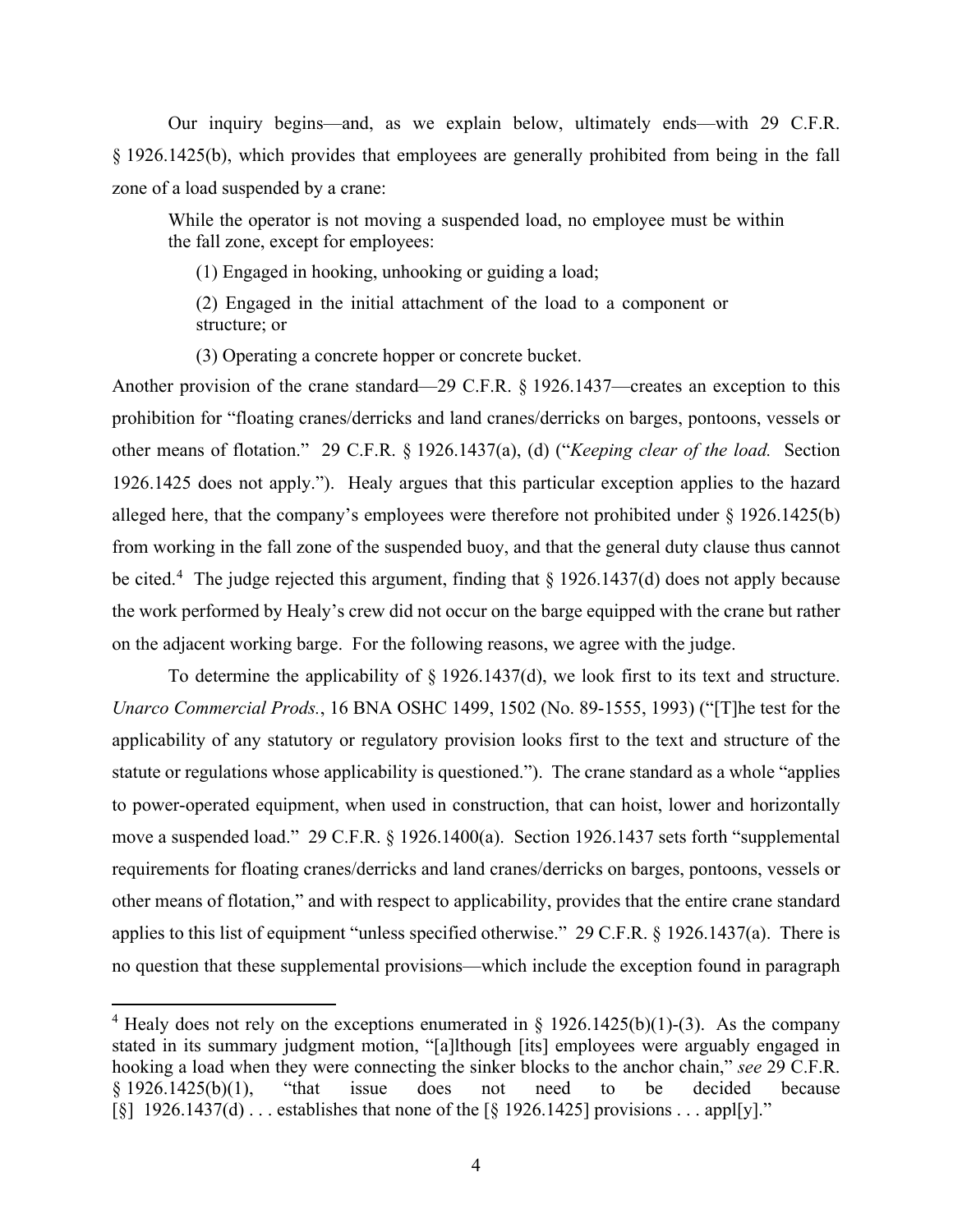Our inquiry begins—and, as we explain below, ultimately ends—with 29 C.F.R. § 1926.1425(b), which provides that employees are generally prohibited from being in the fall zone of a load suspended by a crane:

> While the operator is not moving a suspended load, no employee must be within the fall zone, except for employees:
>
> (1) Engaged in hooking, unhooking or guiding a load;
>
> (2) Engaged in the initial attachment of the load to a component or structure; or
>
> (3) Operating a concrete hopper or concrete bucket.

Another provision of the crane standard—29 C.F.R. § 1926.1437—creates an exception to this prohibition for "floating cranes/derricks and land cranes/derricks on barges, pontoons, vessels or other means of flotation." 29 C.F.R. § 1926.1437(a), (d) ("*Keeping clear of the load.* Section 1926.1425 does not apply."). Healy argues that this particular exception applies to the hazard alleged here, that the company's employees were therefore not prohibited under § 1926.1425(b) from working in the fall zone of the suspended buoy, and that the general duty clause thus cannot be cited.[4] The judge rejected this argument, finding that § 1926.1437(d) does not apply because the work performed by Healy's crew did not occur on the barge equipped with the crane but rather on the adjacent working barge. For the following reasons, we agree with the judge.

To determine the applicability of § 1926.1437(d), we look first to its text and structure. *Unarco Commercial Prods.*, 16 BNA OSHC 1499, 1502 (No. 89-1555, 1993) ("[T]he test for the applicability of any statutory or regulatory provision looks first to the text and structure of the statute or regulations whose applicability is questioned."). The crane standard as a whole "applies to power-operated equipment, when used in construction, that can hoist, lower and horizontally move a suspended load." 29 C.F.R. § 1926.1400(a). Section 1926.1437 sets forth "supplemental requirements for floating cranes/derricks and land cranes/derricks on barges, pontoons, vessels or other means of flotation," and with respect to applicability, provides that the entire crane standard applies to this list of equipment "unless specified otherwise." 29 C.F.R. § 1926.1437(a). There is no question that these supplemental provisions—which include the exception found in paragraph

---

[4] Healy does not rely on the exceptions enumerated in § 1926.1425(b)(1)-(3). As the company stated in its summary judgment motion, "[a]lthough [its] employees were arguably engaged in hooking a load when they were connecting the sinker blocks to the anchor chain," *see* 29 C.F.R. § 1926.1425(b)(1), "that issue does not need to be decided because [§] 1926.1437(d) . . . establishes that none of the [§ 1926.1425] provisions . . . appl[y]."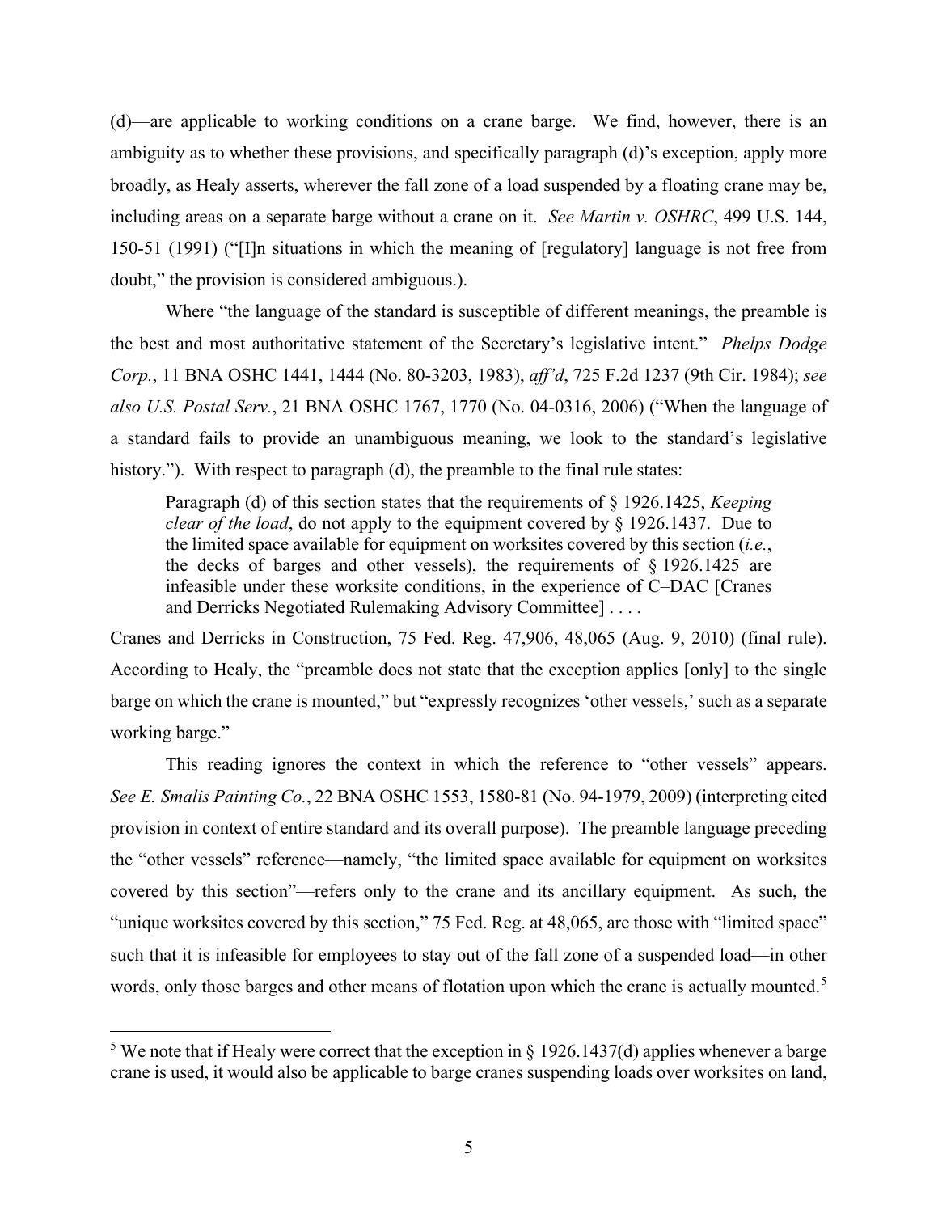(d)—are applicable to working conditions on a crane barge. We find, however, there is an ambiguity as to whether these provisions, and specifically paragraph (d)'s exception, apply more broadly, as Healy asserts, wherever the fall zone of a load suspended by a floating crane may be, including areas on a separate barge without a crane on it. *See Martin v. OSHRC*, 499 U.S. 144, 150-51 (1991) ("[I]n situations in which the meaning of [regulatory] language is not free from doubt," the provision is considered ambiguous.).

Where "the language of the standard is susceptible of different meanings, the preamble is the best and most authoritative statement of the Secretary's legislative intent." *Phelps Dodge Corp.*, 11 BNA OSHC 1441, 1444 (No. 80-3203, 1983), *aff'd*, 725 F.2d 1237 (9th Cir. 1984); *see also U.S. Postal Serv.*, 21 BNA OSHC 1767, 1770 (No. 04-0316, 2006) ("When the language of a standard fails to provide an unambiguous meaning, we look to the standard's legislative history."). With respect to paragraph (d), the preamble to the final rule states:

> Paragraph (d) of this section states that the requirements of § 1926.1425, *Keeping clear of the load*, do not apply to the equipment covered by § 1926.1437. Due to the limited space available for equipment on worksites covered by this section (*i.e.*, the decks of barges and other vessels), the requirements of § 1926.1425 are infeasible under these worksite conditions, in the experience of C–DAC [Cranes and Derricks Negotiated Rulemaking Advisory Committee] . . . .

Cranes and Derricks in Construction, 75 Fed. Reg. 47,906, 48,065 (Aug. 9, 2010) (final rule). According to Healy, the "preamble does not state that the exception applies [only] to the single barge on which the crane is mounted," but "expressly recognizes 'other vessels,' such as a separate working barge."

This reading ignores the context in which the reference to "other vessels" appears. *See E. Smalis Painting Co.*, 22 BNA OSHC 1553, 1580-81 (No. 94-1979, 2009) (interpreting cited provision in context of entire standard and its overall purpose). The preamble language preceding the "other vessels" reference—namely, "the limited space available for equipment on worksites covered by this section"—refers only to the crane and its ancillary equipment. As such, the "unique worksites covered by this section," 75 Fed. Reg. at 48,065, are those with "limited space" such that it is infeasible for employees to stay out of the fall zone of a suspended load—in other words, only those barges and other means of flotation upon which the crane is actually mounted.[5]

[5] We note that if Healy were correct that the exception in § 1926.1437(d) applies whenever a barge crane is used, it would also be applicable to barge cranes suspending loads over worksites on land,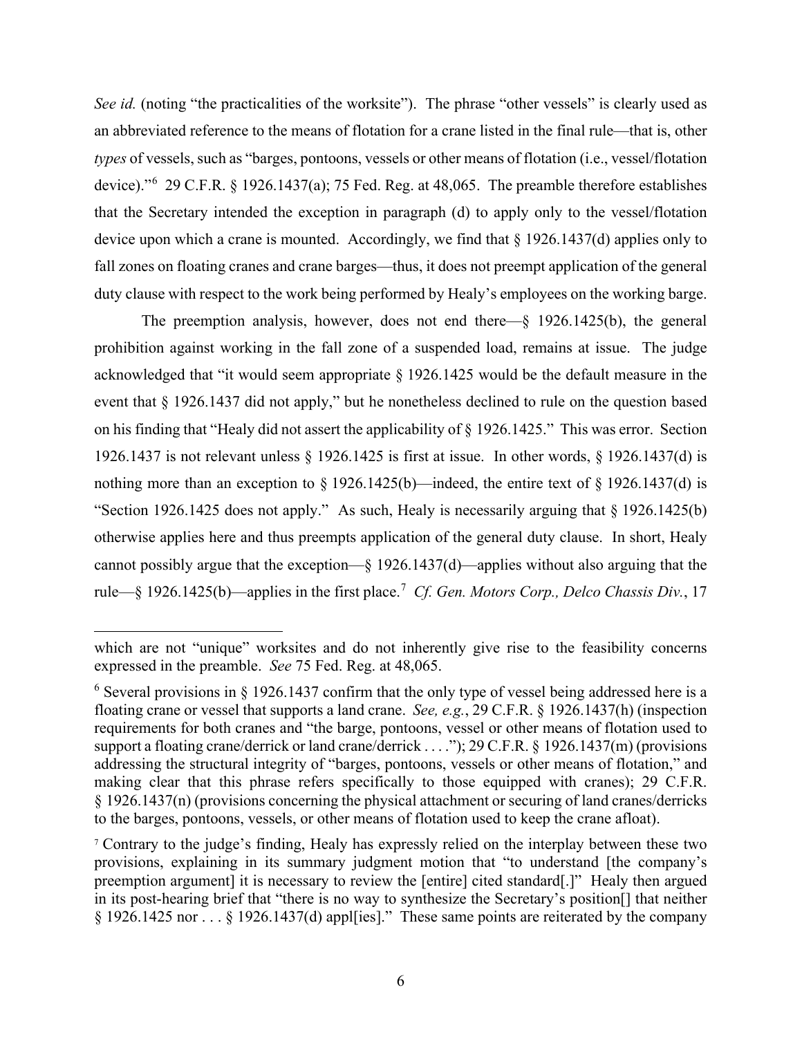*See id.* (noting "the practicalities of the worksite"). The phrase "other vessels" is clearly used as an abbreviated reference to the means of flotation for a crane listed in the final rule—that is, other *types* of vessels, such as "barges, pontoons, vessels or other means of flotation (i.e., vessel/flotation device)."[6] 29 C.F.R. § 1926.1437(a); 75 Fed. Reg. at 48,065. The preamble therefore establishes that the Secretary intended the exception in paragraph (d) to apply only to the vessel/flotation device upon which a crane is mounted. Accordingly, we find that § 1926.1437(d) applies only to fall zones on floating cranes and crane barges—thus, it does not preempt application of the general duty clause with respect to the work being performed by Healy's employees on the working barge.

The preemption analysis, however, does not end there—§ 1926.1425(b), the general prohibition against working in the fall zone of a suspended load, remains at issue. The judge acknowledged that "it would seem appropriate § 1926.1425 would be the default measure in the event that § 1926.1437 did not apply," but he nonetheless declined to rule on the question based on his finding that "Healy did not assert the applicability of § 1926.1425." This was error. Section 1926.1437 is not relevant unless § 1926.1425 is first at issue. In other words, § 1926.1437(d) is nothing more than an exception to § 1926.1425(b)—indeed, the entire text of § 1926.1437(d) is "Section 1926.1425 does not apply." As such, Healy is necessarily arguing that § 1926.1425(b) otherwise applies here and thus preempts application of the general duty clause. In short, Healy cannot possibly argue that the exception—§ 1926.1437(d)—applies without also arguing that the rule—§ 1926.1425(b)—applies in the first place.[7] *Cf. Gen. Motors Corp., Delco Chassis Div.*, 17

---

which are not "unique" worksites and do not inherently give rise to the feasibility concerns expressed in the preamble. *See* 75 Fed. Reg. at 48,065.

[6] Several provisions in § 1926.1437 confirm that the only type of vessel being addressed here is a floating crane or vessel that supports a land crane. *See, e.g.*, 29 C.F.R. § 1926.1437(h) (inspection requirements for both cranes and "the barge, pontoons, vessel or other means of flotation used to support a floating crane/derrick or land crane/derrick . . . ."); 29 C.F.R. § 1926.1437(m) (provisions addressing the structural integrity of "barges, pontoons, vessels or other means of flotation," and making clear that this phrase refers specifically to those equipped with cranes); 29 C.F.R. § 1926.1437(n) (provisions concerning the physical attachment or securing of land cranes/derricks to the barges, pontoons, vessels, or other means of flotation used to keep the crane afloat).

[7] Contrary to the judge's finding, Healy has expressly relied on the interplay between these two provisions, explaining in its summary judgment motion that "to understand [the company's preemption argument] it is necessary to review the [entire] cited standard[.]" Healy then argued in its post-hearing brief that "there is no way to synthesize the Secretary's position[] that neither § 1926.1425 nor . . . § 1926.1437(d) appl[ies]." These same points are reiterated by the company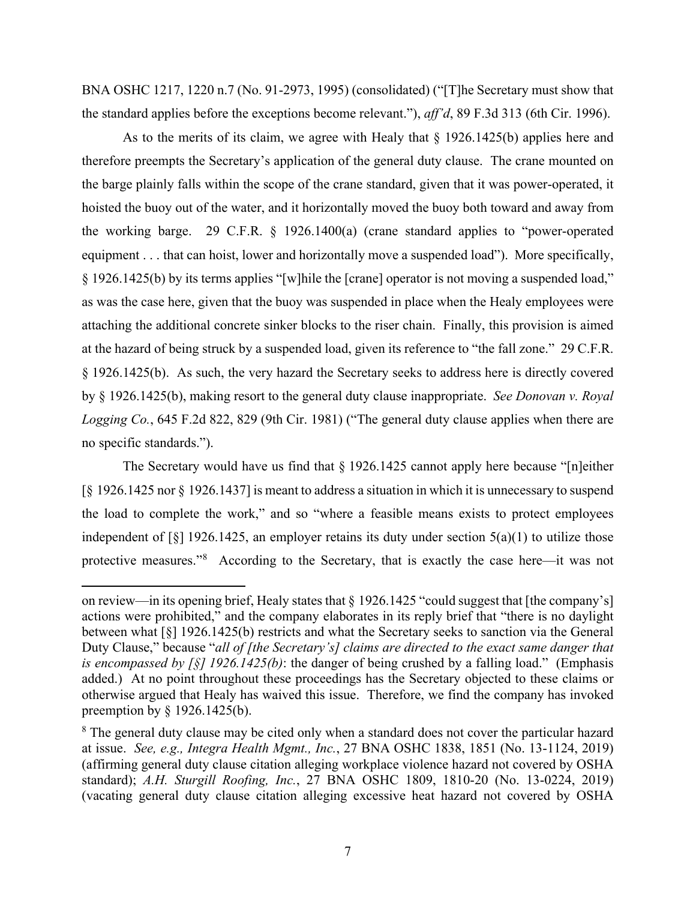BNA OSHC 1217, 1220 n.7 (No. 91-2973, 1995) (consolidated) ("[T]he Secretary must show that the standard applies before the exceptions become relevant."), *aff'd*, 89 F.3d 313 (6th Cir. 1996).

As to the merits of its claim, we agree with Healy that § 1926.1425(b) applies here and therefore preempts the Secretary's application of the general duty clause. The crane mounted on the barge plainly falls within the scope of the crane standard, given that it was power-operated, it hoisted the buoy out of the water, and it horizontally moved the buoy both toward and away from the working barge. 29 C.F.R. § 1926.1400(a) (crane standard applies to "power-operated equipment . . . that can hoist, lower and horizontally move a suspended load"). More specifically, § 1926.1425(b) by its terms applies "[w]hile the [crane] operator is not moving a suspended load," as was the case here, given that the buoy was suspended in place when the Healy employees were attaching the additional concrete sinker blocks to the riser chain. Finally, this provision is aimed at the hazard of being struck by a suspended load, given its reference to "the fall zone." 29 C.F.R. § 1926.1425(b). As such, the very hazard the Secretary seeks to address here is directly covered by § 1926.1425(b), making resort to the general duty clause inappropriate. *See Donovan v. Royal Logging Co.*, 645 F.2d 822, 829 (9th Cir. 1981) ("The general duty clause applies when there are no specific standards.").

The Secretary would have us find that § 1926.1425 cannot apply here because "[n]either [§ 1926.1425 nor § 1926.1437] is meant to address a situation in which it is unnecessary to suspend the load to complete the work," and so "where a feasible means exists to protect employees independent of [§] 1926.1425, an employer retains its duty under section 5(a)(1) to utilize those protective measures."[8] According to the Secretary, that is exactly the case here—it was not

---

on review—in its opening brief, Healy states that § 1926.1425 "could suggest that [the company's] actions were prohibited," and the company elaborates in its reply brief that "there is no daylight between what [§] 1926.1425(b) restricts and what the Secretary seeks to sanction via the General Duty Clause," because "*all of [the Secretary's] claims are directed to the exact same danger that is encompassed by [§] 1926.1425(b)*: the danger of being crushed by a falling load." (Emphasis added.) At no point throughout these proceedings has the Secretary objected to these claims or otherwise argued that Healy has waived this issue. Therefore, we find the company has invoked preemption by § 1926.1425(b).

[8] The general duty clause may be cited only when a standard does not cover the particular hazard at issue. *See, e.g., Integra Health Mgmt., Inc.*, 27 BNA OSHC 1838, 1851 (No. 13-1124, 2019) (affirming general duty clause citation alleging workplace violence hazard not covered by OSHA standard); *A.H. Sturgill Roofing, Inc.*, 27 BNA OSHC 1809, 1810-20 (No. 13-0224, 2019) (vacating general duty clause citation alleging excessive heat hazard not covered by OSHA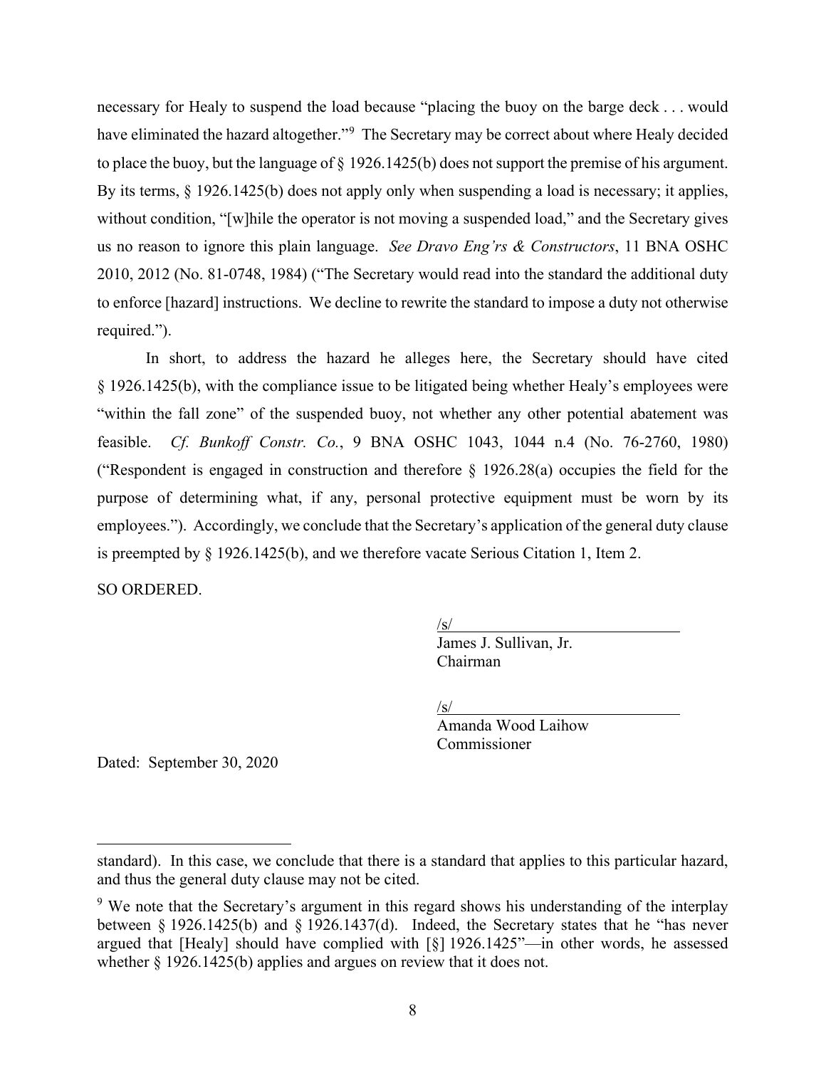necessary for Healy to suspend the load because "placing the buoy on the barge deck . . . would have eliminated the hazard altogether."[9] The Secretary may be correct about where Healy decided to place the buoy, but the language of § 1926.1425(b) does not support the premise of his argument. By its terms, § 1926.1425(b) does not apply only when suspending a load is necessary; it applies, without condition, "[w]hile the operator is not moving a suspended load," and the Secretary gives us no reason to ignore this plain language. *See Dravo Eng'rs & Constructors*, 11 BNA OSHC 2010, 2012 (No. 81-0748, 1984) ("The Secretary would read into the standard the additional duty to enforce [hazard] instructions. We decline to rewrite the standard to impose a duty not otherwise required.").

In short, to address the hazard he alleges here, the Secretary should have cited § 1926.1425(b), with the compliance issue to be litigated being whether Healy's employees were "within the fall zone" of the suspended buoy, not whether any other potential abatement was feasible. *Cf. Bunkoff Constr. Co.*, 9 BNA OSHC 1043, 1044 n.4 (No. 76-2760, 1980) ("Respondent is engaged in construction and therefore § 1926.28(a) occupies the field for the purpose of determining what, if any, personal protective equipment must be worn by its employees."). Accordingly, we conclude that the Secretary's application of the general duty clause is preempted by § 1926.1425(b), and we therefore vacate Serious Citation 1, Item 2.

SO ORDERED.

/s/
James J. Sullivan, Jr.
Chairman

/s/
Amanda Wood Laihow
Commissioner

Dated: September 30, 2020

---

standard). In this case, we conclude that there is a standard that applies to this particular hazard, and thus the general duty clause may not be cited.

[9] We note that the Secretary's argument in this regard shows his understanding of the interplay between § 1926.1425(b) and § 1926.1437(d). Indeed, the Secretary states that he "has never argued that [Healy] should have complied with [§] 1926.1425"—in other words, he assessed whether § 1926.1425(b) applies and argues on review that it does not.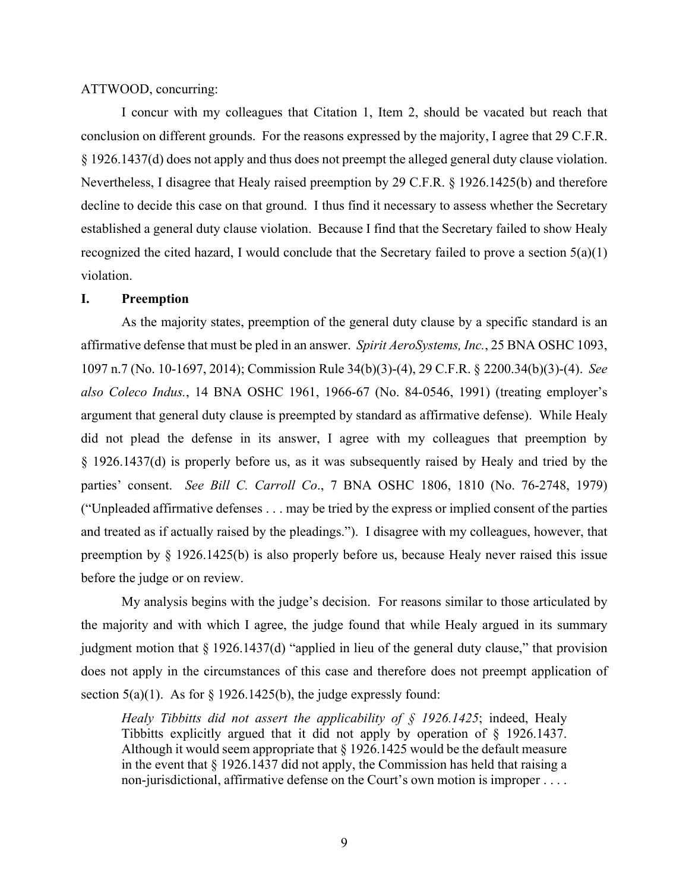ATTWOOD, concurring:

I concur with my colleagues that Citation 1, Item 2, should be vacated but reach that conclusion on different grounds. For the reasons expressed by the majority, I agree that 29 C.F.R. § 1926.1437(d) does not apply and thus does not preempt the alleged general duty clause violation. Nevertheless, I disagree that Healy raised preemption by 29 C.F.R. § 1926.1425(b) and therefore decline to decide this case on that ground. I thus find it necessary to assess whether the Secretary established a general duty clause violation. Because I find that the Secretary failed to show Healy recognized the cited hazard, I would conclude that the Secretary failed to prove a section 5(a)(1) violation.

## I. Preemption

As the majority states, preemption of the general duty clause by a specific standard is an affirmative defense that must be pled in an answer. *Spirit AeroSystems, Inc.*, 25 BNA OSHC 1093, 1097 n.7 (No. 10-1697, 2014); Commission Rule 34(b)(3)-(4), 29 C.F.R. § 2200.34(b)(3)-(4). *See also Coleco Indus.*, 14 BNA OSHC 1961, 1966-67 (No. 84-0546, 1991) (treating employer's argument that general duty clause is preempted by standard as affirmative defense). While Healy did not plead the defense in its answer, I agree with my colleagues that preemption by § 1926.1437(d) is properly before us, as it was subsequently raised by Healy and tried by the parties' consent. *See Bill C. Carroll Co*., 7 BNA OSHC 1806, 1810 (No. 76-2748, 1979) ("Unpleaded affirmative defenses . . . may be tried by the express or implied consent of the parties and treated as if actually raised by the pleadings."). I disagree with my colleagues, however, that preemption by § 1926.1425(b) is also properly before us, because Healy never raised this issue before the judge or on review.

My analysis begins with the judge's decision. For reasons similar to those articulated by the majority and with which I agree, the judge found that while Healy argued in its summary judgment motion that § 1926.1437(d) "applied in lieu of the general duty clause," that provision does not apply in the circumstances of this case and therefore does not preempt application of section 5(a)(1). As for § 1926.1425(b), the judge expressly found:

> *Healy Tibbitts did not assert the applicability of § 1926.1425*; indeed, Healy Tibbitts explicitly argued that it did not apply by operation of § 1926.1437. Although it would seem appropriate that § 1926.1425 would be the default measure in the event that § 1926.1437 did not apply, the Commission has held that raising a non-jurisdictional, affirmative defense on the Court's own motion is improper . . . .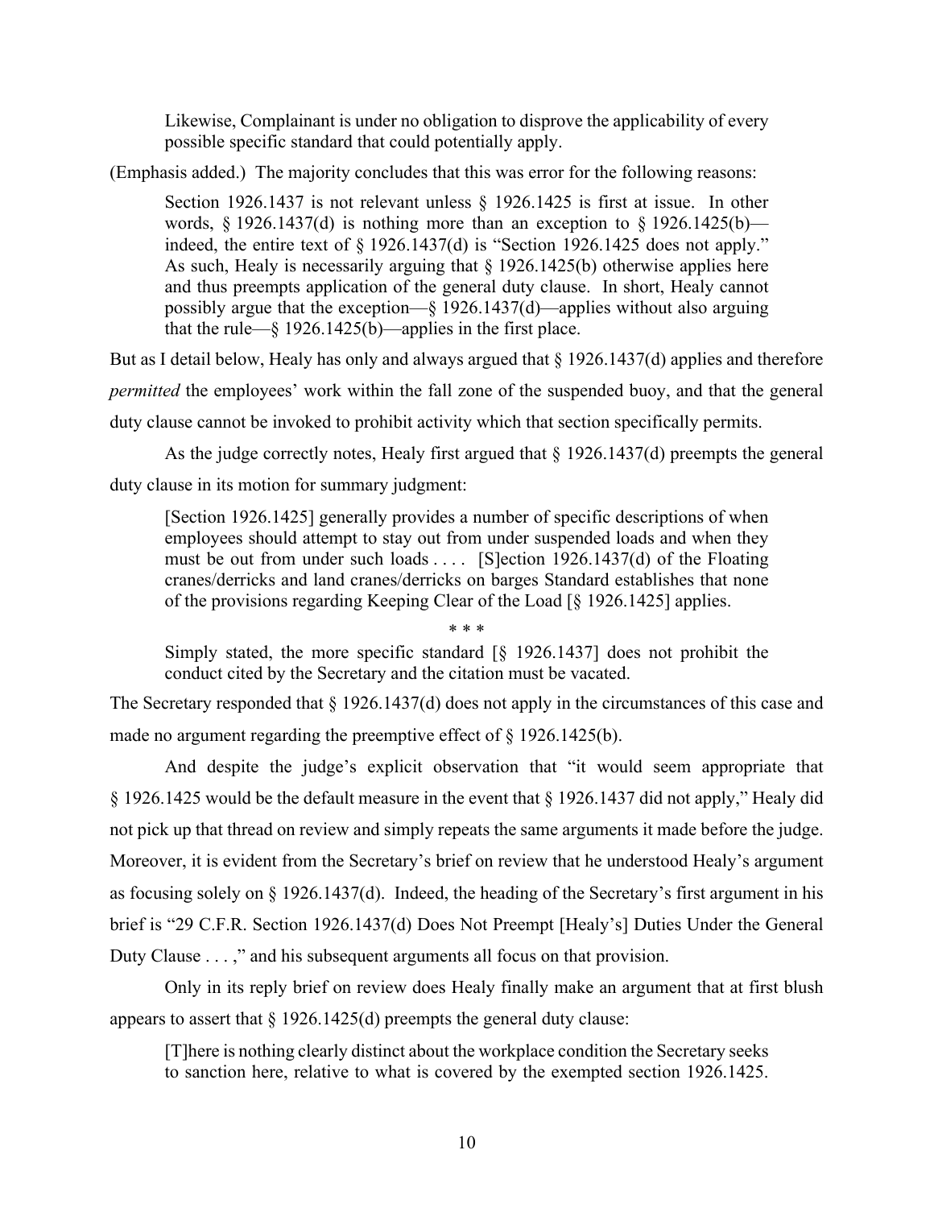> Likewise, Complainant is under no obligation to disprove the applicability of every possible specific standard that could potentially apply.

(Emphasis added.) The majority concludes that this was error for the following reasons:

> Section 1926.1437 is not relevant unless § 1926.1425 is first at issue. In other words, § 1926.1437(d) is nothing more than an exception to § 1926.1425(b)—indeed, the entire text of § 1926.1437(d) is "Section 1926.1425 does not apply." As such, Healy is necessarily arguing that § 1926.1425(b) otherwise applies here and thus preempts application of the general duty clause. In short, Healy cannot possibly argue that the exception—§ 1926.1437(d)—applies without also arguing that the rule—§ 1926.1425(b)—applies in the first place.

But as I detail below, Healy has only and always argued that § 1926.1437(d) applies and therefore *permitted* the employees' work within the fall zone of the suspended buoy, and that the general duty clause cannot be invoked to prohibit activity which that section specifically permits.

As the judge correctly notes, Healy first argued that § 1926.1437(d) preempts the general duty clause in its motion for summary judgment:

> [Section 1926.1425] generally provides a number of specific descriptions of when employees should attempt to stay out from under suspended loads and when they must be out from under such loads . . . . [S]ection 1926.1437(d) of the Floating cranes/derricks and land cranes/derricks on barges Standard establishes that none of the provisions regarding Keeping Clear of the Load [§ 1926.1425] applies.
>
> \* \* \*
>
> Simply stated, the more specific standard [§ 1926.1437] does not prohibit the conduct cited by the Secretary and the citation must be vacated.

The Secretary responded that § 1926.1437(d) does not apply in the circumstances of this case and made no argument regarding the preemptive effect of § 1926.1425(b).

And despite the judge's explicit observation that "it would seem appropriate that § 1926.1425 would be the default measure in the event that § 1926.1437 did not apply," Healy did not pick up that thread on review and simply repeats the same arguments it made before the judge. Moreover, it is evident from the Secretary's brief on review that he understood Healy's argument as focusing solely on § 1926.1437(d). Indeed, the heading of the Secretary's first argument in his brief is "29 C.F.R. Section 1926.1437(d) Does Not Preempt [Healy's] Duties Under the General Duty Clause . . . ," and his subsequent arguments all focus on that provision.

Only in its reply brief on review does Healy finally make an argument that at first blush appears to assert that § 1926.1425(d) preempts the general duty clause:

> [T]here is nothing clearly distinct about the workplace condition the Secretary seeks to sanction here, relative to what is covered by the exempted section 1926.1425.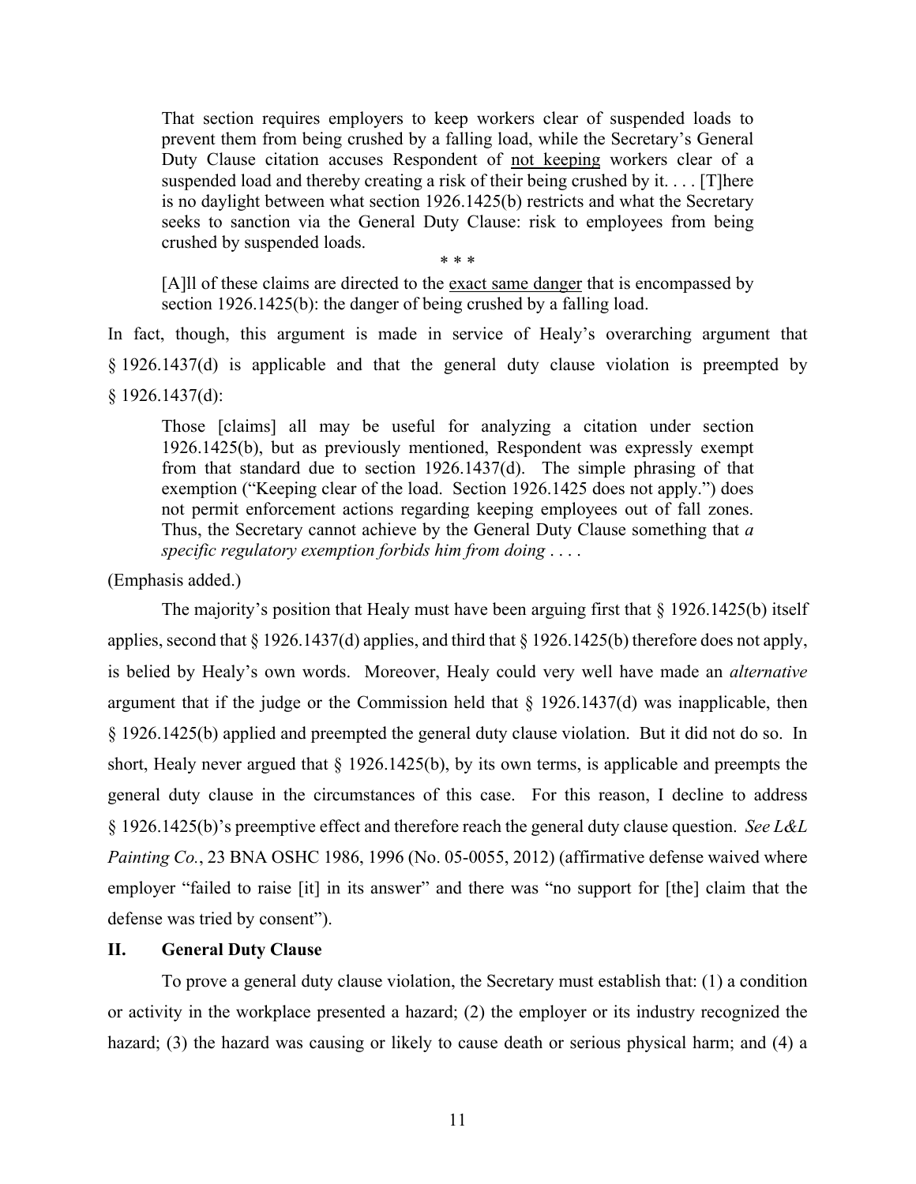> That section requires employers to keep workers clear of suspended loads to prevent them from being crushed by a falling load, while the Secretary's General Duty Clause citation accuses Respondent of <u>not keeping</u> workers clear of a suspended load and thereby creating a risk of their being crushed by it. . . . [T]here is no daylight between what section 1926.1425(b) restricts and what the Secretary seeks to sanction via the General Duty Clause: risk to employees from being crushed by suspended loads.
>
> \* \* \*
>
> [A]ll of these claims are directed to the <u>exact same danger</u> that is encompassed by section 1926.1425(b): the danger of being crushed by a falling load.

In fact, though, this argument is made in service of Healy's overarching argument that § 1926.1437(d) is applicable and that the general duty clause violation is preempted by § 1926.1437(d):

> Those [claims] all may be useful for analyzing a citation under section 1926.1425(b), but as previously mentioned, Respondent was expressly exempt from that standard due to section 1926.1437(d). The simple phrasing of that exemption ("Keeping clear of the load. Section 1926.1425 does not apply.") does not permit enforcement actions regarding keeping employees out of fall zones. Thus, the Secretary cannot achieve by the General Duty Clause something that *a specific regulatory exemption forbids him from doing* . . . .

(Emphasis added.)

The majority's position that Healy must have been arguing first that § 1926.1425(b) itself applies, second that § 1926.1437(d) applies, and third that § 1926.1425(b) therefore does not apply, is belied by Healy's own words. Moreover, Healy could very well have made an *alternative* argument that if the judge or the Commission held that § 1926.1437(d) was inapplicable, then § 1926.1425(b) applied and preempted the general duty clause violation. But it did not do so. In short, Healy never argued that § 1926.1425(b), by its own terms, is applicable and preempts the general duty clause in the circumstances of this case. For this reason, I decline to address § 1926.1425(b)'s preemptive effect and therefore reach the general duty clause question. *See L&L Painting Co.*, 23 BNA OSHC 1986, 1996 (No. 05-0055, 2012) (affirmative defense waived where employer "failed to raise [it] in its answer" and there was "no support for [the] claim that the defense was tried by consent").

## II. General Duty Clause

To prove a general duty clause violation, the Secretary must establish that: (1) a condition or activity in the workplace presented a hazard; (2) the employer or its industry recognized the hazard; (3) the hazard was causing or likely to cause death or serious physical harm; and (4) a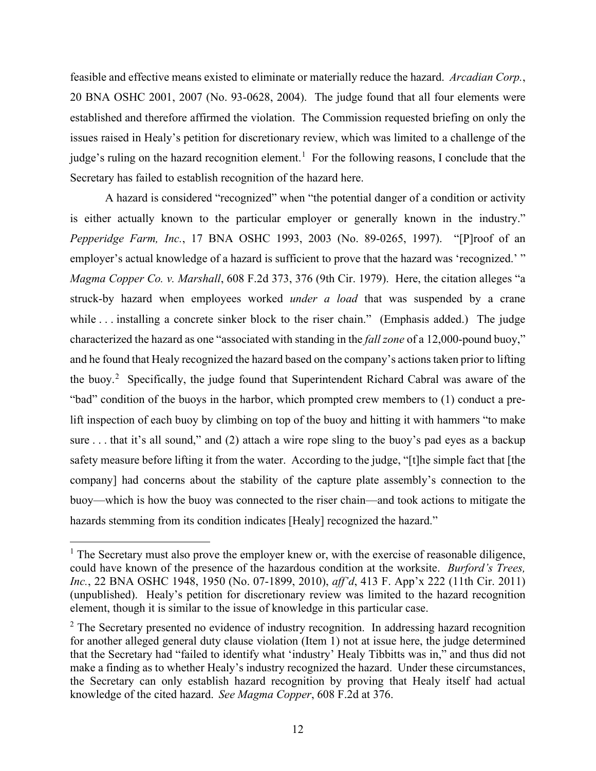feasible and effective means existed to eliminate or materially reduce the hazard. *Arcadian Corp.*, 20 BNA OSHC 2001, 2007 (No. 93-0628, 2004). The judge found that all four elements were established and therefore affirmed the violation. The Commission requested briefing on only the issues raised in Healy's petition for discretionary review, which was limited to a challenge of the judge's ruling on the hazard recognition element.[1] For the following reasons, I conclude that the Secretary has failed to establish recognition of the hazard here.

A hazard is considered "recognized" when "the potential danger of a condition or activity is either actually known to the particular employer or generally known in the industry." *Pepperidge Farm, Inc.*, 17 BNA OSHC 1993, 2003 (No. 89-0265, 1997). "[P]roof of an employer's actual knowledge of a hazard is sufficient to prove that the hazard was 'recognized.' " *Magma Copper Co. v. Marshall*, 608 F.2d 373, 376 (9th Cir. 1979). Here, the citation alleges "a struck-by hazard when employees worked *under a load* that was suspended by a crane while . . . installing a concrete sinker block to the riser chain." (Emphasis added.) The judge characterized the hazard as one "associated with standing in the *fall zone* of a 12,000-pound buoy," and he found that Healy recognized the hazard based on the company's actions taken prior to lifting the buoy.[2] Specifically, the judge found that Superintendent Richard Cabral was aware of the "bad" condition of the buoys in the harbor, which prompted crew members to (1) conduct a pre-lift inspection of each buoy by climbing on top of the buoy and hitting it with hammers "to make sure . . . that it's all sound," and (2) attach a wire rope sling to the buoy's pad eyes as a backup safety measure before lifting it from the water. According to the judge, "[t]he simple fact that [the company] had concerns about the stability of the capture plate assembly's connection to the buoy—which is how the buoy was connected to the riser chain—and took actions to mitigate the hazards stemming from its condition indicates [Healy] recognized the hazard."

---

[1] The Secretary must also prove the employer knew or, with the exercise of reasonable diligence, could have known of the presence of the hazardous condition at the worksite. *Burford's Trees, Inc.*, 22 BNA OSHC 1948, 1950 (No. 07-1899, 2010), *aff'd*, 413 F. App'x 222 (11th Cir. 2011) (unpublished). Healy's petition for discretionary review was limited to the hazard recognition element, though it is similar to the issue of knowledge in this particular case.

[2] The Secretary presented no evidence of industry recognition. In addressing hazard recognition for another alleged general duty clause violation (Item 1) not at issue here, the judge determined that the Secretary had "failed to identify what 'industry' Healy Tibbitts was in," and thus did not make a finding as to whether Healy's industry recognized the hazard. Under these circumstances, the Secretary can only establish hazard recognition by proving that Healy itself had actual knowledge of the cited hazard. *See Magma Copper*, 608 F.2d at 376.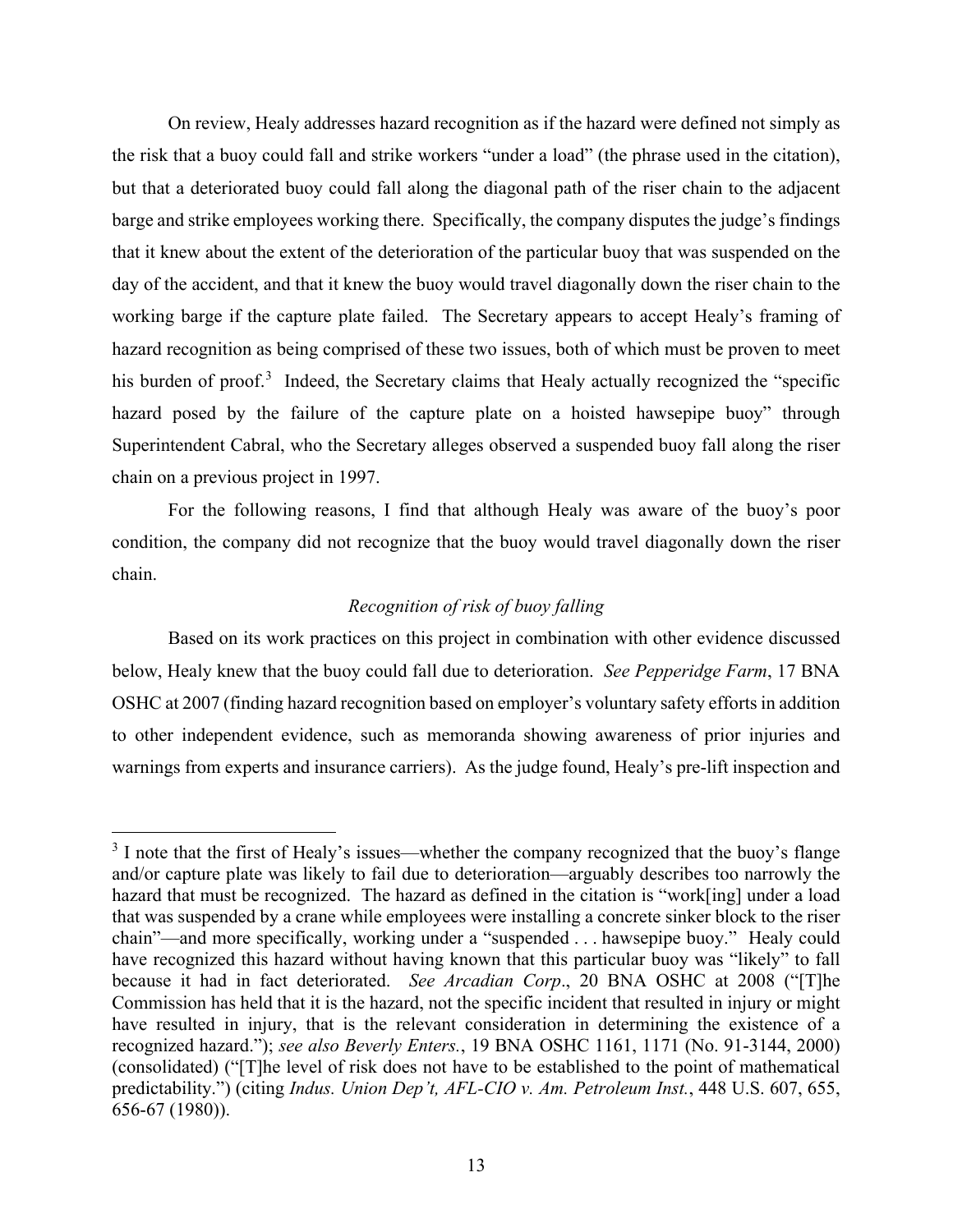On review, Healy addresses hazard recognition as if the hazard were defined not simply as the risk that a buoy could fall and strike workers "under a load" (the phrase used in the citation), but that a deteriorated buoy could fall along the diagonal path of the riser chain to the adjacent barge and strike employees working there. Specifically, the company disputes the judge's findings that it knew about the extent of the deterioration of the particular buoy that was suspended on the day of the accident, and that it knew the buoy would travel diagonally down the riser chain to the working barge if the capture plate failed. The Secretary appears to accept Healy's framing of hazard recognition as being comprised of these two issues, both of which must be proven to meet his burden of proof.[3] Indeed, the Secretary claims that Healy actually recognized the "specific hazard posed by the failure of the capture plate on a hoisted hawsepipe buoy" through Superintendent Cabral, who the Secretary alleges observed a suspended buoy fall along the riser chain on a previous project in 1997.

For the following reasons, I find that although Healy was aware of the buoy's poor condition, the company did not recognize that the buoy would travel diagonally down the riser chain.

*Recognition of risk of buoy falling*

Based on its work practices on this project in combination with other evidence discussed below, Healy knew that the buoy could fall due to deterioration. *See Pepperidge Farm*, 17 BNA OSHC at 2007 (finding hazard recognition based on employer's voluntary safety efforts in addition to other independent evidence, such as memoranda showing awareness of prior injuries and warnings from experts and insurance carriers). As the judge found, Healy's pre-lift inspection and

---

[3] I note that the first of Healy's issues—whether the company recognized that the buoy's flange and/or capture plate was likely to fail due to deterioration—arguably describes too narrowly the hazard that must be recognized. The hazard as defined in the citation is "work[ing] under a load that was suspended by a crane while employees were installing a concrete sinker block to the riser chain"—and more specifically, working under a "suspended . . . hawsepipe buoy." Healy could have recognized this hazard without having known that this particular buoy was "likely" to fall because it had in fact deteriorated. *See Arcadian Corp*., 20 BNA OSHC at 2008 ("[T]he Commission has held that it is the hazard, not the specific incident that resulted in injury or might have resulted in injury, that is the relevant consideration in determining the existence of a recognized hazard."); *see also Beverly Enters.*, 19 BNA OSHC 1161, 1171 (No. 91-3144, 2000) (consolidated) ("[T]he level of risk does not have to be established to the point of mathematical predictability.") (citing *Indus. Union Dep't, AFL-CIO v. Am. Petroleum Inst.*, 448 U.S. 607, 655, 656-67 (1980)).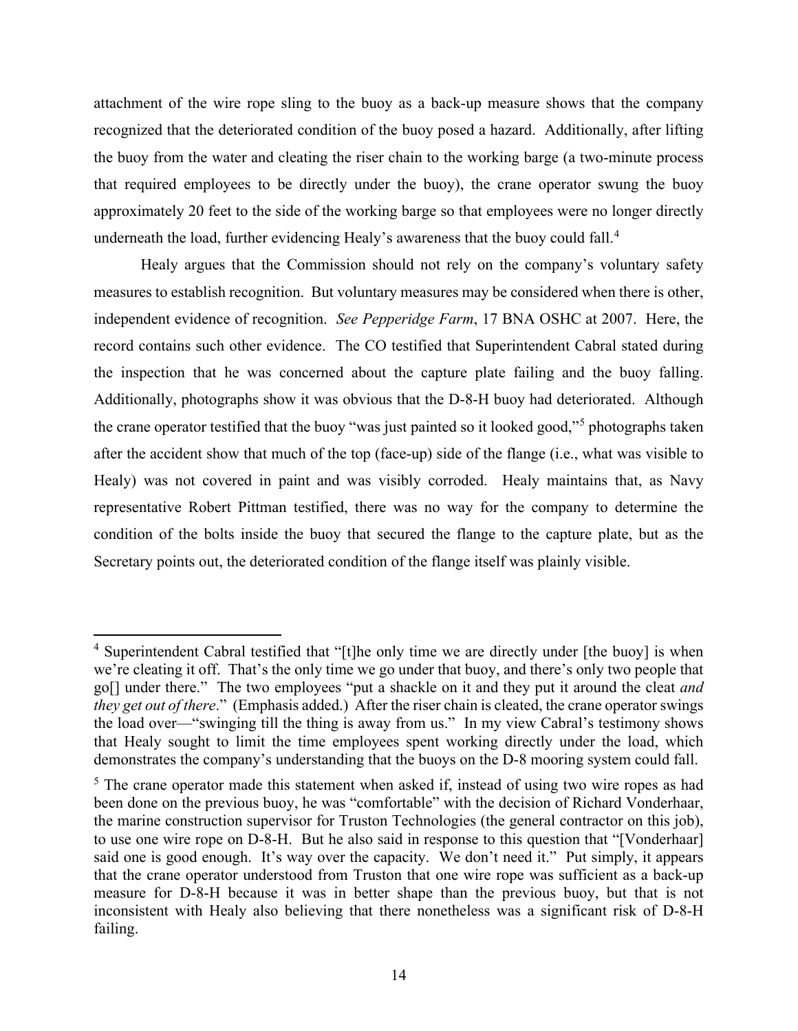attachment of the wire rope sling to the buoy as a back-up measure shows that the company recognized that the deteriorated condition of the buoy posed a hazard. Additionally, after lifting the buoy from the water and cleating the riser chain to the working barge (a two-minute process that required employees to be directly under the buoy), the crane operator swung the buoy approximately 20 feet to the side of the working barge so that employees were no longer directly underneath the load, further evidencing Healy's awareness that the buoy could fall.[4]

Healy argues that the Commission should not rely on the company's voluntary safety measures to establish recognition. But voluntary measures may be considered when there is other, independent evidence of recognition. *See Pepperidge Farm*, 17 BNA OSHC at 2007. Here, the record contains such other evidence. The CO testified that Superintendent Cabral stated during the inspection that he was concerned about the capture plate failing and the buoy falling. Additionally, photographs show it was obvious that the D-8-H buoy had deteriorated. Although the crane operator testified that the buoy "was just painted so it looked good,"[5] photographs taken after the accident show that much of the top (face-up) side of the flange (i.e., what was visible to Healy) was not covered in paint and was visibly corroded. Healy maintains that, as Navy representative Robert Pittman testified, there was no way for the company to determine the condition of the bolts inside the buoy that secured the flange to the capture plate, but as the Secretary points out, the deteriorated condition of the flange itself was plainly visible.

---

[4] Superintendent Cabral testified that "[t]he only time we are directly under [the buoy] is when we're cleating it off. That's the only time we go under that buoy, and there's only two people that go[] under there." The two employees "put a shackle on it and they put it around the cleat *and they get out of there*." (Emphasis added.) After the riser chain is cleated, the crane operator swings the load over—"swinging till the thing is away from us." In my view Cabral's testimony shows that Healy sought to limit the time employees spent working directly under the load, which demonstrates the company's understanding that the buoys on the D-8 mooring system could fall.

[5] The crane operator made this statement when asked if, instead of using two wire ropes as had been done on the previous buoy, he was "comfortable" with the decision of Richard Vonderhaar, the marine construction supervisor for Truston Technologies (the general contractor on this job), to use one wire rope on D-8-H. But he also said in response to this question that "[Vonderhaar] said one is good enough. It's way over the capacity. We don't need it." Put simply, it appears that the crane operator understood from Truston that one wire rope was sufficient as a back-up measure for D-8-H because it was in better shape than the previous buoy, but that is not inconsistent with Healy also believing that there nonetheless was a significant risk of D-8-H failing.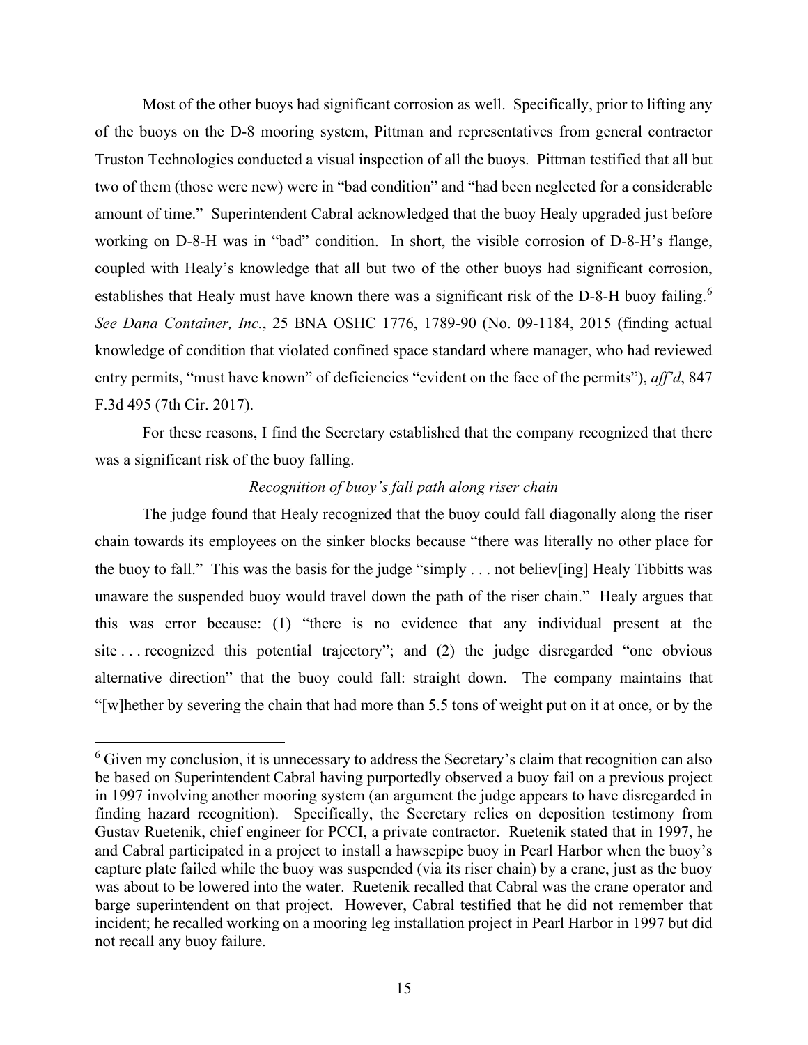Most of the other buoys had significant corrosion as well. Specifically, prior to lifting any of the buoys on the D-8 mooring system, Pittman and representatives from general contractor Truston Technologies conducted a visual inspection of all the buoys. Pittman testified that all but two of them (those were new) were in "bad condition" and "had been neglected for a considerable amount of time." Superintendent Cabral acknowledged that the buoy Healy upgraded just before working on D-8-H was in "bad" condition. In short, the visible corrosion of D-8-H's flange, coupled with Healy's knowledge that all but two of the other buoys had significant corrosion, establishes that Healy must have known there was a significant risk of the D-8-H buoy failing.[6] *See Dana Container, Inc.*, 25 BNA OSHC 1776, 1789-90 (No. 09-1184, 2015 (finding actual knowledge of condition that violated confined space standard where manager, who had reviewed entry permits, "must have known" of deficiencies "evident on the face of the permits"), *aff'd*, 847 F.3d 495 (7th Cir. 2017).

For these reasons, I find the Secretary established that the company recognized that there was a significant risk of the buoy falling.

*Recognition of buoy's fall path along riser chain*

The judge found that Healy recognized that the buoy could fall diagonally along the riser chain towards its employees on the sinker blocks because "there was literally no other place for the buoy to fall." This was the basis for the judge "simply . . . not believ[ing] Healy Tibbitts was unaware the suspended buoy would travel down the path of the riser chain." Healy argues that this was error because: (1) "there is no evidence that any individual present at the site . . . recognized this potential trajectory"; and (2) the judge disregarded "one obvious alternative direction" that the buoy could fall: straight down. The company maintains that "[w]hether by severing the chain that had more than 5.5 tons of weight put on it at once, or by the

---

[6] Given my conclusion, it is unnecessary to address the Secretary's claim that recognition can also be based on Superintendent Cabral having purportedly observed a buoy fail on a previous project in 1997 involving another mooring system (an argument the judge appears to have disregarded in finding hazard recognition). Specifically, the Secretary relies on deposition testimony from Gustav Ruetenik, chief engineer for PCCI, a private contractor. Ruetenik stated that in 1997, he and Cabral participated in a project to install a hawsepipe buoy in Pearl Harbor when the buoy's capture plate failed while the buoy was suspended (via its riser chain) by a crane, just as the buoy was about to be lowered into the water. Ruetenik recalled that Cabral was the crane operator and barge superintendent on that project. However, Cabral testified that he did not remember that incident; he recalled working on a mooring leg installation project in Pearl Harbor in 1997 but did not recall any buoy failure.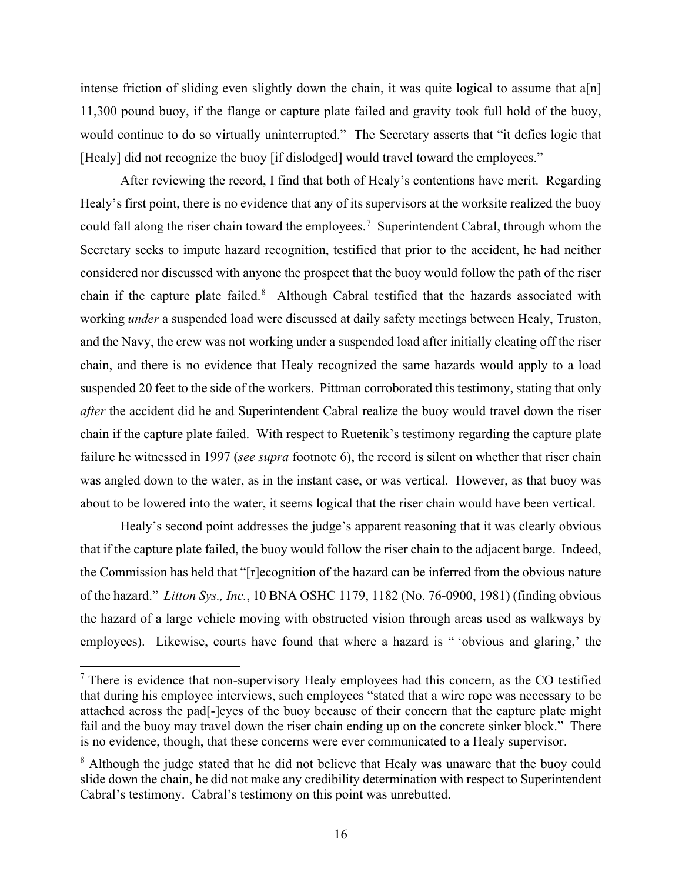intense friction of sliding even slightly down the chain, it was quite logical to assume that a[n] 11,300 pound buoy, if the flange or capture plate failed and gravity took full hold of the buoy, would continue to do so virtually uninterrupted." The Secretary asserts that "it defies logic that [Healy] did not recognize the buoy [if dislodged] would travel toward the employees."

After reviewing the record, I find that both of Healy's contentions have merit. Regarding Healy's first point, there is no evidence that any of its supervisors at the worksite realized the buoy could fall along the riser chain toward the employees.[7] Superintendent Cabral, through whom the Secretary seeks to impute hazard recognition, testified that prior to the accident, he had neither considered nor discussed with anyone the prospect that the buoy would follow the path of the riser chain if the capture plate failed.[8] Although Cabral testified that the hazards associated with working *under* a suspended load were discussed at daily safety meetings between Healy, Truston, and the Navy, the crew was not working under a suspended load after initially cleating off the riser chain, and there is no evidence that Healy recognized the same hazards would apply to a load suspended 20 feet to the side of the workers. Pittman corroborated this testimony, stating that only *after* the accident did he and Superintendent Cabral realize the buoy would travel down the riser chain if the capture plate failed. With respect to Ruetenik's testimony regarding the capture plate failure he witnessed in 1997 (*see supra* footnote 6), the record is silent on whether that riser chain was angled down to the water, as in the instant case, or was vertical. However, as that buoy was about to be lowered into the water, it seems logical that the riser chain would have been vertical.

Healy's second point addresses the judge's apparent reasoning that it was clearly obvious that if the capture plate failed, the buoy would follow the riser chain to the adjacent barge. Indeed, the Commission has held that "[r]ecognition of the hazard can be inferred from the obvious nature of the hazard." *Litton Sys., Inc.*, 10 BNA OSHC 1179, 1182 (No. 76-0900, 1981) (finding obvious the hazard of a large vehicle moving with obstructed vision through areas used as walkways by employees). Likewise, courts have found that where a hazard is " 'obvious and glaring,' the

---

[7] There is evidence that non-supervisory Healy employees had this concern, as the CO testified that during his employee interviews, such employees "stated that a wire rope was necessary to be attached across the pad[-]eyes of the buoy because of their concern that the capture plate might fail and the buoy may travel down the riser chain ending up on the concrete sinker block." There is no evidence, though, that these concerns were ever communicated to a Healy supervisor.

[8] Although the judge stated that he did not believe that Healy was unaware that the buoy could slide down the chain, he did not make any credibility determination with respect to Superintendent Cabral's testimony. Cabral's testimony on this point was unrebutted.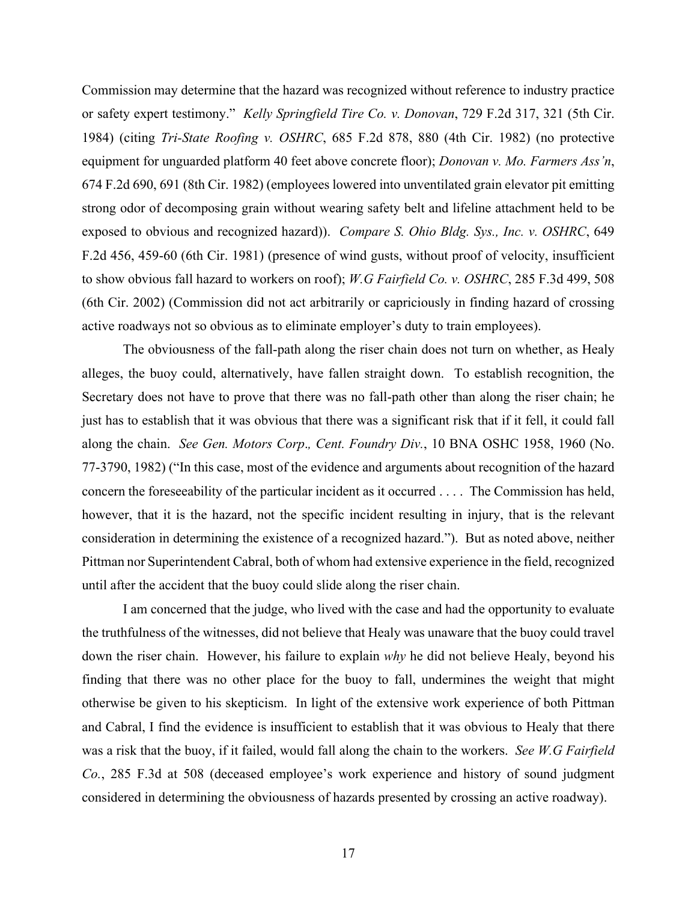Commission may determine that the hazard was recognized without reference to industry practice or safety expert testimony." *Kelly Springfield Tire Co. v. Donovan*, 729 F.2d 317, 321 (5th Cir. 1984) (citing *Tri-State Roofing v. OSHRC*, 685 F.2d 878, 880 (4th Cir. 1982) (no protective equipment for unguarded platform 40 feet above concrete floor); *Donovan v. Mo. Farmers Ass'n*, 674 F.2d 690, 691 (8th Cir. 1982) (employees lowered into unventilated grain elevator pit emitting strong odor of decomposing grain without wearing safety belt and lifeline attachment held to be exposed to obvious and recognized hazard)). *Compare S. Ohio Bldg. Sys., Inc. v. OSHRC*, 649 F.2d 456, 459-60 (6th Cir. 1981) (presence of wind gusts, without proof of velocity, insufficient to show obvious fall hazard to workers on roof); *W.G Fairfield Co. v. OSHRC*, 285 F.3d 499, 508 (6th Cir. 2002) (Commission did not act arbitrarily or capriciously in finding hazard of crossing active roadways not so obvious as to eliminate employer's duty to train employees).

The obviousness of the fall-path along the riser chain does not turn on whether, as Healy alleges, the buoy could, alternatively, have fallen straight down. To establish recognition, the Secretary does not have to prove that there was no fall-path other than along the riser chain; he just has to establish that it was obvious that there was a significant risk that if it fell, it could fall along the chain. *See Gen. Motors Corp., Cent. Foundry Div.*, 10 BNA OSHC 1958, 1960 (No. 77-3790, 1982) ("In this case, most of the evidence and arguments about recognition of the hazard concern the foreseeability of the particular incident as it occurred . . . . The Commission has held, however, that it is the hazard, not the specific incident resulting in injury, that is the relevant consideration in determining the existence of a recognized hazard."). But as noted above, neither Pittman nor Superintendent Cabral, both of whom had extensive experience in the field, recognized until after the accident that the buoy could slide along the riser chain.

I am concerned that the judge, who lived with the case and had the opportunity to evaluate the truthfulness of the witnesses, did not believe that Healy was unaware that the buoy could travel down the riser chain. However, his failure to explain *why* he did not believe Healy, beyond his finding that there was no other place for the buoy to fall, undermines the weight that might otherwise be given to his skepticism. In light of the extensive work experience of both Pittman and Cabral, I find the evidence is insufficient to establish that it was obvious to Healy that there was a risk that the buoy, if it failed, would fall along the chain to the workers. *See W.G Fairfield Co.*, 285 F.3d at 508 (deceased employee's work experience and history of sound judgment considered in determining the obviousness of hazards presented by crossing an active roadway).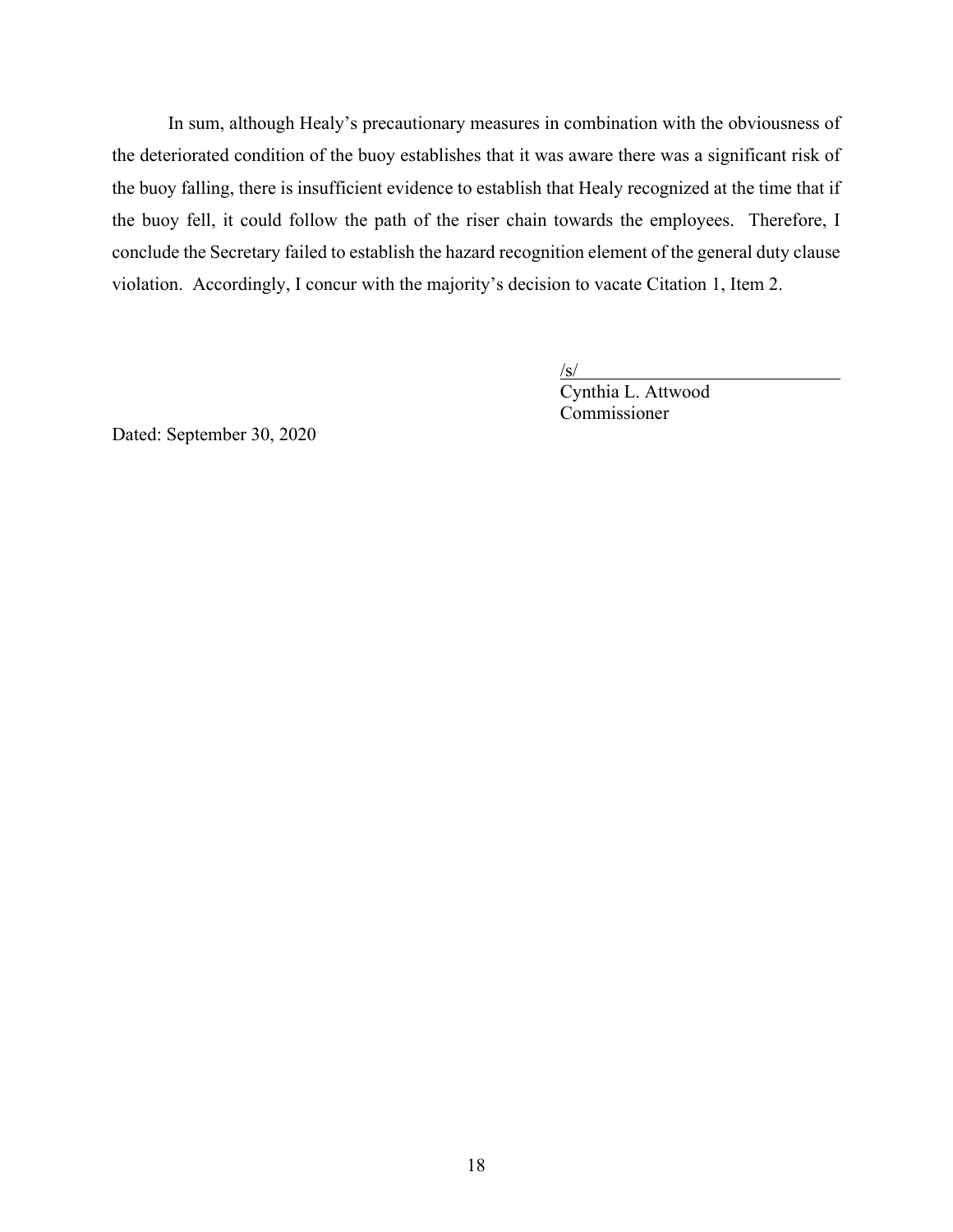In sum, although Healy's precautionary measures in combination with the obviousness of the deteriorated condition of the buoy establishes that it was aware there was a significant risk of the buoy falling, there is insufficient evidence to establish that Healy recognized at the time that if the buoy fell, it could follow the path of the riser chain towards the employees. Therefore, I conclude the Secretary failed to establish the hazard recognition element of the general duty clause violation. Accordingly, I concur with the majority's decision to vacate Citation 1, Item 2.

/s/
Cynthia L. Attwood
Commissioner

Dated: September 30, 2020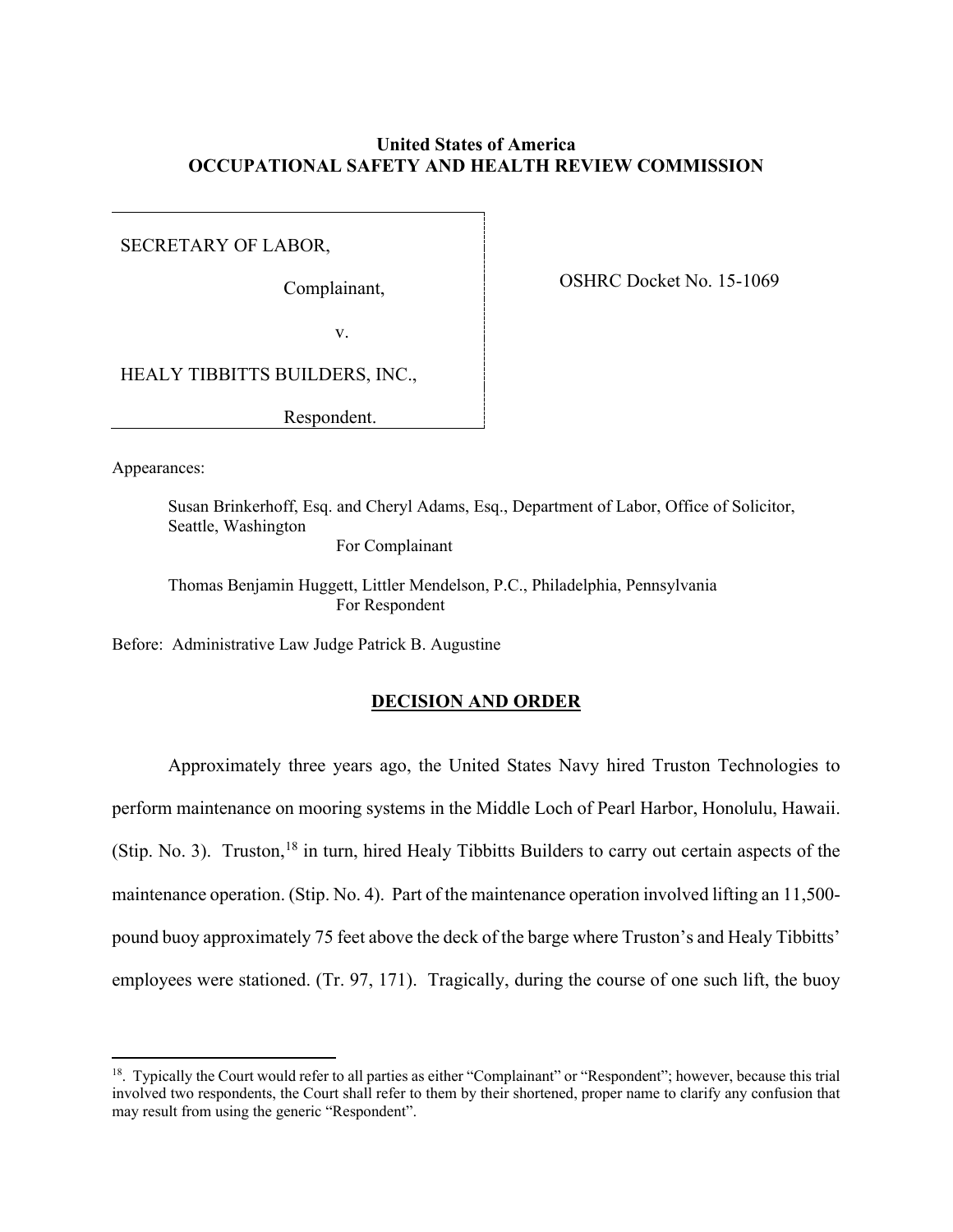**United States of America**
**OCCUPATIONAL SAFETY AND HEALTH REVIEW COMMISSION**

| | |
|---|---|
| SECRETARY OF LABOR,<br><br>Complainant,<br><br>v.<br><br>HEALY TIBBITTS BUILDERS, INC.,<br><br>Respondent. | OSHRC Docket No. 15-1069 |

Appearances:

> Susan Brinkerhoff, Esq. and Cheryl Adams, Esq., Department of Labor, Office of Solicitor, Seattle, Washington
> For Complainant
>
> Thomas Benjamin Huggett, Littler Mendelson, P.C., Philadelphia, Pennsylvania
> For Respondent

Before: Administrative Law Judge Patrick B. Augustine

## DECISION AND ORDER

Approximately three years ago, the United States Navy hired Truston Technologies to perform maintenance on mooring systems in the Middle Loch of Pearl Harbor, Honolulu, Hawaii. (Stip. No. 3). Truston,[18] in turn, hired Healy Tibbitts Builders to carry out certain aspects of the maintenance operation. (Stip. No. 4). Part of the maintenance operation involved lifting an 11,500-pound buoy approximately 75 feet above the deck of the barge where Truston's and Healy Tibbitts' employees were stationed. (Tr. 97, 171). Tragically, during the course of one such lift, the buoy

[18]. Typically the Court would refer to all parties as either "Complainant" or "Respondent"; however, because this trial involved two respondents, the Court shall refer to them by their shortened, proper name to clarify any confusion that may result from using the generic "Respondent".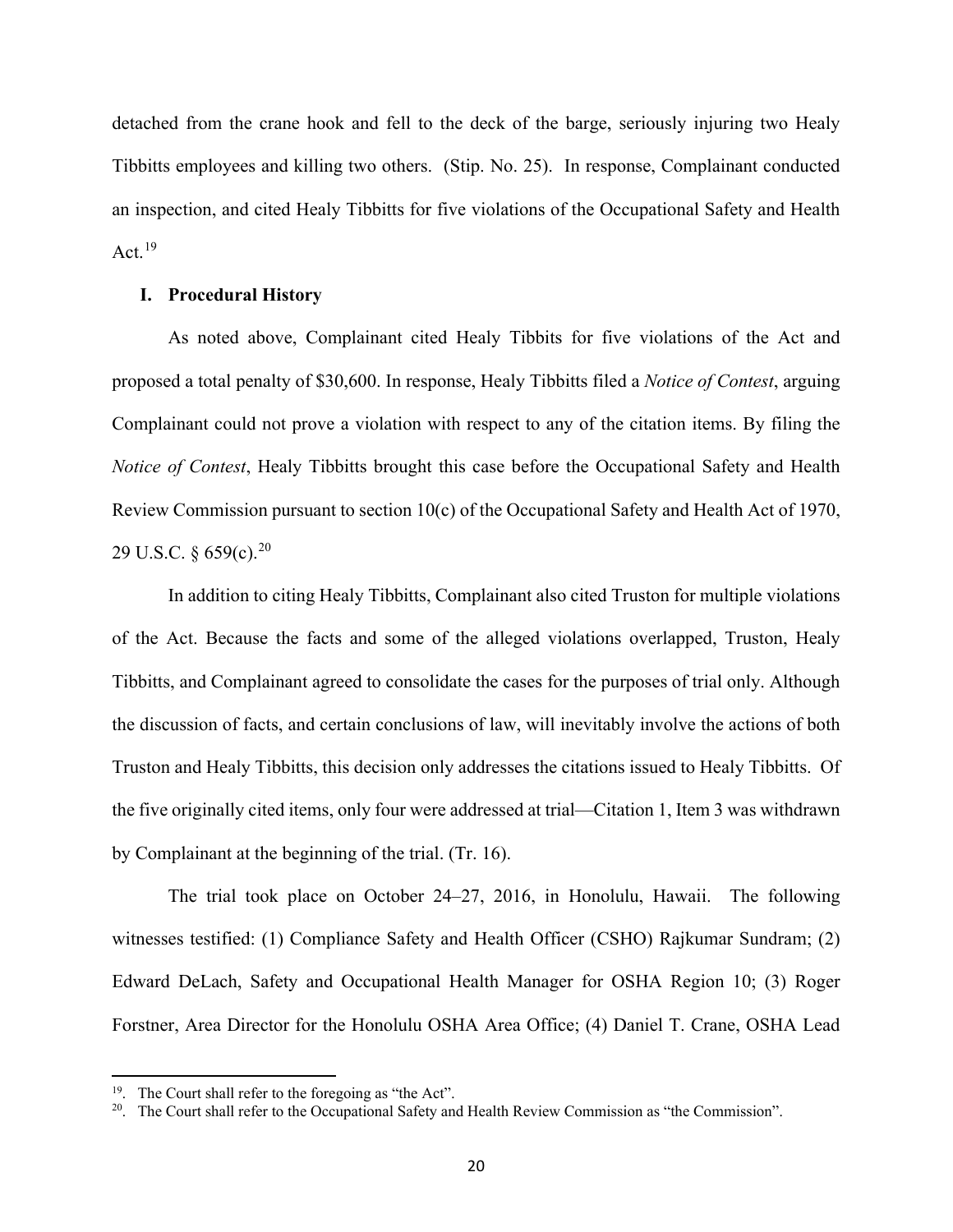detached from the crane hook and fell to the deck of the barge, seriously injuring two Healy Tibbitts employees and killing two others. (Stip. No. 25). In response, Complainant conducted an inspection, and cited Healy Tibbitts for five violations of the Occupational Safety and Health Act.[19]

## I. Procedural History

As noted above, Complainant cited Healy Tibbits for five violations of the Act and proposed a total penalty of $30,600. In response, Healy Tibbitts filed a *Notice of Contest*, arguing Complainant could not prove a violation with respect to any of the citation items. By filing the *Notice of Contest*, Healy Tibbitts brought this case before the Occupational Safety and Health Review Commission pursuant to section 10(c) of the Occupational Safety and Health Act of 1970, 29 U.S.C. § 659(c).[20]

In addition to citing Healy Tibbitts, Complainant also cited Truston for multiple violations of the Act. Because the facts and some of the alleged violations overlapped, Truston, Healy Tibbitts, and Complainant agreed to consolidate the cases for the purposes of trial only. Although the discussion of facts, and certain conclusions of law, will inevitably involve the actions of both Truston and Healy Tibbitts, this decision only addresses the citations issued to Healy Tibbitts. Of the five originally cited items, only four were addressed at trial—Citation 1, Item 3 was withdrawn by Complainant at the beginning of the trial. (Tr. 16).

The trial took place on October 24–27, 2016, in Honolulu, Hawaii. The following witnesses testified: (1) Compliance Safety and Health Officer (CSHO) Rajkumar Sundram; (2) Edward DeLach, Safety and Occupational Health Manager for OSHA Region 10; (3) Roger Forstner, Area Director for the Honolulu OSHA Area Office; (4) Daniel T. Crane, OSHA Lead

---

[19]. The Court shall refer to the foregoing as "the Act".

[20]. The Court shall refer to the Occupational Safety and Health Review Commission as "the Commission".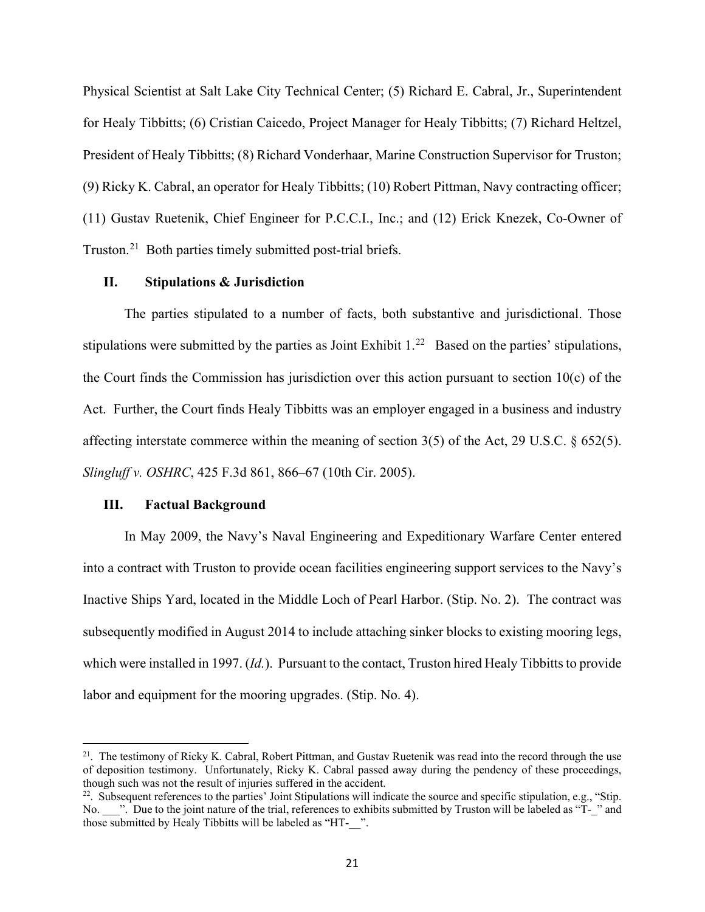Physical Scientist at Salt Lake City Technical Center; (5) Richard E. Cabral, Jr., Superintendent for Healy Tibbitts; (6) Cristian Caicedo, Project Manager for Healy Tibbitts; (7) Richard Heltzel, President of Healy Tibbitts; (8) Richard Vonderhaar, Marine Construction Supervisor for Truston; (9) Ricky K. Cabral, an operator for Healy Tibbitts; (10) Robert Pittman, Navy contracting officer; (11) Gustav Ruetenik, Chief Engineer for P.C.C.I., Inc.; and (12) Erick Knezek, Co-Owner of Truston.[21] Both parties timely submitted post-trial briefs.

## II. Stipulations & Jurisdiction

The parties stipulated to a number of facts, both substantive and jurisdictional. Those stipulations were submitted by the parties as Joint Exhibit 1.[22] Based on the parties' stipulations, the Court finds the Commission has jurisdiction over this action pursuant to section 10(c) of the Act. Further, the Court finds Healy Tibbitts was an employer engaged in a business and industry affecting interstate commerce within the meaning of section 3(5) of the Act, 29 U.S.C. § 652(5). *Slingluff v. OSHRC*, 425 F.3d 861, 866–67 (10th Cir. 2005).

## III. Factual Background

In May 2009, the Navy's Naval Engineering and Expeditionary Warfare Center entered into a contract with Truston to provide ocean facilities engineering support services to the Navy's Inactive Ships Yard, located in the Middle Loch of Pearl Harbor. (Stip. No. 2). The contract was subsequently modified in August 2014 to include attaching sinker blocks to existing mooring legs, which were installed in 1997. (*Id.*). Pursuant to the contact, Truston hired Healy Tibbitts to provide labor and equipment for the mooring upgrades. (Stip. No. 4).

---

[21]. The testimony of Ricky K. Cabral, Robert Pittman, and Gustav Ruetenik was read into the record through the use of deposition testimony. Unfortunately, Ricky K. Cabral passed away during the pendency of these proceedings, though such was not the result of injuries suffered in the accident.

[22]. Subsequent references to the parties' Joint Stipulations will indicate the source and specific stipulation, e.g., "Stip. No. ___". Due to the joint nature of the trial, references to exhibits submitted by Truston will be labeled as "T-_" and those submitted by Healy Tibbitts will be labeled as "HT-__".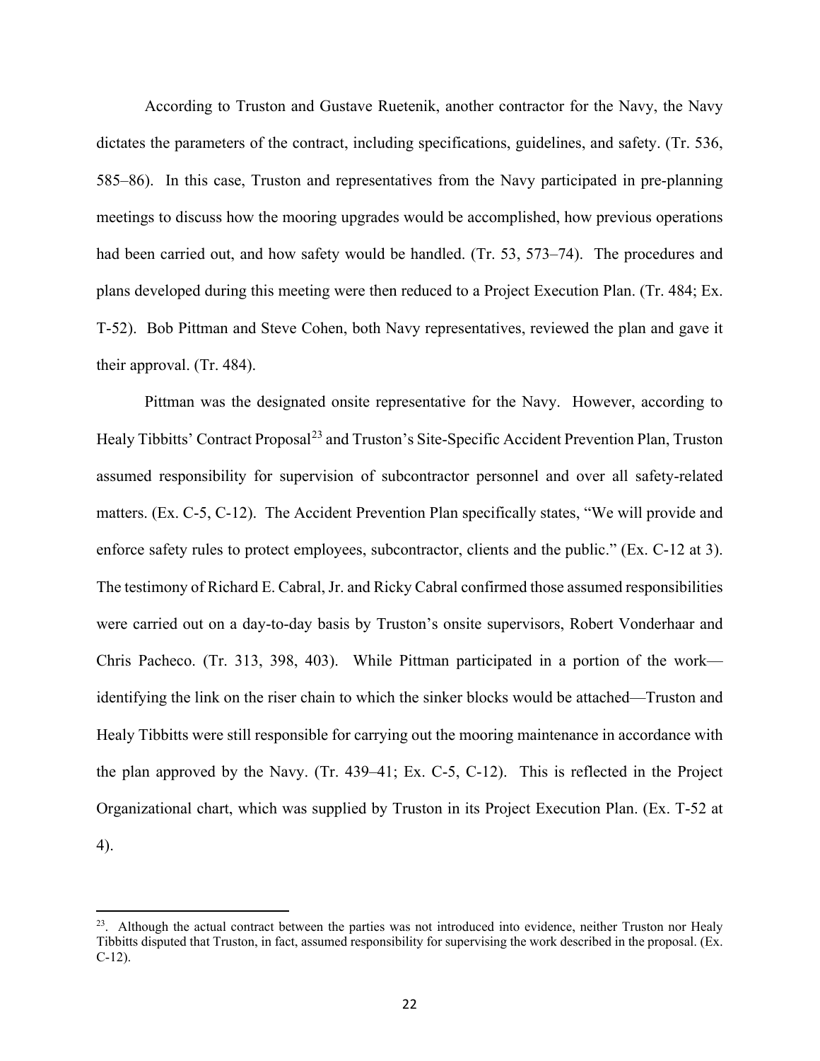According to Truston and Gustave Ruetenik, another contractor for the Navy, the Navy dictates the parameters of the contract, including specifications, guidelines, and safety. (Tr. 536, 585–86). In this case, Truston and representatives from the Navy participated in pre-planning meetings to discuss how the mooring upgrades would be accomplished, how previous operations had been carried out, and how safety would be handled. (Tr. 53, 573–74). The procedures and plans developed during this meeting were then reduced to a Project Execution Plan. (Tr. 484; Ex. T-52). Bob Pittman and Steve Cohen, both Navy representatives, reviewed the plan and gave it their approval. (Tr. 484).

Pittman was the designated onsite representative for the Navy. However, according to Healy Tibbitts' Contract Proposal[23] and Truston's Site-Specific Accident Prevention Plan, Truston assumed responsibility for supervision of subcontractor personnel and over all safety-related matters. (Ex. C-5, C-12). The Accident Prevention Plan specifically states, "We will provide and enforce safety rules to protect employees, subcontractor, clients and the public." (Ex. C-12 at 3). The testimony of Richard E. Cabral, Jr. and Ricky Cabral confirmed those assumed responsibilities were carried out on a day-to-day basis by Truston's onsite supervisors, Robert Vonderhaar and Chris Pacheco. (Tr. 313, 398, 403). While Pittman participated in a portion of the work—identifying the link on the riser chain to which the sinker blocks would be attached—Truston and Healy Tibbitts were still responsible for carrying out the mooring maintenance in accordance with the plan approved by the Navy. (Tr. 439–41; Ex. C-5, C-12). This is reflected in the Project Organizational chart, which was supplied by Truston in its Project Execution Plan. (Ex. T-52 at 4).

---

[23]. Although the actual contract between the parties was not introduced into evidence, neither Truston nor Healy Tibbitts disputed that Truston, in fact, assumed responsibility for supervising the work described in the proposal. (Ex. C-12).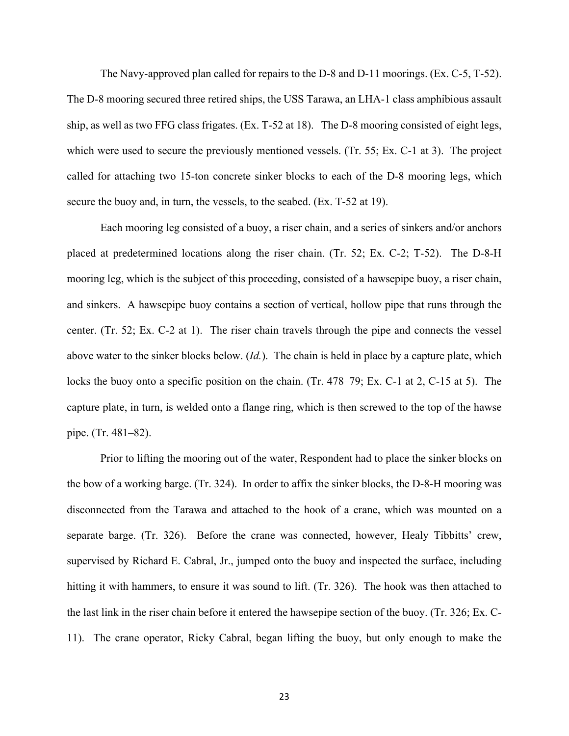The Navy-approved plan called for repairs to the D-8 and D-11 moorings. (Ex. C-5, T-52). The D-8 mooring secured three retired ships, the USS Tarawa, an LHA-1 class amphibious assault ship, as well as two FFG class frigates. (Ex. T-52 at 18). The D-8 mooring consisted of eight legs, which were used to secure the previously mentioned vessels. (Tr. 55; Ex. C-1 at 3). The project called for attaching two 15-ton concrete sinker blocks to each of the D-8 mooring legs, which secure the buoy and, in turn, the vessels, to the seabed. (Ex. T-52 at 19).

Each mooring leg consisted of a buoy, a riser chain, and a series of sinkers and/or anchors placed at predetermined locations along the riser chain. (Tr. 52; Ex. C-2; T-52). The D-8-H mooring leg, which is the subject of this proceeding, consisted of a hawsepipe buoy, a riser chain, and sinkers. A hawsepipe buoy contains a section of vertical, hollow pipe that runs through the center. (Tr. 52; Ex. C-2 at 1). The riser chain travels through the pipe and connects the vessel above water to the sinker blocks below. (*Id.*). The chain is held in place by a capture plate, which locks the buoy onto a specific position on the chain. (Tr. 478–79; Ex. C-1 at 2, C-15 at 5). The capture plate, in turn, is welded onto a flange ring, which is then screwed to the top of the hawse pipe. (Tr. 481–82).

Prior to lifting the mooring out of the water, Respondent had to place the sinker blocks on the bow of a working barge. (Tr. 324). In order to affix the sinker blocks, the D-8-H mooring was disconnected from the Tarawa and attached to the hook of a crane, which was mounted on a separate barge. (Tr. 326). Before the crane was connected, however, Healy Tibbitts' crew, supervised by Richard E. Cabral, Jr., jumped onto the buoy and inspected the surface, including hitting it with hammers, to ensure it was sound to lift. (Tr. 326). The hook was then attached to the last link in the riser chain before it entered the hawsepipe section of the buoy. (Tr. 326; Ex. C-11). The crane operator, Ricky Cabral, began lifting the buoy, but only enough to make the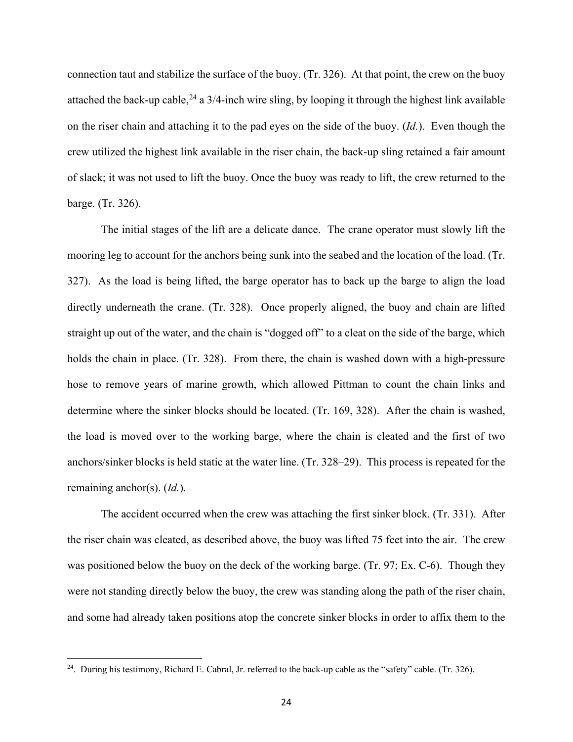connection taut and stabilize the surface of the buoy. (Tr. 326). At that point, the crew on the buoy attached the back-up cable,[24] a 3/4-inch wire sling, by looping it through the highest link available on the riser chain and attaching it to the pad eyes on the side of the buoy. (*Id.*). Even though the crew utilized the highest link available in the riser chain, the back-up sling retained a fair amount of slack; it was not used to lift the buoy. Once the buoy was ready to lift, the crew returned to the barge. (Tr. 326).

The initial stages of the lift are a delicate dance. The crane operator must slowly lift the mooring leg to account for the anchors being sunk into the seabed and the location of the load. (Tr. 327). As the load is being lifted, the barge operator has to back up the barge to align the load directly underneath the crane. (Tr. 328). Once properly aligned, the buoy and chain are lifted straight up out of the water, and the chain is "dogged off" to a cleat on the side of the barge, which holds the chain in place. (Tr. 328). From there, the chain is washed down with a high-pressure hose to remove years of marine growth, which allowed Pittman to count the chain links and determine where the sinker blocks should be located. (Tr. 169, 328). After the chain is washed, the load is moved over to the working barge, where the chain is cleated and the first of two anchors/sinker blocks is held static at the water line. (Tr. 328–29). This process is repeated for the remaining anchor(s). (*Id.*).

The accident occurred when the crew was attaching the first sinker block. (Tr. 331). After the riser chain was cleated, as described above, the buoy was lifted 75 feet into the air. The crew was positioned below the buoy on the deck of the working barge. (Tr. 97; Ex. C-6). Though they were not standing directly below the buoy, the crew was standing along the path of the riser chain, and some had already taken positions atop the concrete sinker blocks in order to affix them to the

---

[24]. During his testimony, Richard E. Cabral, Jr. referred to the back-up cable as the "safety" cable. (Tr. 326).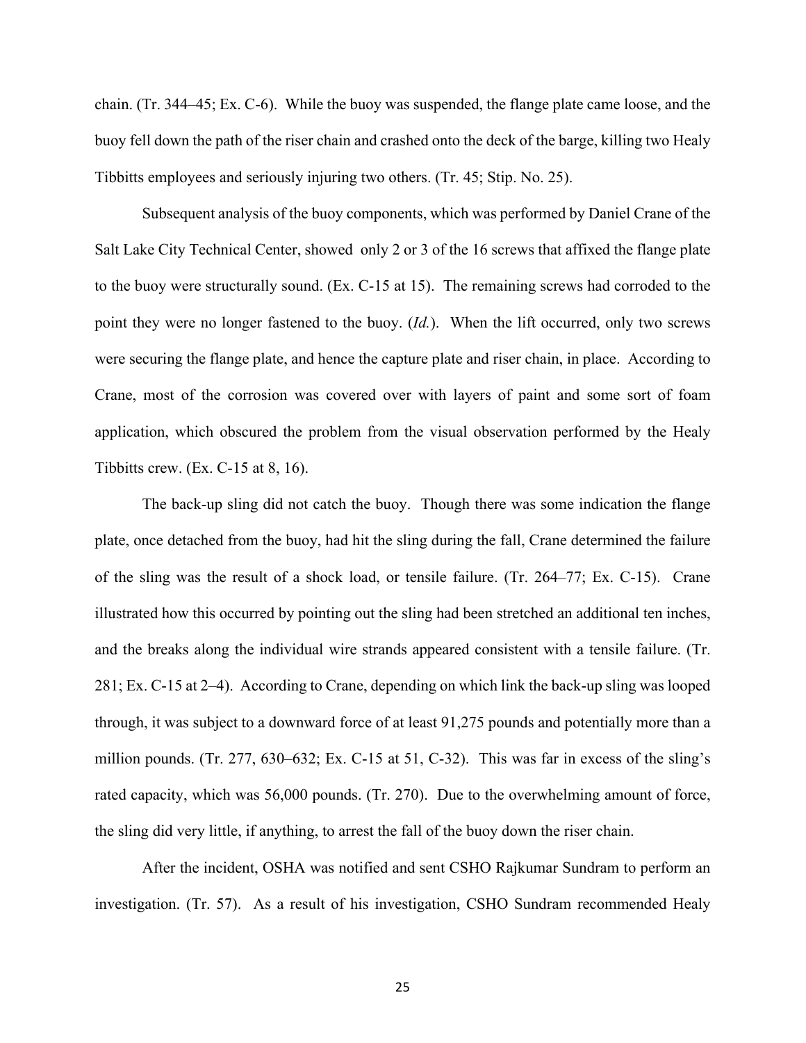chain. (Tr. 344–45; Ex. C-6). While the buoy was suspended, the flange plate came loose, and the buoy fell down the path of the riser chain and crashed onto the deck of the barge, killing two Healy Tibbitts employees and seriously injuring two others. (Tr. 45; Stip. No. 25).

Subsequent analysis of the buoy components, which was performed by Daniel Crane of the Salt Lake City Technical Center, showed only 2 or 3 of the 16 screws that affixed the flange plate to the buoy were structurally sound. (Ex. C-15 at 15). The remaining screws had corroded to the point they were no longer fastened to the buoy. (*Id.*). When the lift occurred, only two screws were securing the flange plate, and hence the capture plate and riser chain, in place. According to Crane, most of the corrosion was covered over with layers of paint and some sort of foam application, which obscured the problem from the visual observation performed by the Healy Tibbitts crew. (Ex. C-15 at 8, 16).

The back-up sling did not catch the buoy. Though there was some indication the flange plate, once detached from the buoy, had hit the sling during the fall, Crane determined the failure of the sling was the result of a shock load, or tensile failure. (Tr. 264–77; Ex. C-15). Crane illustrated how this occurred by pointing out the sling had been stretched an additional ten inches, and the breaks along the individual wire strands appeared consistent with a tensile failure. (Tr. 281; Ex. C-15 at 2–4). According to Crane, depending on which link the back-up sling was looped through, it was subject to a downward force of at least 91,275 pounds and potentially more than a million pounds. (Tr. 277, 630–632; Ex. C-15 at 51, C-32). This was far in excess of the sling's rated capacity, which was 56,000 pounds. (Tr. 270). Due to the overwhelming amount of force, the sling did very little, if anything, to arrest the fall of the buoy down the riser chain.

After the incident, OSHA was notified and sent CSHO Rajkumar Sundram to perform an investigation. (Tr. 57). As a result of his investigation, CSHO Sundram recommended Healy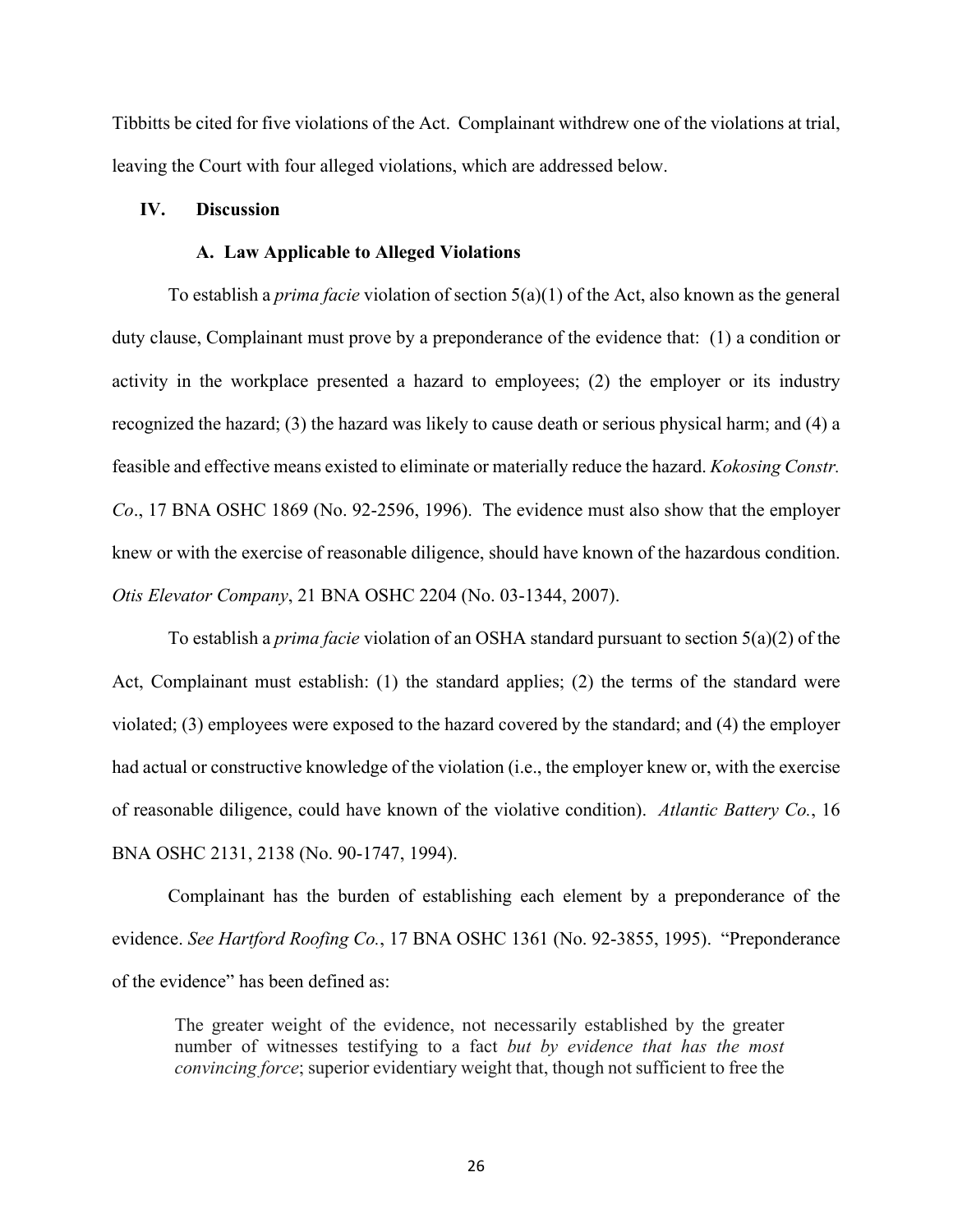Tibbitts be cited for five violations of the Act. Complainant withdrew one of the violations at trial, leaving the Court with four alleged violations, which are addressed below.

## IV. Discussion

### A. Law Applicable to Alleged Violations

To establish a *prima facie* violation of section 5(a)(1) of the Act, also known as the general duty clause, Complainant must prove by a preponderance of the evidence that: (1) a condition or activity in the workplace presented a hazard to employees; (2) the employer or its industry recognized the hazard; (3) the hazard was likely to cause death or serious physical harm; and (4) a feasible and effective means existed to eliminate or materially reduce the hazard. *Kokosing Constr. Co*., 17 BNA OSHC 1869 (No. 92-2596, 1996). The evidence must also show that the employer knew or with the exercise of reasonable diligence, should have known of the hazardous condition. *Otis Elevator Company*, 21 BNA OSHC 2204 (No. 03-1344, 2007).

To establish a *prima facie* violation of an OSHA standard pursuant to section 5(a)(2) of the Act, Complainant must establish: (1) the standard applies; (2) the terms of the standard were violated; (3) employees were exposed to the hazard covered by the standard; and (4) the employer had actual or constructive knowledge of the violation (i.e., the employer knew or, with the exercise of reasonable diligence, could have known of the violative condition). *Atlantic Battery Co.*, 16 BNA OSHC 2131, 2138 (No. 90-1747, 1994).

Complainant has the burden of establishing each element by a preponderance of the evidence. *See Hartford Roofing Co.*, 17 BNA OSHC 1361 (No. 92-3855, 1995). "Preponderance of the evidence" has been defined as:

> The greater weight of the evidence, not necessarily established by the greater number of witnesses testifying to a fact *but by evidence that has the most convincing force*; superior evidentiary weight that, though not sufficient to free the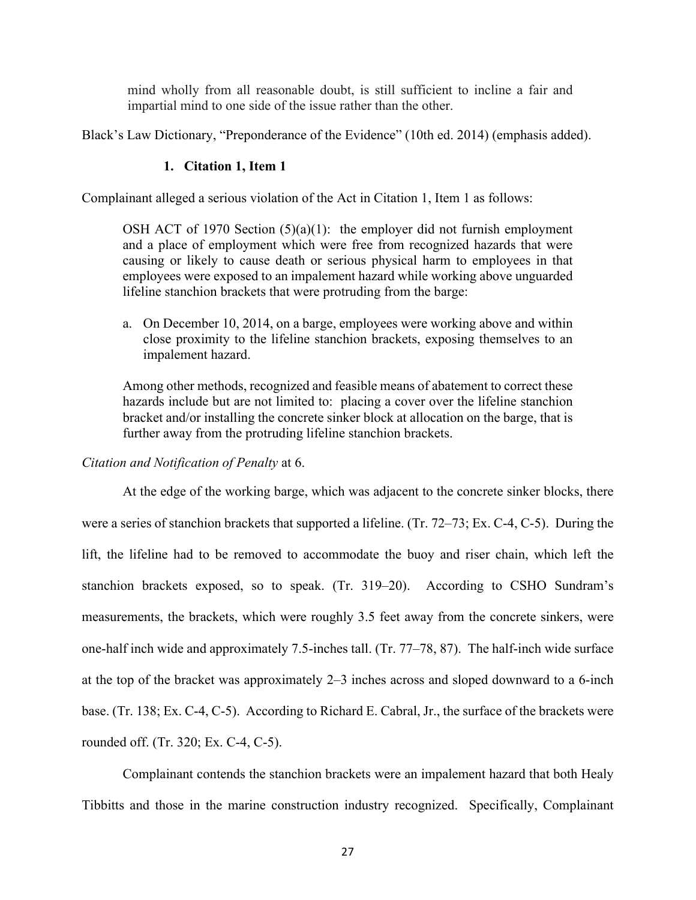> mind wholly from all reasonable doubt, is still sufficient to incline a fair and impartial mind to one side of the issue rather than the other.

Black's Law Dictionary, "Preponderance of the Evidence" (10th ed. 2014) (emphasis added).

### 1. Citation 1, Item 1

Complainant alleged a serious violation of the Act in Citation 1, Item 1 as follows:

> OSH ACT of 1970 Section (5)(a)(1): the employer did not furnish employment and a place of employment which were free from recognized hazards that were causing or likely to cause death or serious physical harm to employees in that employees were exposed to an impalement hazard while working above unguarded lifeline stanchion brackets that were protruding from the barge:
>
> a. On December 10, 2014, on a barge, employees were working above and within close proximity to the lifeline stanchion brackets, exposing themselves to an impalement hazard.
>
> Among other methods, recognized and feasible means of abatement to correct these hazards include but are not limited to: placing a cover over the lifeline stanchion bracket and/or installing the concrete sinker block at allocation on the barge, that is further away from the protruding lifeline stanchion brackets.

*Citation and Notification of Penalty* at 6.

At the edge of the working barge, which was adjacent to the concrete sinker blocks, there were a series of stanchion brackets that supported a lifeline. (Tr. 72–73; Ex. C-4, C-5). During the lift, the lifeline had to be removed to accommodate the buoy and riser chain, which left the stanchion brackets exposed, so to speak. (Tr. 319–20). According to CSHO Sundram's measurements, the brackets, which were roughly 3.5 feet away from the concrete sinkers, were one-half inch wide and approximately 7.5-inches tall. (Tr. 77–78, 87). The half-inch wide surface at the top of the bracket was approximately 2–3 inches across and sloped downward to a 6-inch base. (Tr. 138; Ex. C-4, C-5). According to Richard E. Cabral, Jr., the surface of the brackets were rounded off. (Tr. 320; Ex. C-4, C-5).

Complainant contends the stanchion brackets were an impalement hazard that both Healy Tibbitts and those in the marine construction industry recognized. Specifically, Complainant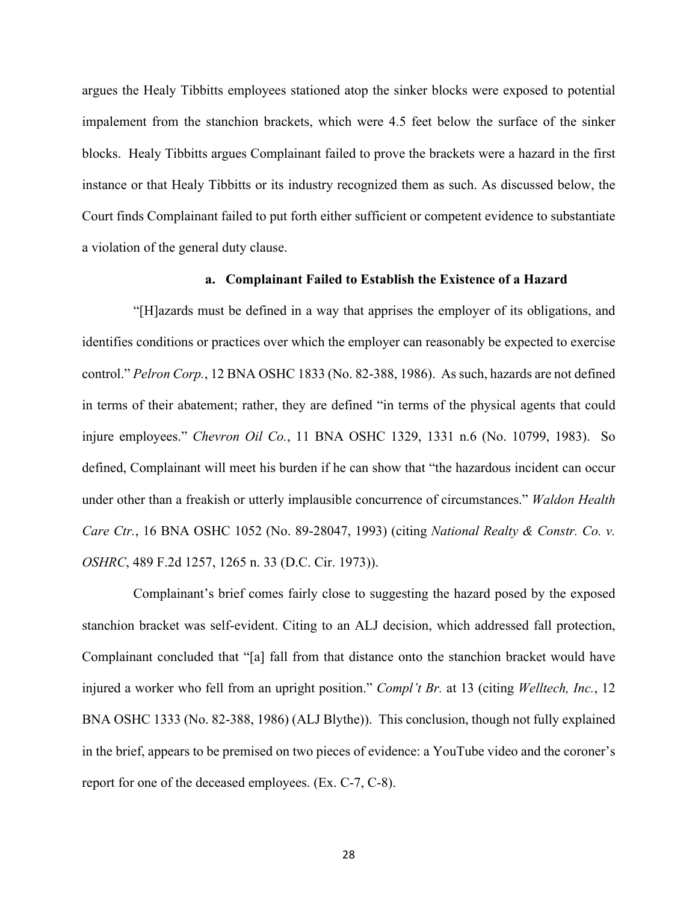argues the Healy Tibbitts employees stationed atop the sinker blocks were exposed to potential impalement from the stanchion brackets, which were 4.5 feet below the surface of the sinker blocks. Healy Tibbitts argues Complainant failed to prove the brackets were a hazard in the first instance or that Healy Tibbitts or its industry recognized them as such. As discussed below, the Court finds Complainant failed to put forth either sufficient or competent evidence to substantiate a violation of the general duty clause.

### a. Complainant Failed to Establish the Existence of a Hazard

"[H]azards must be defined in a way that apprises the employer of its obligations, and identifies conditions or practices over which the employer can reasonably be expected to exercise control." *Pelron Corp.*, 12 BNA OSHC 1833 (No. 82-388, 1986). As such, hazards are not defined in terms of their abatement; rather, they are defined "in terms of the physical agents that could injure employees." *Chevron Oil Co.*, 11 BNA OSHC 1329, 1331 n.6 (No. 10799, 1983). So defined, Complainant will meet his burden if he can show that "the hazardous incident can occur under other than a freakish or utterly implausible concurrence of circumstances." *Waldon Health Care Ctr.*, 16 BNA OSHC 1052 (No. 89-28047, 1993) (citing *National Realty & Constr. Co. v. OSHRC*, 489 F.2d 1257, 1265 n. 33 (D.C. Cir. 1973)).

Complainant's brief comes fairly close to suggesting the hazard posed by the exposed stanchion bracket was self-evident. Citing to an ALJ decision, which addressed fall protection, Complainant concluded that "[a] fall from that distance onto the stanchion bracket would have injured a worker who fell from an upright position." *Compl't Br.* at 13 (citing *Welltech, Inc.*, 12 BNA OSHC 1333 (No. 82-388, 1986) (ALJ Blythe)). This conclusion, though not fully explained in the brief, appears to be premised on two pieces of evidence: a YouTube video and the coroner's report for one of the deceased employees. (Ex. C-7, C-8).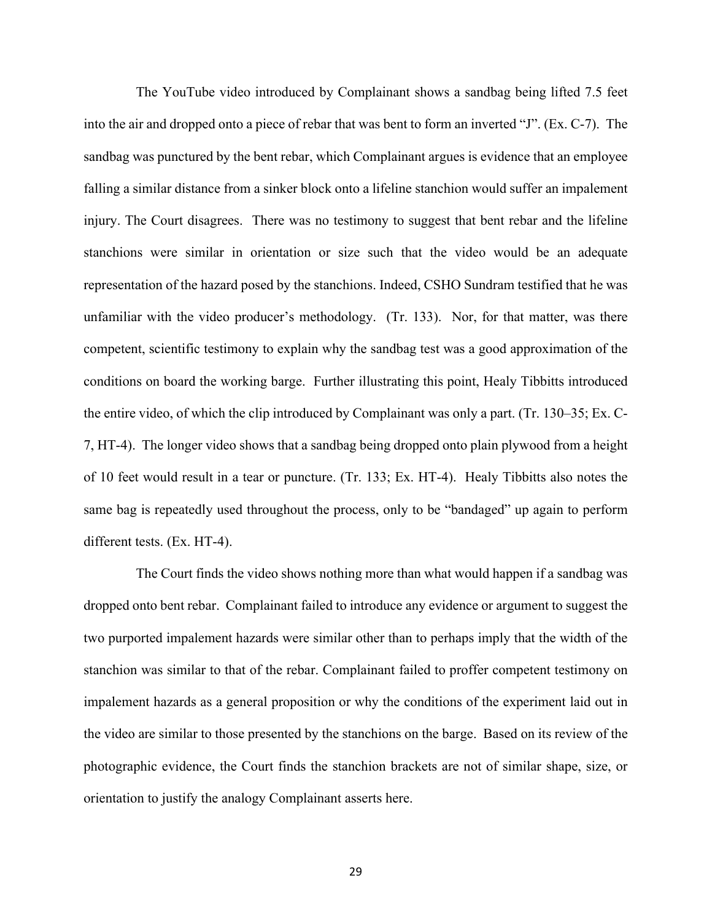The YouTube video introduced by Complainant shows a sandbag being lifted 7.5 feet into the air and dropped onto a piece of rebar that was bent to form an inverted "J". (Ex. C-7). The sandbag was punctured by the bent rebar, which Complainant argues is evidence that an employee falling a similar distance from a sinker block onto a lifeline stanchion would suffer an impalement injury. The Court disagrees. There was no testimony to suggest that bent rebar and the lifeline stanchions were similar in orientation or size such that the video would be an adequate representation of the hazard posed by the stanchions. Indeed, CSHO Sundram testified that he was unfamiliar with the video producer's methodology. (Tr. 133). Nor, for that matter, was there competent, scientific testimony to explain why the sandbag test was a good approximation of the conditions on board the working barge. Further illustrating this point, Healy Tibbitts introduced the entire video, of which the clip introduced by Complainant was only a part. (Tr. 130–35; Ex. C-7, HT-4). The longer video shows that a sandbag being dropped onto plain plywood from a height of 10 feet would result in a tear or puncture. (Tr. 133; Ex. HT-4). Healy Tibbitts also notes the same bag is repeatedly used throughout the process, only to be "bandaged" up again to perform different tests. (Ex. HT-4).

The Court finds the video shows nothing more than what would happen if a sandbag was dropped onto bent rebar. Complainant failed to introduce any evidence or argument to suggest the two purported impalement hazards were similar other than to perhaps imply that the width of the stanchion was similar to that of the rebar. Complainant failed to proffer competent testimony on impalement hazards as a general proposition or why the conditions of the experiment laid out in the video are similar to those presented by the stanchions on the barge. Based on its review of the photographic evidence, the Court finds the stanchion brackets are not of similar shape, size, or orientation to justify the analogy Complainant asserts here.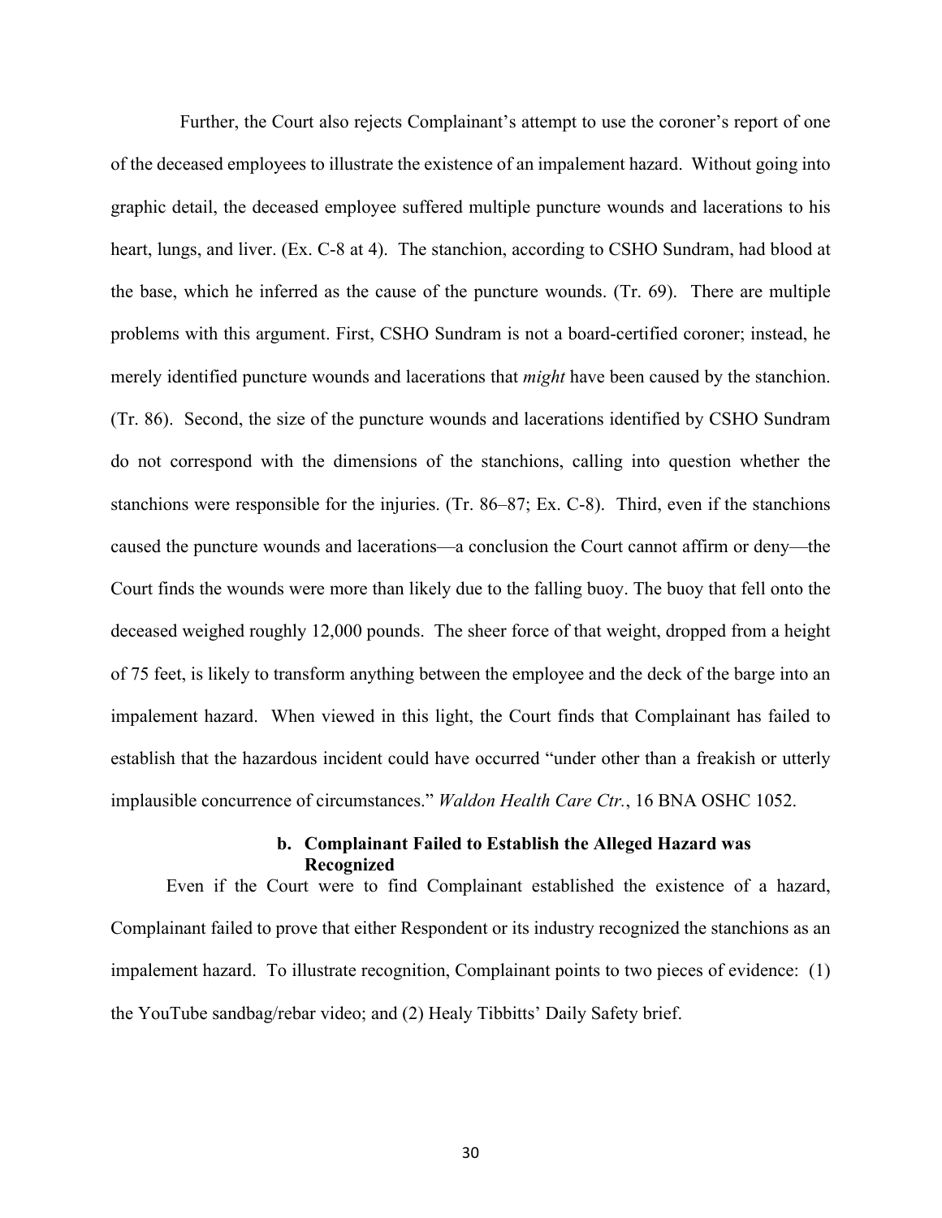Further, the Court also rejects Complainant's attempt to use the coroner's report of one of the deceased employees to illustrate the existence of an impalement hazard. Without going into graphic detail, the deceased employee suffered multiple puncture wounds and lacerations to his heart, lungs, and liver. (Ex. C-8 at 4). The stanchion, according to CSHO Sundram, had blood at the base, which he inferred as the cause of the puncture wounds. (Tr. 69). There are multiple problems with this argument. First, CSHO Sundram is not a board-certified coroner; instead, he merely identified puncture wounds and lacerations that *might* have been caused by the stanchion. (Tr. 86). Second, the size of the puncture wounds and lacerations identified by CSHO Sundram do not correspond with the dimensions of the stanchions, calling into question whether the stanchions were responsible for the injuries. (Tr. 86–87; Ex. C-8). Third, even if the stanchions caused the puncture wounds and lacerations—a conclusion the Court cannot affirm or deny—the Court finds the wounds were more than likely due to the falling buoy. The buoy that fell onto the deceased weighed roughly 12,000 pounds. The sheer force of that weight, dropped from a height of 75 feet, is likely to transform anything between the employee and the deck of the barge into an impalement hazard. When viewed in this light, the Court finds that Complainant has failed to establish that the hazardous incident could have occurred "under other than a freakish or utterly implausible concurrence of circumstances." *Waldon Health Care Ctr.*, 16 BNA OSHC 1052.

#### b. Complainant Failed to Establish the Alleged Hazard was Recognized

Even if the Court were to find Complainant established the existence of a hazard, Complainant failed to prove that either Respondent or its industry recognized the stanchions as an impalement hazard. To illustrate recognition, Complainant points to two pieces of evidence: (1) the YouTube sandbag/rebar video; and (2) Healy Tibbitts' Daily Safety brief.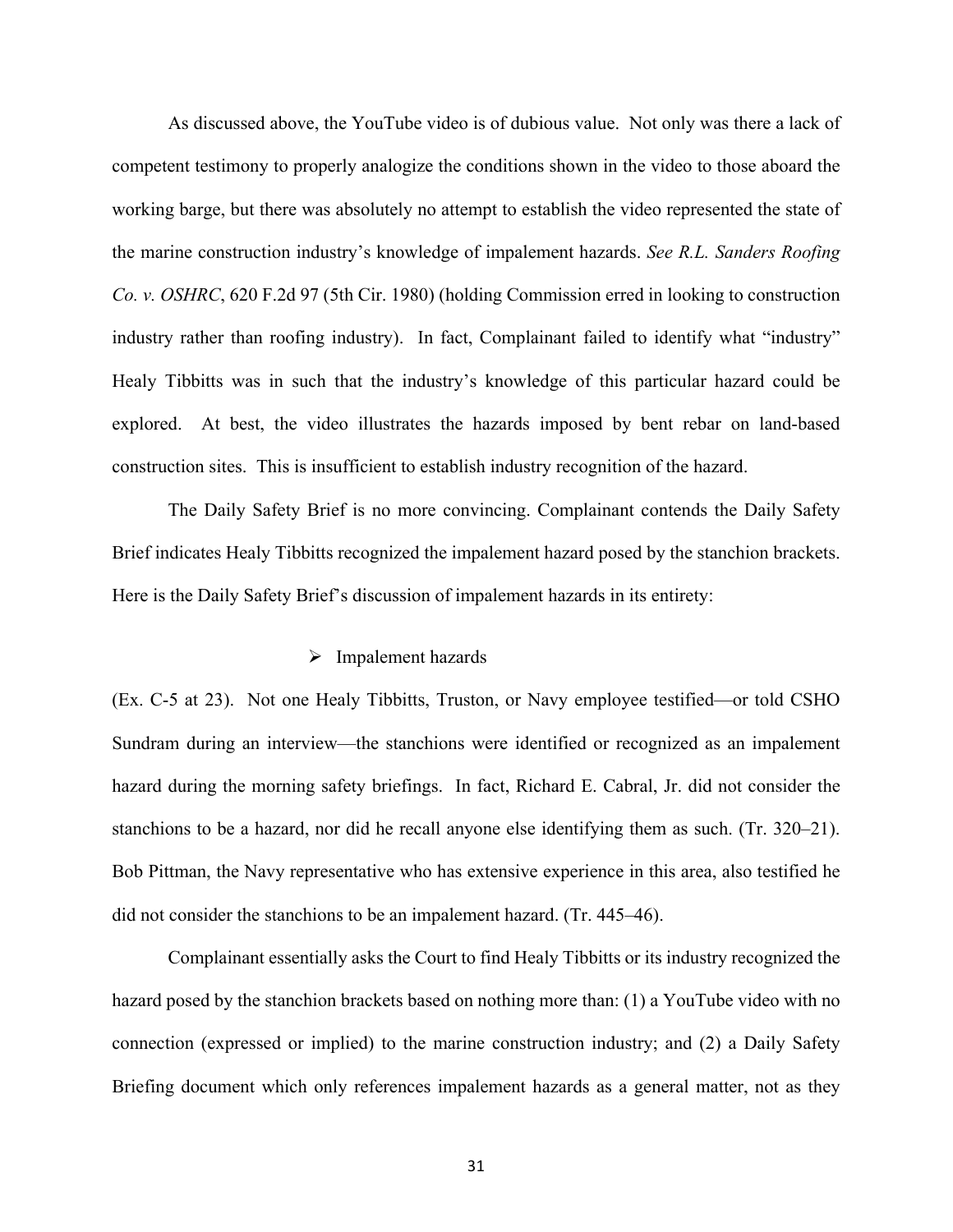As discussed above, the YouTube video is of dubious value. Not only was there a lack of competent testimony to properly analogize the conditions shown in the video to those aboard the working barge, but there was absolutely no attempt to establish the video represented the state of the marine construction industry's knowledge of impalement hazards. *See R.L. Sanders Roofing Co. v. OSHRC*, 620 F.2d 97 (5th Cir. 1980) (holding Commission erred in looking to construction industry rather than roofing industry). In fact, Complainant failed to identify what "industry" Healy Tibbitts was in such that the industry's knowledge of this particular hazard could be explored. At best, the video illustrates the hazards imposed by bent rebar on land-based construction sites. This is insufficient to establish industry recognition of the hazard.

The Daily Safety Brief is no more convincing. Complainant contends the Daily Safety Brief indicates Healy Tibbitts recognized the impalement hazard posed by the stanchion brackets. Here is the Daily Safety Brief's discussion of impalement hazards in its entirety:

> ➢ Impalement hazards

(Ex. C-5 at 23). Not one Healy Tibbitts, Truston, or Navy employee testified—or told CSHO Sundram during an interview—the stanchions were identified or recognized as an impalement hazard during the morning safety briefings. In fact, Richard E. Cabral, Jr. did not consider the stanchions to be a hazard, nor did he recall anyone else identifying them as such. (Tr. 320–21). Bob Pittman, the Navy representative who has extensive experience in this area, also testified he did not consider the stanchions to be an impalement hazard. (Tr. 445–46).

Complainant essentially asks the Court to find Healy Tibbitts or its industry recognized the hazard posed by the stanchion brackets based on nothing more than: (1) a YouTube video with no connection (expressed or implied) to the marine construction industry; and (2) a Daily Safety Briefing document which only references impalement hazards as a general matter, not as they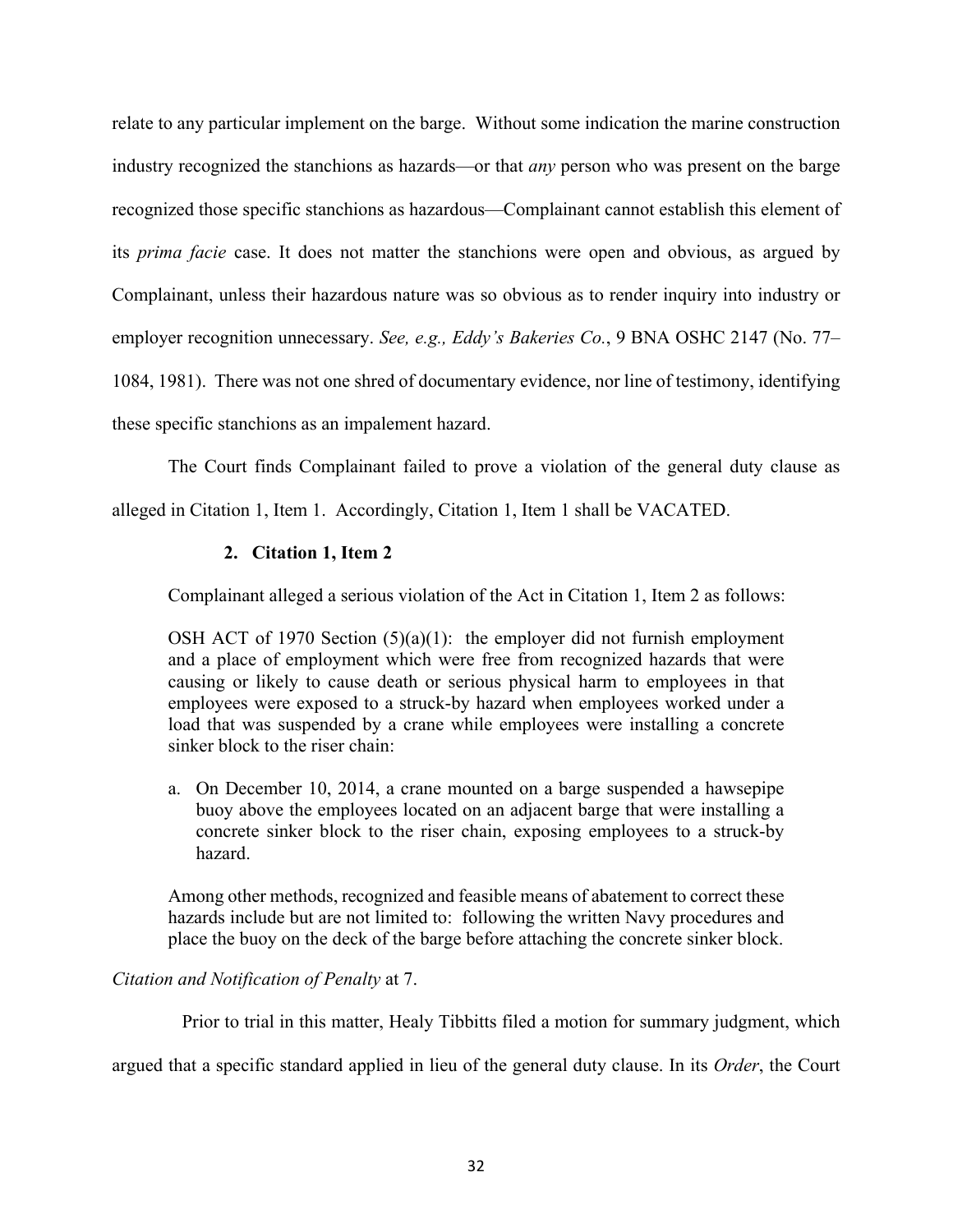relate to any particular implement on the barge. Without some indication the marine construction industry recognized the stanchions as hazards—or that *any* person who was present on the barge recognized those specific stanchions as hazardous—Complainant cannot establish this element of its *prima facie* case. It does not matter the stanchions were open and obvious, as argued by Complainant, unless their hazardous nature was so obvious as to render inquiry into industry or employer recognition unnecessary. *See, e.g., Eddy's Bakeries Co.*, 9 BNA OSHC 2147 (No. 77–1084, 1981). There was not one shred of documentary evidence, nor line of testimony, identifying these specific stanchions as an impalement hazard.

The Court finds Complainant failed to prove a violation of the general duty clause as alleged in Citation 1, Item 1. Accordingly, Citation 1, Item 1 shall be VACATED.

### 2. Citation 1, Item 2

Complainant alleged a serious violation of the Act in Citation 1, Item 2 as follows:

> OSH ACT of 1970 Section (5)(a)(1): the employer did not furnish employment and a place of employment which were free from recognized hazards that were causing or likely to cause death or serious physical harm to employees in that employees were exposed to a struck-by hazard when employees worked under a load that was suspended by a crane while employees were installing a concrete sinker block to the riser chain:
>
> a. On December 10, 2014, a crane mounted on a barge suspended a hawsepipe buoy above the employees located on an adjacent barge that were installing a concrete sinker block to the riser chain, exposing employees to a struck-by hazard.
>
> Among other methods, recognized and feasible means of abatement to correct these hazards include but are not limited to: following the written Navy procedures and place the buoy on the deck of the barge before attaching the concrete sinker block.

*Citation and Notification of Penalty* at 7.

Prior to trial in this matter, Healy Tibbitts filed a motion for summary judgment, which argued that a specific standard applied in lieu of the general duty clause. In its *Order*, the Court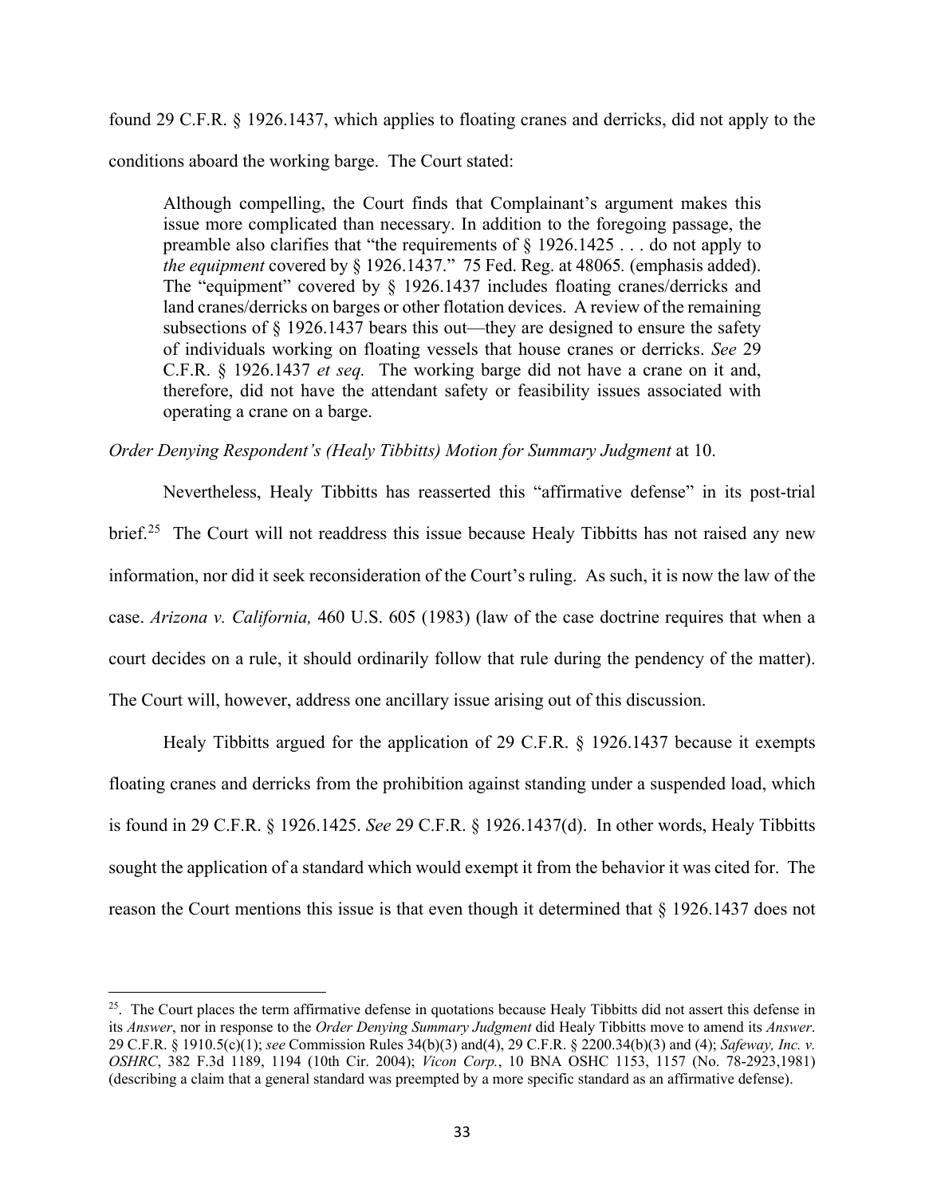found 29 C.F.R. § 1926.1437, which applies to floating cranes and derricks, did not apply to the conditions aboard the working barge. The Court stated:

> Although compelling, the Court finds that Complainant's argument makes this issue more complicated than necessary. In addition to the foregoing passage, the preamble also clarifies that "the requirements of § 1926.1425 . . . do not apply to *the equipment* covered by § 1926.1437." 75 Fed. Reg. at 48065. (emphasis added). The "equipment" covered by § 1926.1437 includes floating cranes/derricks and land cranes/derricks on barges or other flotation devices. A review of the remaining subsections of § 1926.1437 bears this out—they are designed to ensure the safety of individuals working on floating vessels that house cranes or derricks. *See* 29 C.F.R. § 1926.1437 *et seq.* The working barge did not have a crane on it and, therefore, did not have the attendant safety or feasibility issues associated with operating a crane on a barge.

*Order Denying Respondent's (Healy Tibbitts) Motion for Summary Judgment* at 10.

Nevertheless, Healy Tibbitts has reasserted this "affirmative defense" in its post-trial brief.[25] The Court will not readdress this issue because Healy Tibbitts has not raised any new information, nor did it seek reconsideration of the Court's ruling. As such, it is now the law of the case. *Arizona v. California,* 460 U.S. 605 (1983) (law of the case doctrine requires that when a court decides on a rule, it should ordinarily follow that rule during the pendency of the matter). The Court will, however, address one ancillary issue arising out of this discussion.

Healy Tibbitts argued for the application of 29 C.F.R. § 1926.1437 because it exempts floating cranes and derricks from the prohibition against standing under a suspended load, which is found in 29 C.F.R. § 1926.1425. *See* 29 C.F.R. § 1926.1437(d). In other words, Healy Tibbitts sought the application of a standard which would exempt it from the behavior it was cited for. The reason the Court mentions this issue is that even though it determined that § 1926.1437 does not

---

[25]. The Court places the term affirmative defense in quotations because Healy Tibbitts did not assert this defense in its *Answer*, nor in response to the *Order Denying Summary Judgment* did Healy Tibbitts move to amend its *Answer*. 29 C.F.R. § 1910.5(c)(1); *see* Commission Rules 34(b)(3) and(4), 29 C.F.R. § 2200.34(b)(3) and (4); *Safeway, Inc. v. OSHRC*, 382 F.3d 1189, 1194 (10th Cir. 2004); *Vicon Corp.*, 10 BNA OSHC 1153, 1157 (No. 78-2923,1981) (describing a claim that a general standard was preempted by a more specific standard as an affirmative defense).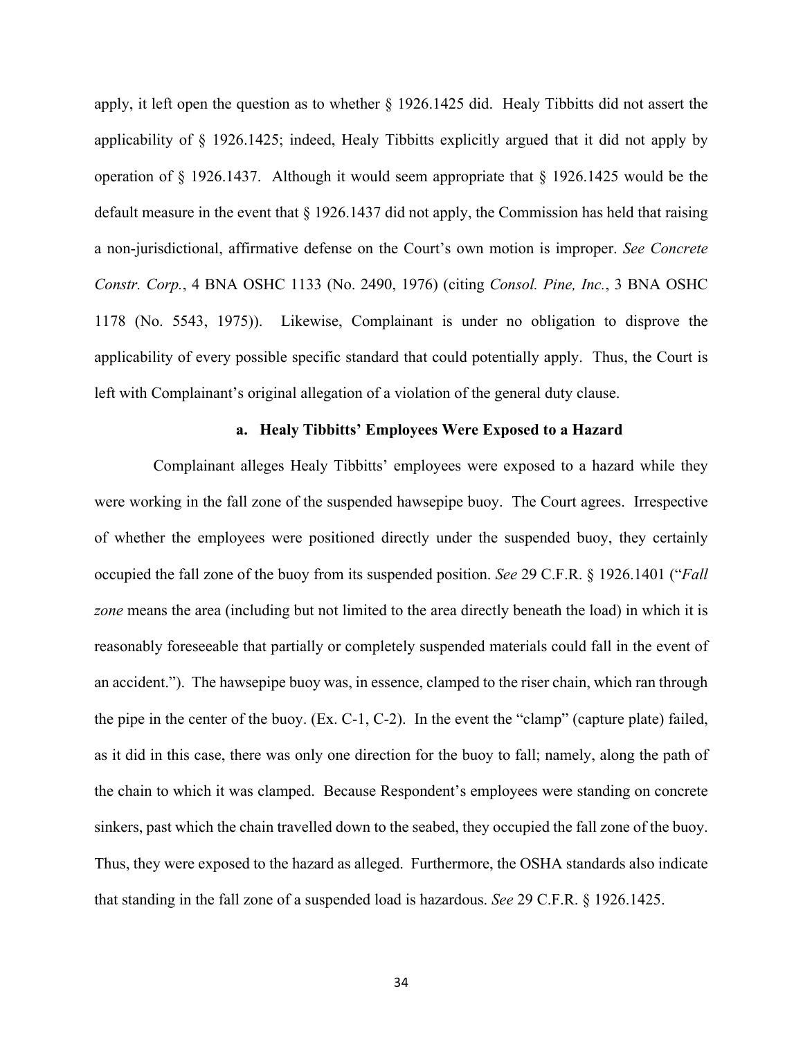apply, it left open the question as to whether § 1926.1425 did. Healy Tibbitts did not assert the applicability of § 1926.1425; indeed, Healy Tibbitts explicitly argued that it did not apply by operation of § 1926.1437. Although it would seem appropriate that § 1926.1425 would be the default measure in the event that § 1926.1437 did not apply, the Commission has held that raising a non-jurisdictional, affirmative defense on the Court's own motion is improper. *See Concrete Constr. Corp.*, 4 BNA OSHC 1133 (No. 2490, 1976) (citing *Consol. Pine, Inc.*, 3 BNA OSHC 1178 (No. 5543, 1975)). Likewise, Complainant is under no obligation to disprove the applicability of every possible specific standard that could potentially apply. Thus, the Court is left with Complainant's original allegation of a violation of the general duty clause.

**a. Healy Tibbitts' Employees Were Exposed to a Hazard**

Complainant alleges Healy Tibbitts' employees were exposed to a hazard while they were working in the fall zone of the suspended hawsepipe buoy. The Court agrees. Irrespective of whether the employees were positioned directly under the suspended buoy, they certainly occupied the fall zone of the buoy from its suspended position. *See* 29 C.F.R. § 1926.1401 ("*Fall zone* means the area (including but not limited to the area directly beneath the load) in which it is reasonably foreseeable that partially or completely suspended materials could fall in the event of an accident."). The hawsepipe buoy was, in essence, clamped to the riser chain, which ran through the pipe in the center of the buoy. (Ex. C-1, C-2). In the event the "clamp" (capture plate) failed, as it did in this case, there was only one direction for the buoy to fall; namely, along the path of the chain to which it was clamped. Because Respondent's employees were standing on concrete sinkers, past which the chain travelled down to the seabed, they occupied the fall zone of the buoy. Thus, they were exposed to the hazard as alleged. Furthermore, the OSHA standards also indicate that standing in the fall zone of a suspended load is hazardous. *See* 29 C.F.R. § 1926.1425.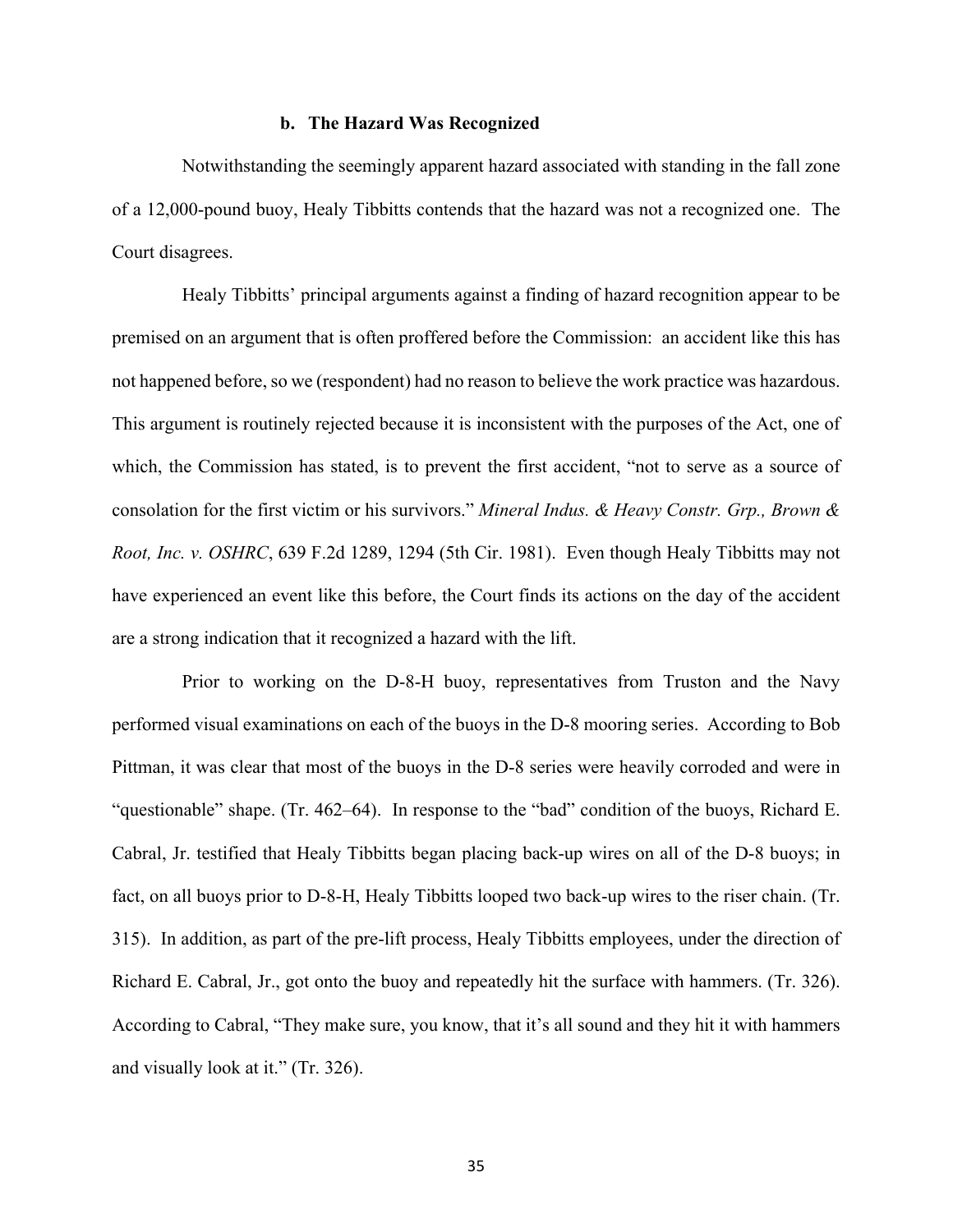### b. The Hazard Was Recognized

Notwithstanding the seemingly apparent hazard associated with standing in the fall zone of a 12,000-pound buoy, Healy Tibbitts contends that the hazard was not a recognized one. The Court disagrees.

Healy Tibbitts' principal arguments against a finding of hazard recognition appear to be premised on an argument that is often proffered before the Commission: an accident like this has not happened before, so we (respondent) had no reason to believe the work practice was hazardous. This argument is routinely rejected because it is inconsistent with the purposes of the Act, one of which, the Commission has stated, is to prevent the first accident, "not to serve as a source of consolation for the first victim or his survivors." *Mineral Indus. & Heavy Constr. Grp., Brown & Root, Inc. v. OSHRC*, 639 F.2d 1289, 1294 (5th Cir. 1981). Even though Healy Tibbitts may not have experienced an event like this before, the Court finds its actions on the day of the accident are a strong indication that it recognized a hazard with the lift.

Prior to working on the D-8-H buoy, representatives from Truston and the Navy performed visual examinations on each of the buoys in the D-8 mooring series. According to Bob Pittman, it was clear that most of the buoys in the D-8 series were heavily corroded and were in "questionable" shape. (Tr. 462–64). In response to the "bad" condition of the buoys, Richard E. Cabral, Jr. testified that Healy Tibbitts began placing back-up wires on all of the D-8 buoys; in fact, on all buoys prior to D-8-H, Healy Tibbitts looped two back-up wires to the riser chain. (Tr. 315). In addition, as part of the pre-lift process, Healy Tibbitts employees, under the direction of Richard E. Cabral, Jr., got onto the buoy and repeatedly hit the surface with hammers. (Tr. 326). According to Cabral, "They make sure, you know, that it's all sound and they hit it with hammers and visually look at it." (Tr. 326).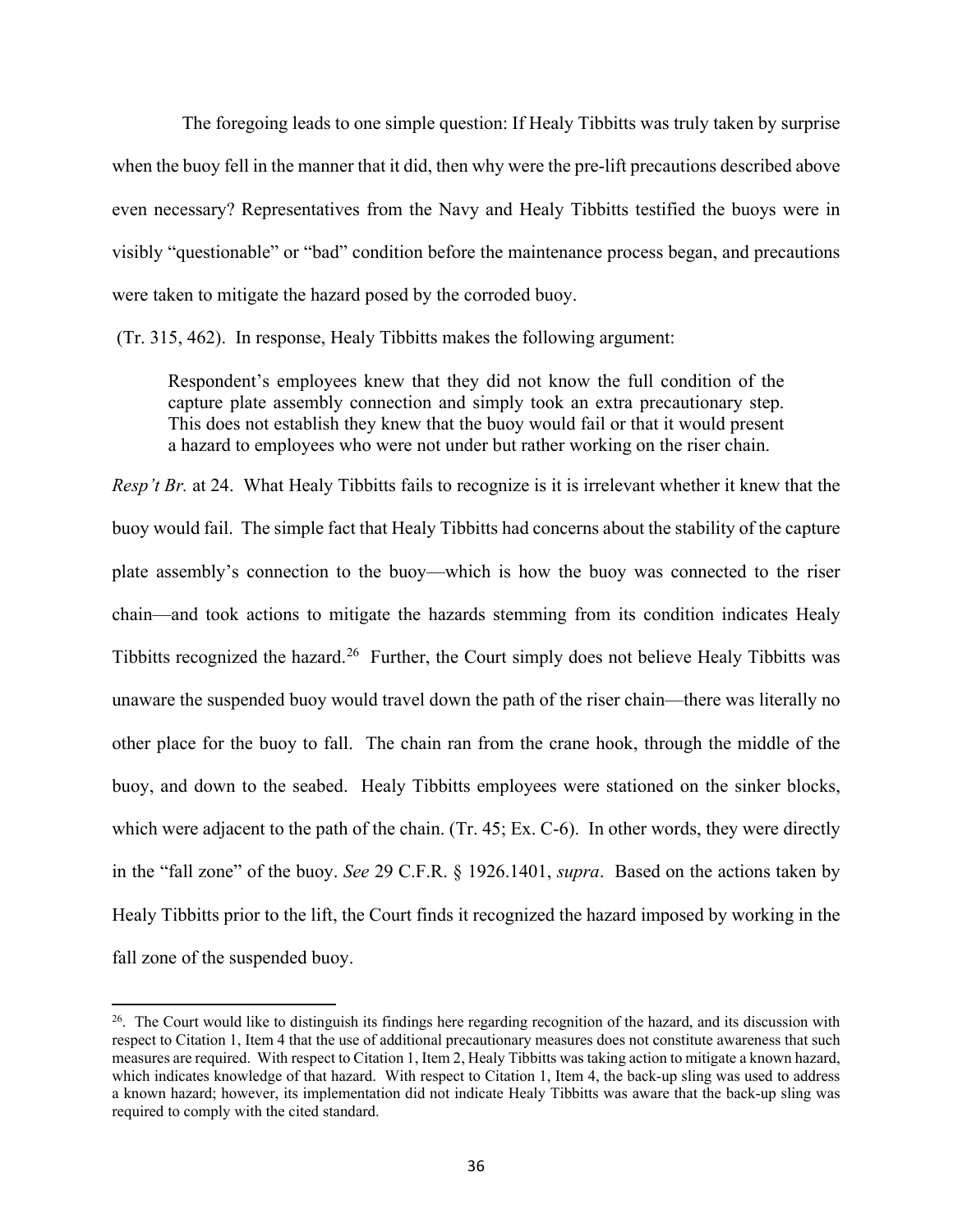The foregoing leads to one simple question: If Healy Tibbitts was truly taken by surprise when the buoy fell in the manner that it did, then why were the pre-lift precautions described above even necessary? Representatives from the Navy and Healy Tibbitts testified the buoys were in visibly "questionable" or "bad" condition before the maintenance process began, and precautions were taken to mitigate the hazard posed by the corroded buoy.

(Tr. 315, 462). In response, Healy Tibbitts makes the following argument:

> Respondent's employees knew that they did not know the full condition of the capture plate assembly connection and simply took an extra precautionary step. This does not establish they knew that the buoy would fail or that it would present a hazard to employees who were not under but rather working on the riser chain.

*Resp't Br.* at 24. What Healy Tibbitts fails to recognize is it is irrelevant whether it knew that the buoy would fail. The simple fact that Healy Tibbitts had concerns about the stability of the capture plate assembly's connection to the buoy—which is how the buoy was connected to the riser chain—and took actions to mitigate the hazards stemming from its condition indicates Healy Tibbitts recognized the hazard.[26] Further, the Court simply does not believe Healy Tibbitts was unaware the suspended buoy would travel down the path of the riser chain—there was literally no other place for the buoy to fall. The chain ran from the crane hook, through the middle of the buoy, and down to the seabed. Healy Tibbitts employees were stationed on the sinker blocks, which were adjacent to the path of the chain. (Tr. 45; Ex. C-6). In other words, they were directly in the "fall zone" of the buoy. *See* 29 C.F.R. § 1926.1401, *supra*. Based on the actions taken by Healy Tibbitts prior to the lift, the Court finds it recognized the hazard imposed by working in the fall zone of the suspended buoy.

---

[26]. The Court would like to distinguish its findings here regarding recognition of the hazard, and its discussion with respect to Citation 1, Item 4 that the use of additional precautionary measures does not constitute awareness that such measures are required. With respect to Citation 1, Item 2, Healy Tibbitts was taking action to mitigate a known hazard, which indicates knowledge of that hazard. With respect to Citation 1, Item 4, the back-up sling was used to address a known hazard; however, its implementation did not indicate Healy Tibbitts was aware that the back-up sling was required to comply with the cited standard.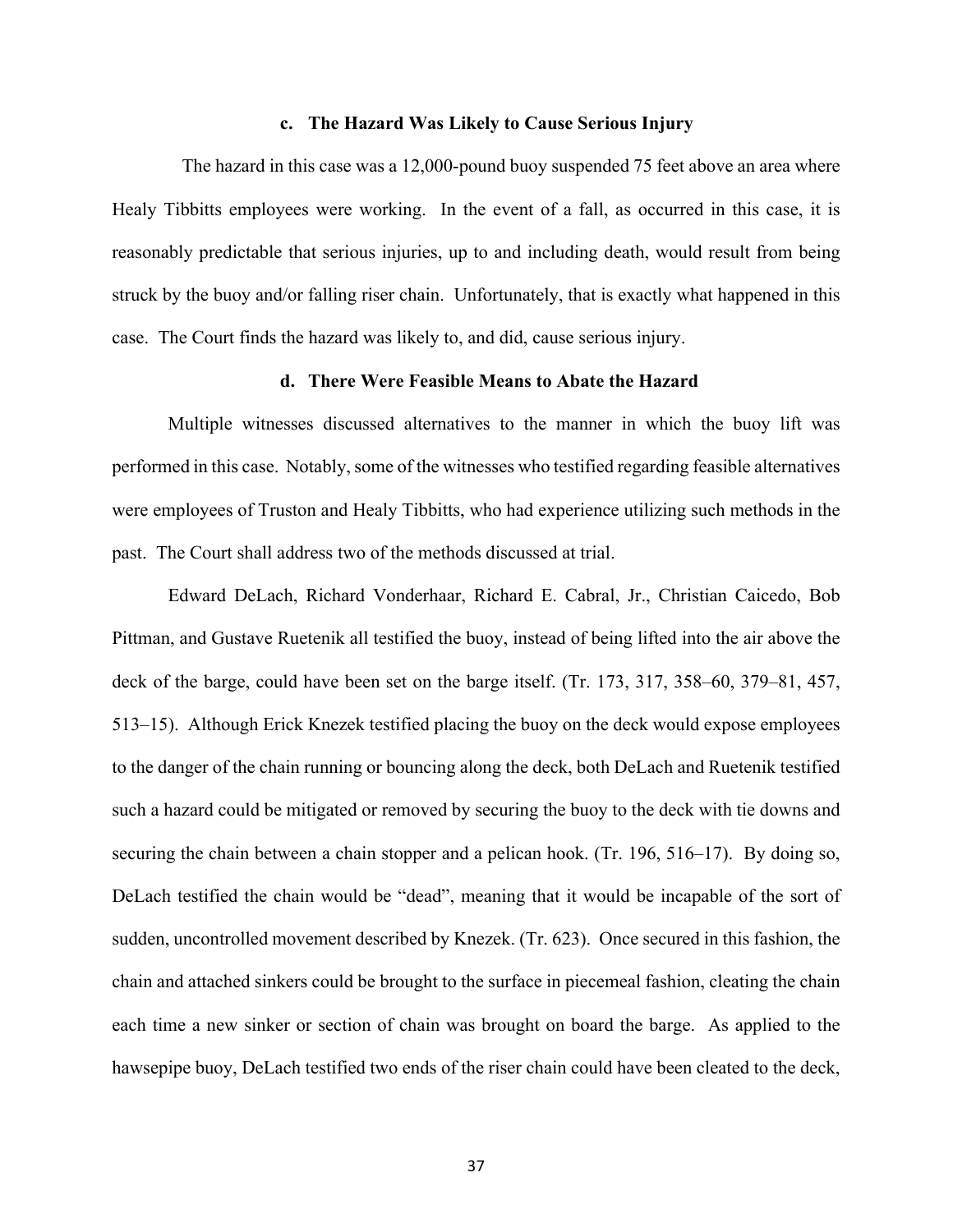#### c. The Hazard Was Likely to Cause Serious Injury

The hazard in this case was a 12,000-pound buoy suspended 75 feet above an area where Healy Tibbitts employees were working. In the event of a fall, as occurred in this case, it is reasonably predictable that serious injuries, up to and including death, would result from being struck by the buoy and/or falling riser chain. Unfortunately, that is exactly what happened in this case. The Court finds the hazard was likely to, and did, cause serious injury.

#### d. There Were Feasible Means to Abate the Hazard

Multiple witnesses discussed alternatives to the manner in which the buoy lift was performed in this case. Notably, some of the witnesses who testified regarding feasible alternatives were employees of Truston and Healy Tibbitts, who had experience utilizing such methods in the past. The Court shall address two of the methods discussed at trial.

Edward DeLach, Richard Vonderhaar, Richard E. Cabral, Jr., Christian Caicedo, Bob Pittman, and Gustave Ruetenik all testified the buoy, instead of being lifted into the air above the deck of the barge, could have been set on the barge itself. (Tr. 173, 317, 358–60, 379–81, 457, 513–15). Although Erick Knezek testified placing the buoy on the deck would expose employees to the danger of the chain running or bouncing along the deck, both DeLach and Ruetenik testified such a hazard could be mitigated or removed by securing the buoy to the deck with tie downs and securing the chain between a chain stopper and a pelican hook. (Tr. 196, 516–17). By doing so, DeLach testified the chain would be "dead", meaning that it would be incapable of the sort of sudden, uncontrolled movement described by Knezek. (Tr. 623). Once secured in this fashion, the chain and attached sinkers could be brought to the surface in piecemeal fashion, cleating the chain each time a new sinker or section of chain was brought on board the barge. As applied to the hawsepipe buoy, DeLach testified two ends of the riser chain could have been cleated to the deck,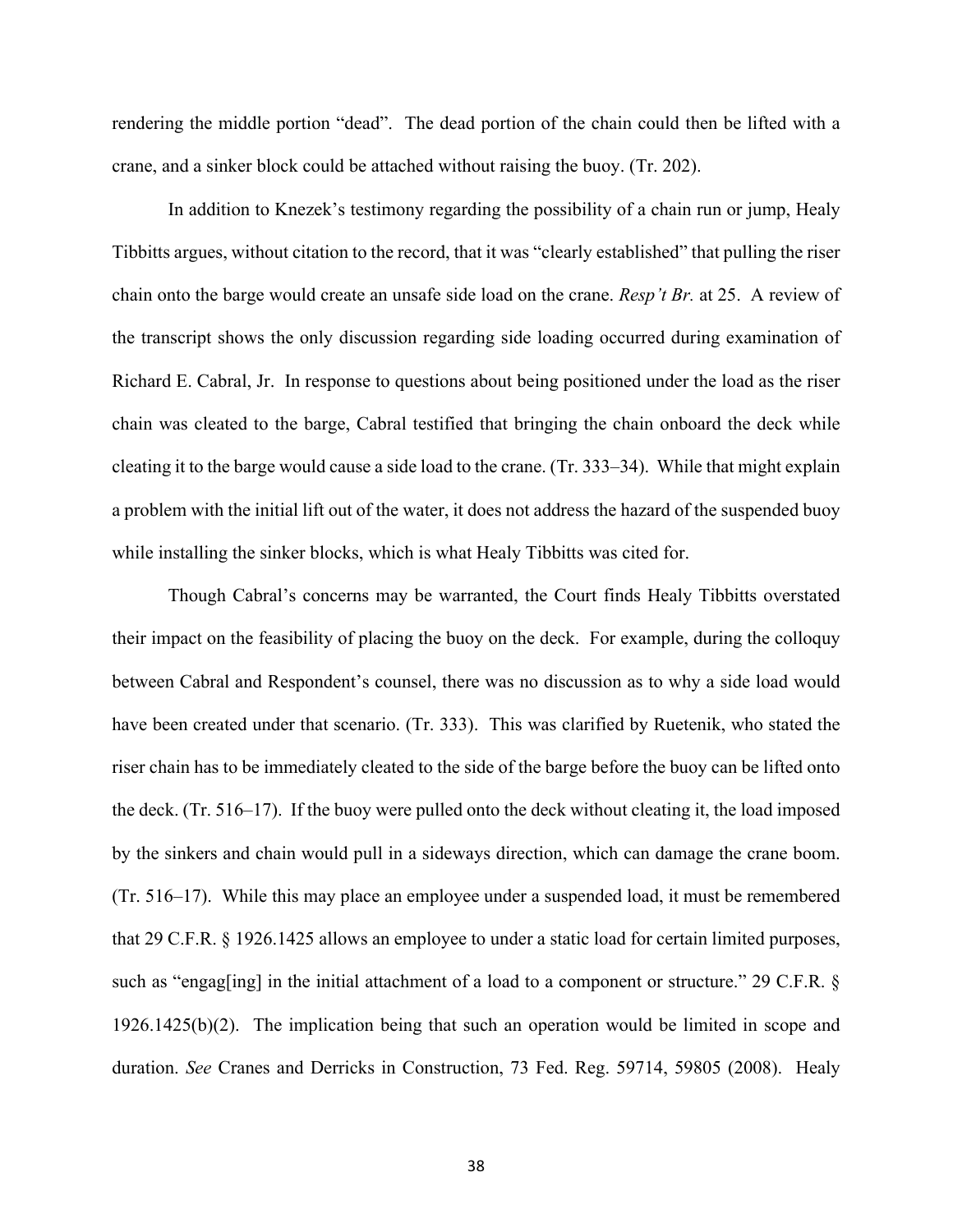rendering the middle portion "dead". The dead portion of the chain could then be lifted with a crane, and a sinker block could be attached without raising the buoy. (Tr. 202).

In addition to Knezek's testimony regarding the possibility of a chain run or jump, Healy Tibbitts argues, without citation to the record, that it was "clearly established" that pulling the riser chain onto the barge would create an unsafe side load on the crane. *Resp't Br.* at 25. A review of the transcript shows the only discussion regarding side loading occurred during examination of Richard E. Cabral, Jr. In response to questions about being positioned under the load as the riser chain was cleated to the barge, Cabral testified that bringing the chain onboard the deck while cleating it to the barge would cause a side load to the crane. (Tr. 333–34). While that might explain a problem with the initial lift out of the water, it does not address the hazard of the suspended buoy while installing the sinker blocks, which is what Healy Tibbitts was cited for.

Though Cabral's concerns may be warranted, the Court finds Healy Tibbitts overstated their impact on the feasibility of placing the buoy on the deck. For example, during the colloquy between Cabral and Respondent's counsel, there was no discussion as to why a side load would have been created under that scenario. (Tr. 333). This was clarified by Ruetenik, who stated the riser chain has to be immediately cleated to the side of the barge before the buoy can be lifted onto the deck. (Tr. 516–17). If the buoy were pulled onto the deck without cleating it, the load imposed by the sinkers and chain would pull in a sideways direction, which can damage the crane boom. (Tr. 516–17). While this may place an employee under a suspended load, it must be remembered that 29 C.F.R. § 1926.1425 allows an employee to under a static load for certain limited purposes, such as "engag[ing] in the initial attachment of a load to a component or structure." 29 C.F.R. § 1926.1425(b)(2). The implication being that such an operation would be limited in scope and duration. *See* Cranes and Derricks in Construction, 73 Fed. Reg. 59714, 59805 (2008). Healy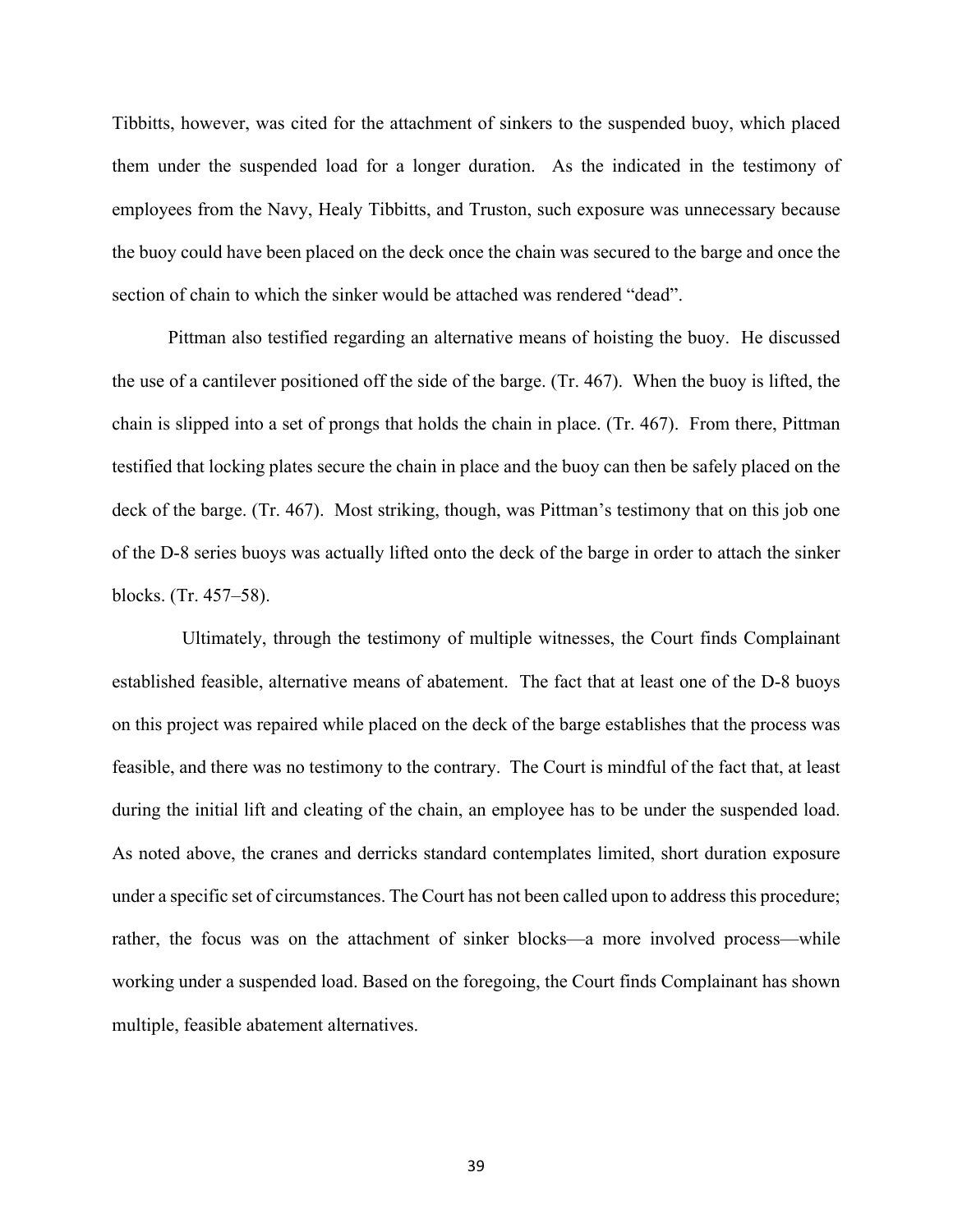Tibbitts, however, was cited for the attachment of sinkers to the suspended buoy, which placed them under the suspended load for a longer duration. As the indicated in the testimony of employees from the Navy, Healy Tibbitts, and Truston, such exposure was unnecessary because the buoy could have been placed on the deck once the chain was secured to the barge and once the section of chain to which the sinker would be attached was rendered "dead".

Pittman also testified regarding an alternative means of hoisting the buoy. He discussed the use of a cantilever positioned off the side of the barge. (Tr. 467). When the buoy is lifted, the chain is slipped into a set of prongs that holds the chain in place. (Tr. 467). From there, Pittman testified that locking plates secure the chain in place and the buoy can then be safely placed on the deck of the barge. (Tr. 467). Most striking, though, was Pittman's testimony that on this job one of the D-8 series buoys was actually lifted onto the deck of the barge in order to attach the sinker blocks. (Tr. 457–58).

Ultimately, through the testimony of multiple witnesses, the Court finds Complainant established feasible, alternative means of abatement. The fact that at least one of the D-8 buoys on this project was repaired while placed on the deck of the barge establishes that the process was feasible, and there was no testimony to the contrary. The Court is mindful of the fact that, at least during the initial lift and cleating of the chain, an employee has to be under the suspended load. As noted above, the cranes and derricks standard contemplates limited, short duration exposure under a specific set of circumstances. The Court has not been called upon to address this procedure; rather, the focus was on the attachment of sinker blocks—a more involved process—while working under a suspended load. Based on the foregoing, the Court finds Complainant has shown multiple, feasible abatement alternatives.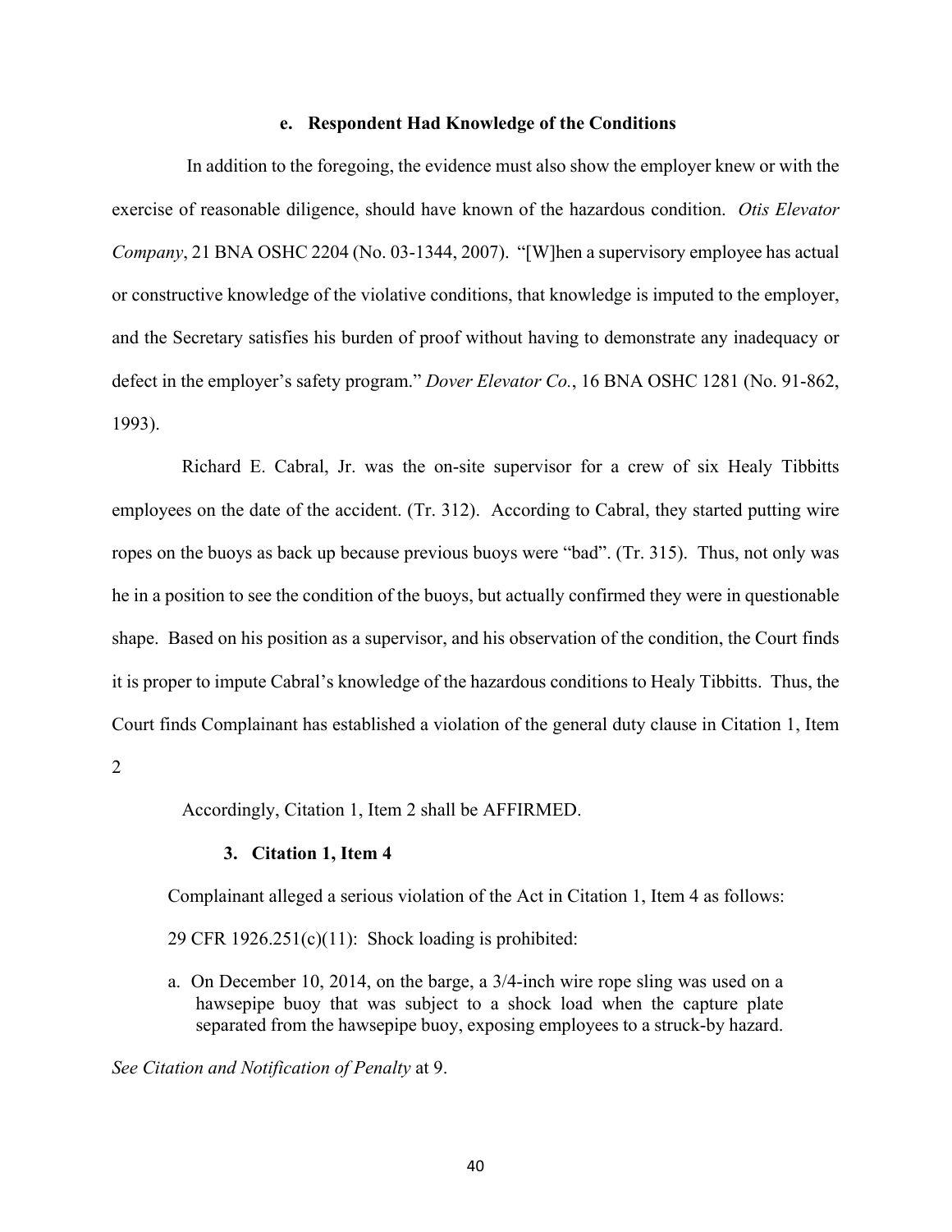#### e. Respondent Had Knowledge of the Conditions

In addition to the foregoing, the evidence must also show the employer knew or with the exercise of reasonable diligence, should have known of the hazardous condition. *Otis Elevator Company*, 21 BNA OSHC 2204 (No. 03-1344, 2007). "[W]hen a supervisory employee has actual or constructive knowledge of the violative conditions, that knowledge is imputed to the employer, and the Secretary satisfies his burden of proof without having to demonstrate any inadequacy or defect in the employer's safety program." *Dover Elevator Co.*, 16 BNA OSHC 1281 (No. 91-862, 1993).

Richard E. Cabral, Jr. was the on-site supervisor for a crew of six Healy Tibbitts employees on the date of the accident. (Tr. 312). According to Cabral, they started putting wire ropes on the buoys as back up because previous buoys were "bad". (Tr. 315). Thus, not only was he in a position to see the condition of the buoys, but actually confirmed they were in questionable shape. Based on his position as a supervisor, and his observation of the condition, the Court finds it is proper to impute Cabral's knowledge of the hazardous conditions to Healy Tibbitts. Thus, the Court finds Complainant has established a violation of the general duty clause in Citation 1, Item 2

Accordingly, Citation 1, Item 2 shall be AFFIRMED.

### 3. Citation 1, Item 4

Complainant alleged a serious violation of the Act in Citation 1, Item 4 as follows:

29 CFR 1926.251(c)(11): Shock loading is prohibited:

a. On December 10, 2014, on the barge, a 3/4-inch wire rope sling was used on a hawsepipe buoy that was subject to a shock load when the capture plate separated from the hawsepipe buoy, exposing employees to a struck-by hazard.

*See Citation and Notification of Penalty* at 9.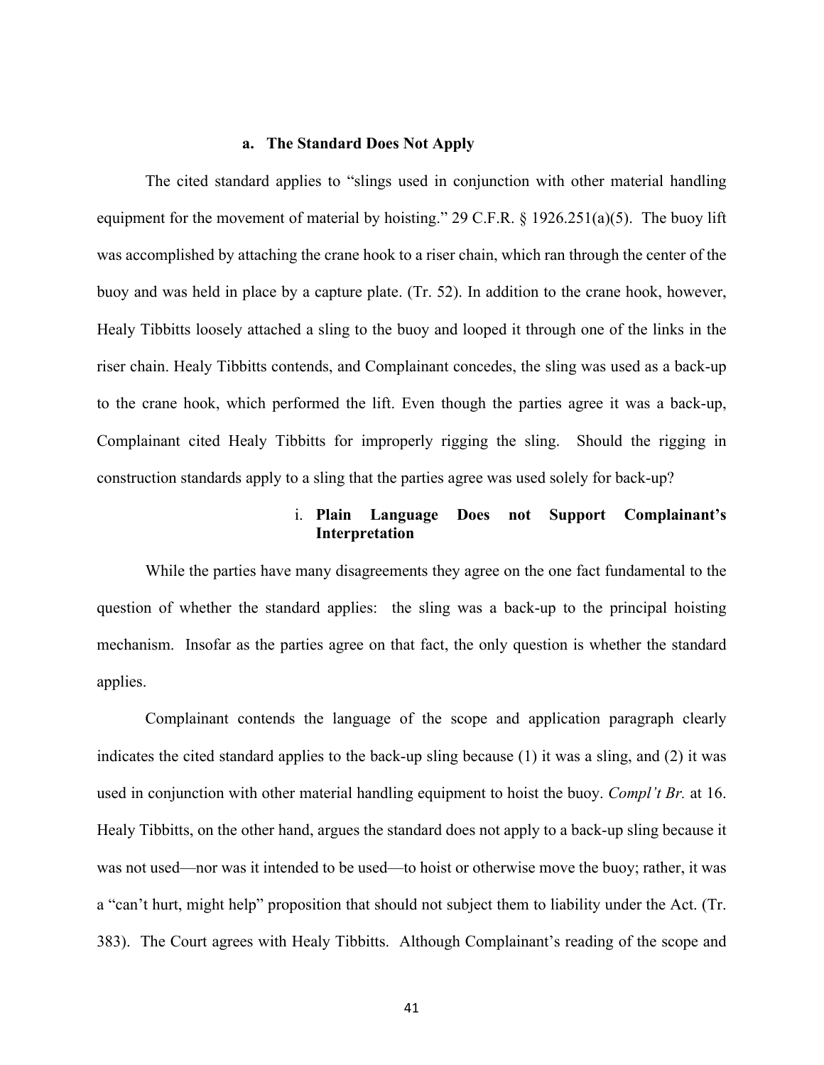### a. The Standard Does Not Apply

The cited standard applies to "slings used in conjunction with other material handling equipment for the movement of material by hoisting." 29 C.F.R. § 1926.251(a)(5). The buoy lift was accomplished by attaching the crane hook to a riser chain, which ran through the center of the buoy and was held in place by a capture plate. (Tr. 52). In addition to the crane hook, however, Healy Tibbitts loosely attached a sling to the buoy and looped it through one of the links in the riser chain. Healy Tibbitts contends, and Complainant concedes, the sling was used as a back-up to the crane hook, which performed the lift. Even though the parties agree it was a back-up, Complainant cited Healy Tibbitts for improperly rigging the sling. Should the rigging in construction standards apply to a sling that the parties agree was used solely for back-up?

#### i. Plain Language Does not Support Complainant's Interpretation

While the parties have many disagreements they agree on the one fact fundamental to the question of whether the standard applies: the sling was a back-up to the principal hoisting mechanism. Insofar as the parties agree on that fact, the only question is whether the standard applies.

Complainant contends the language of the scope and application paragraph clearly indicates the cited standard applies to the back-up sling because (1) it was a sling, and (2) it was used in conjunction with other material handling equipment to hoist the buoy. *Compl't Br.* at 16. Healy Tibbitts, on the other hand, argues the standard does not apply to a back-up sling because it was not used—nor was it intended to be used—to hoist or otherwise move the buoy; rather, it was a "can't hurt, might help" proposition that should not subject them to liability under the Act. (Tr. 383). The Court agrees with Healy Tibbitts. Although Complainant's reading of the scope and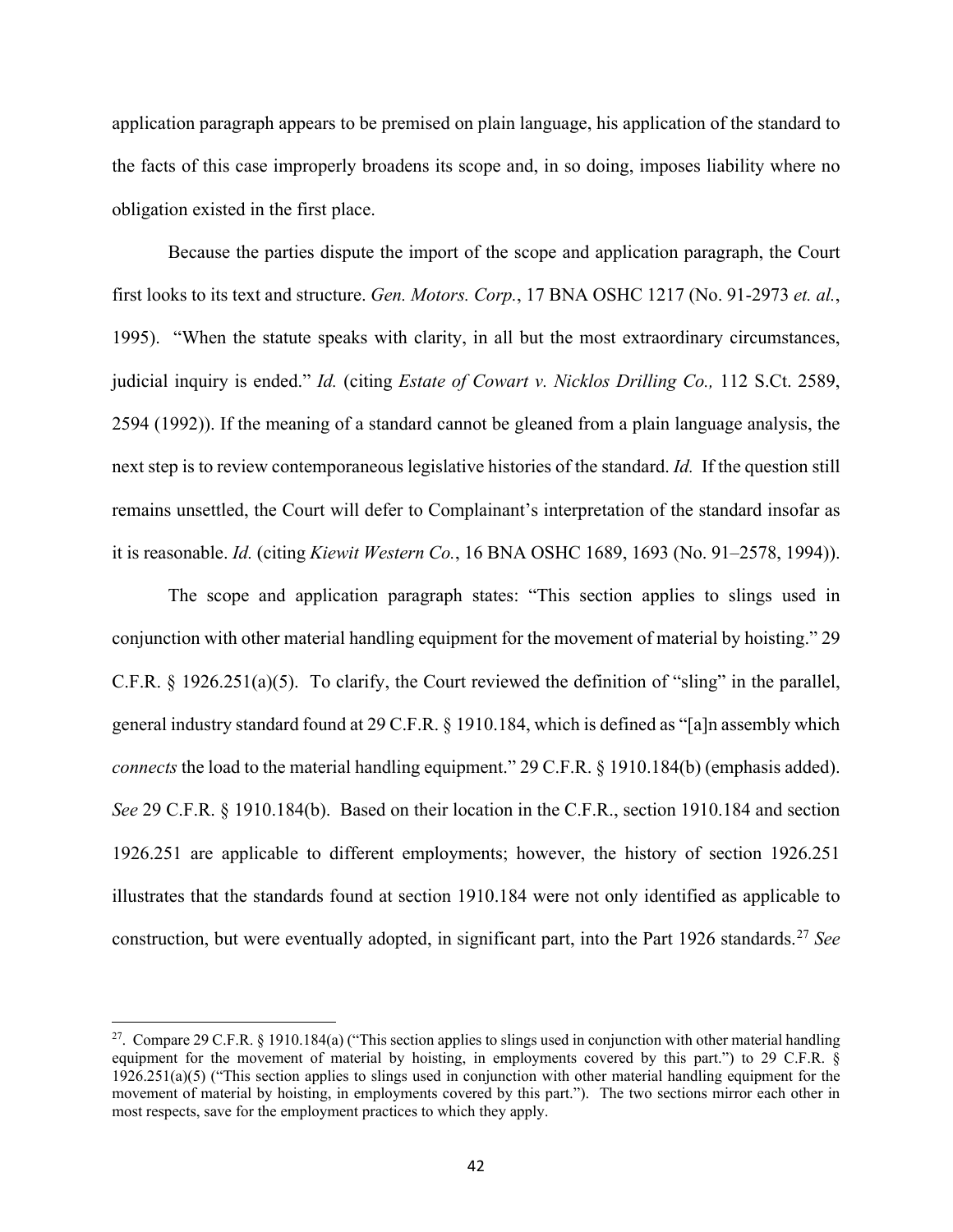application paragraph appears to be premised on plain language, his application of the standard to the facts of this case improperly broadens its scope and, in so doing, imposes liability where no obligation existed in the first place.

Because the parties dispute the import of the scope and application paragraph, the Court first looks to its text and structure. *Gen. Motors. Corp.*, 17 BNA OSHC 1217 (No. 91-2973 *et. al.*, 1995). "When the statute speaks with clarity, in all but the most extraordinary circumstances, judicial inquiry is ended." *Id.* (citing *Estate of Cowart v. Nicklos Drilling Co.,* 112 S.Ct. 2589, 2594 (1992)). If the meaning of a standard cannot be gleaned from a plain language analysis, the next step is to review contemporaneous legislative histories of the standard. *Id.* If the question still remains unsettled, the Court will defer to Complainant's interpretation of the standard insofar as it is reasonable. *Id.* (citing *Kiewit Western Co.*, 16 BNA OSHC 1689, 1693 (No. 91–2578, 1994)).

The scope and application paragraph states: "This section applies to slings used in conjunction with other material handling equipment for the movement of material by hoisting." 29 C.F.R. § 1926.251(a)(5). To clarify, the Court reviewed the definition of "sling" in the parallel, general industry standard found at 29 C.F.R. § 1910.184, which is defined as "[a]n assembly which *connects* the load to the material handling equipment." 29 C.F.R. § 1910.184(b) (emphasis added). *See* 29 C.F.R. § 1910.184(b). Based on their location in the C.F.R., section 1910.184 and section 1926.251 are applicable to different employments; however, the history of section 1926.251 illustrates that the standards found at section 1910.184 were not only identified as applicable to construction, but were eventually adopted, in significant part, into the Part 1926 standards.[27] *See*

[27]. Compare 29 C.F.R. § 1910.184(a) ("This section applies to slings used in conjunction with other material handling equipment for the movement of material by hoisting, in employments covered by this part.") to 29 C.F.R. § 1926.251(a)(5) ("This section applies to slings used in conjunction with other material handling equipment for the movement of material by hoisting, in employments covered by this part."). The two sections mirror each other in most respects, save for the employment practices to which they apply.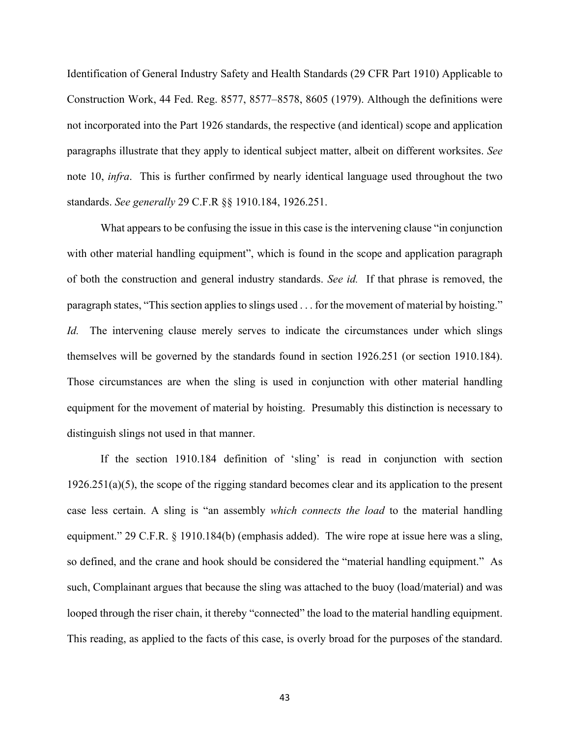Identification of General Industry Safety and Health Standards (29 CFR Part 1910) Applicable to Construction Work, 44 Fed. Reg. 8577, 8577–8578, 8605 (1979). Although the definitions were not incorporated into the Part 1926 standards, the respective (and identical) scope and application paragraphs illustrate that they apply to identical subject matter, albeit on different worksites. *See* note 10, *infra*. This is further confirmed by nearly identical language used throughout the two standards. *See generally* 29 C.F.R §§ 1910.184, 1926.251.

What appears to be confusing the issue in this case is the intervening clause "in conjunction with other material handling equipment", which is found in the scope and application paragraph of both the construction and general industry standards. *See id.* If that phrase is removed, the paragraph states, "This section applies to slings used . . . for the movement of material by hoisting." *Id.* The intervening clause merely serves to indicate the circumstances under which slings themselves will be governed by the standards found in section 1926.251 (or section 1910.184). Those circumstances are when the sling is used in conjunction with other material handling equipment for the movement of material by hoisting. Presumably this distinction is necessary to distinguish slings not used in that manner.

If the section 1910.184 definition of 'sling' is read in conjunction with section 1926.251(a)(5), the scope of the rigging standard becomes clear and its application to the present case less certain. A sling is "an assembly *which connects the load* to the material handling equipment." 29 C.F.R. § 1910.184(b) (emphasis added). The wire rope at issue here was a sling, so defined, and the crane and hook should be considered the "material handling equipment." As such, Complainant argues that because the sling was attached to the buoy (load/material) and was looped through the riser chain, it thereby "connected" the load to the material handling equipment. This reading, as applied to the facts of this case, is overly broad for the purposes of the standard.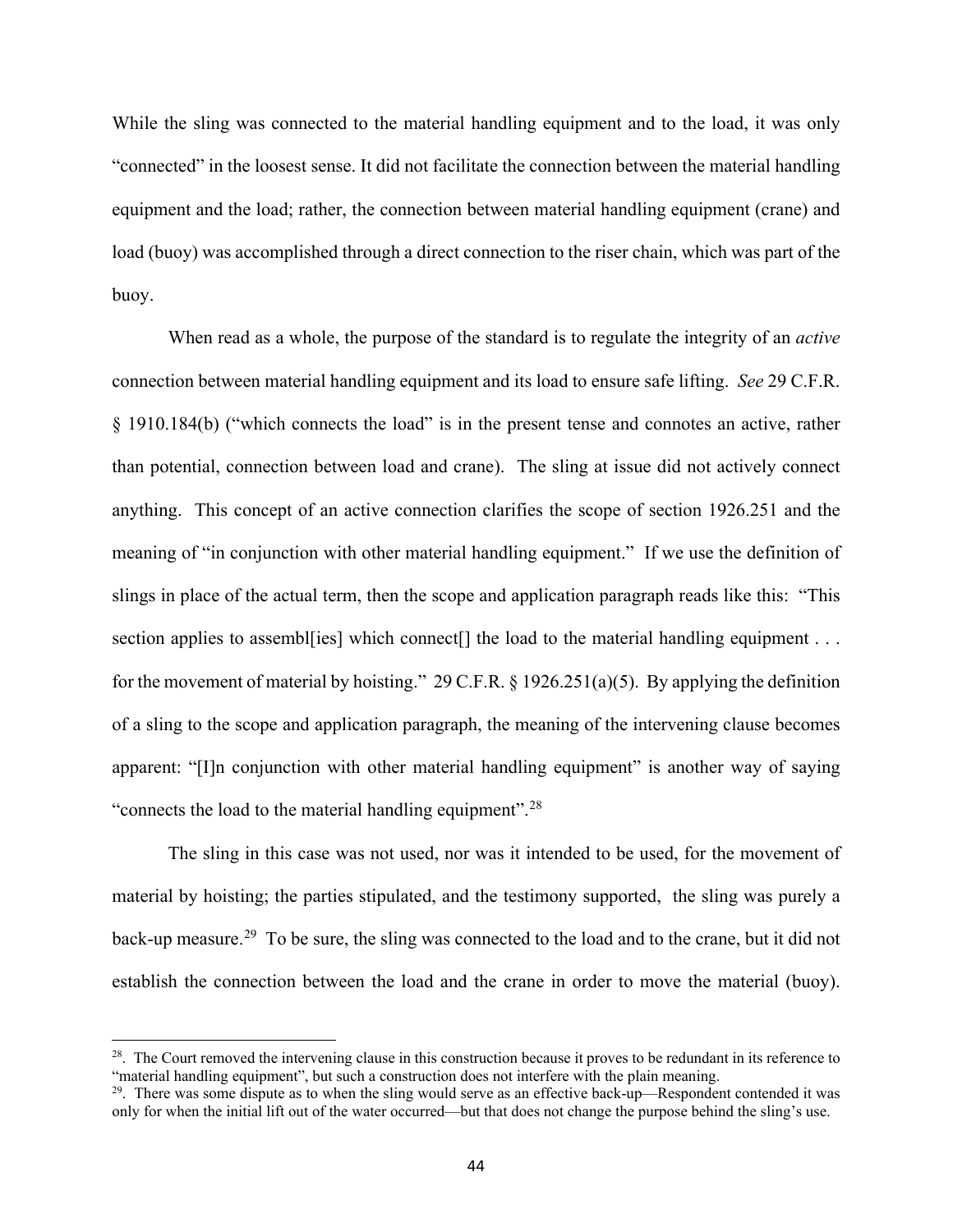While the sling was connected to the material handling equipment and to the load, it was only "connected" in the loosest sense. It did not facilitate the connection between the material handling equipment and the load; rather, the connection between material handling equipment (crane) and load (buoy) was accomplished through a direct connection to the riser chain, which was part of the buoy.

When read as a whole, the purpose of the standard is to regulate the integrity of an *active* connection between material handling equipment and its load to ensure safe lifting. *See* 29 C.F.R. § 1910.184(b) ("which connects the load" is in the present tense and connotes an active, rather than potential, connection between load and crane). The sling at issue did not actively connect anything. This concept of an active connection clarifies the scope of section 1926.251 and the meaning of "in conjunction with other material handling equipment." If we use the definition of slings in place of the actual term, then the scope and application paragraph reads like this: "This section applies to assembl[ies] which connect[] the load to the material handling equipment . . . for the movement of material by hoisting." 29 C.F.R. § 1926.251(a)(5). By applying the definition of a sling to the scope and application paragraph, the meaning of the intervening clause becomes apparent: "[I]n conjunction with other material handling equipment" is another way of saying "connects the load to the material handling equipment".[28]

The sling in this case was not used, nor was it intended to be used, for the movement of material by hoisting; the parties stipulated, and the testimony supported, the sling was purely a back-up measure.[29] To be sure, the sling was connected to the load and to the crane, but it did not establish the connection between the load and the crane in order to move the material (buoy).

---

[28]. The Court removed the intervening clause in this construction because it proves to be redundant in its reference to "material handling equipment", but such a construction does not interfere with the plain meaning.

[29]. There was some dispute as to when the sling would serve as an effective back-up—Respondent contended it was only for when the initial lift out of the water occurred—but that does not change the purpose behind the sling's use.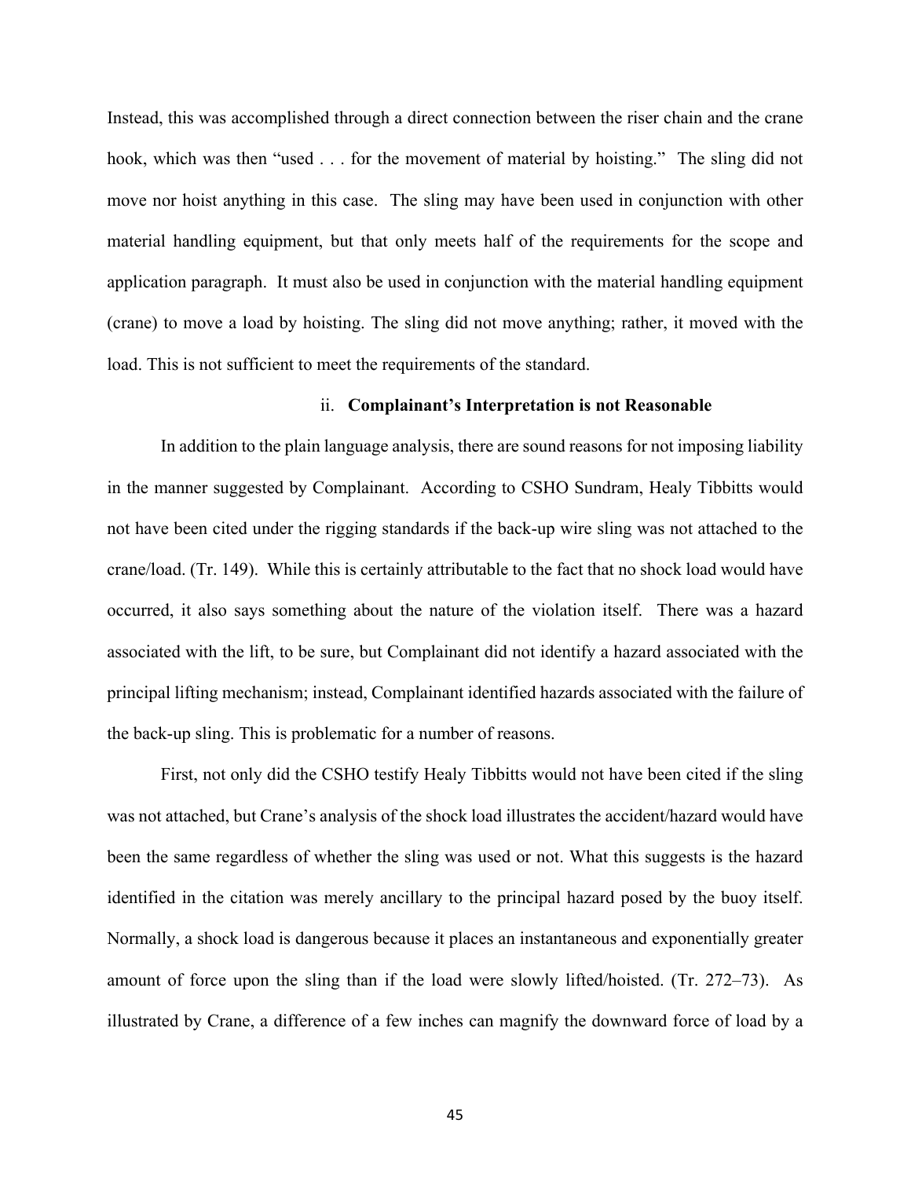Instead, this was accomplished through a direct connection between the riser chain and the crane hook, which was then "used . . . for the movement of material by hoisting." The sling did not move nor hoist anything in this case. The sling may have been used in conjunction with other material handling equipment, but that only meets half of the requirements for the scope and application paragraph. It must also be used in conjunction with the material handling equipment (crane) to move a load by hoisting. The sling did not move anything; rather, it moved with the load. This is not sufficient to meet the requirements of the standard.

### ii. **Complainant's Interpretation is not Reasonable**

In addition to the plain language analysis, there are sound reasons for not imposing liability in the manner suggested by Complainant. According to CSHO Sundram, Healy Tibbitts would not have been cited under the rigging standards if the back-up wire sling was not attached to the crane/load. (Tr. 149). While this is certainly attributable to the fact that no shock load would have occurred, it also says something about the nature of the violation itself. There was a hazard associated with the lift, to be sure, but Complainant did not identify a hazard associated with the principal lifting mechanism; instead, Complainant identified hazards associated with the failure of the back-up sling. This is problematic for a number of reasons.

First, not only did the CSHO testify Healy Tibbitts would not have been cited if the sling was not attached, but Crane's analysis of the shock load illustrates the accident/hazard would have been the same regardless of whether the sling was used or not. What this suggests is the hazard identified in the citation was merely ancillary to the principal hazard posed by the buoy itself. Normally, a shock load is dangerous because it places an instantaneous and exponentially greater amount of force upon the sling than if the load were slowly lifted/hoisted. (Tr. 272–73). As illustrated by Crane, a difference of a few inches can magnify the downward force of load by a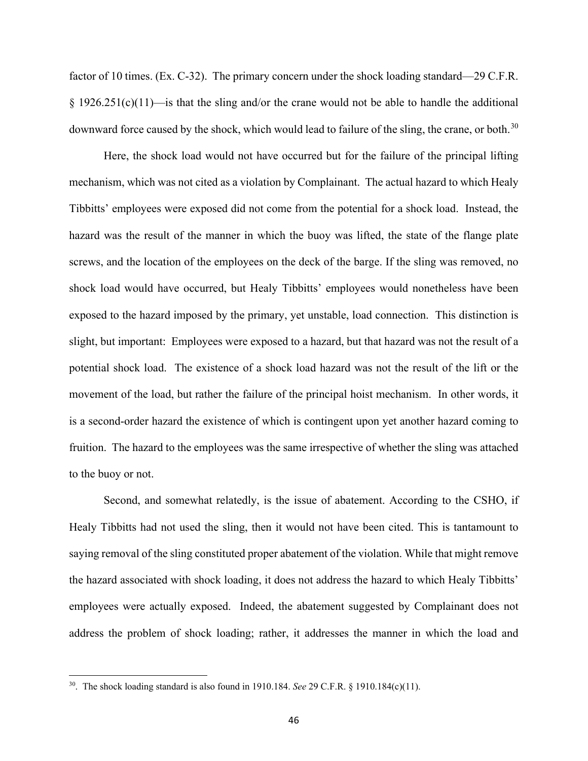factor of 10 times. (Ex. C-32). The primary concern under the shock loading standard—29 C.F.R. § 1926.251(c)(11)—is that the sling and/or the crane would not be able to handle the additional downward force caused by the shock, which would lead to failure of the sling, the crane, or both.[30]

Here, the shock load would not have occurred but for the failure of the principal lifting mechanism, which was not cited as a violation by Complainant. The actual hazard to which Healy Tibbitts' employees were exposed did not come from the potential for a shock load. Instead, the hazard was the result of the manner in which the buoy was lifted, the state of the flange plate screws, and the location of the employees on the deck of the barge. If the sling was removed, no shock load would have occurred, but Healy Tibbitts' employees would nonetheless have been exposed to the hazard imposed by the primary, yet unstable, load connection. This distinction is slight, but important: Employees were exposed to a hazard, but that hazard was not the result of a potential shock load. The existence of a shock load hazard was not the result of the lift or the movement of the load, but rather the failure of the principal hoist mechanism. In other words, it is a second-order hazard the existence of which is contingent upon yet another hazard coming to fruition. The hazard to the employees was the same irrespective of whether the sling was attached to the buoy or not.

Second, and somewhat relatedly, is the issue of abatement. According to the CSHO, if Healy Tibbitts had not used the sling, then it would not have been cited. This is tantamount to saying removal of the sling constituted proper abatement of the violation. While that might remove the hazard associated with shock loading, it does not address the hazard to which Healy Tibbitts' employees were actually exposed. Indeed, the abatement suggested by Complainant does not address the problem of shock loading; rather, it addresses the manner in which the load and

---

[30]. The shock loading standard is also found in 1910.184. *See* 29 C.F.R. § 1910.184(c)(11).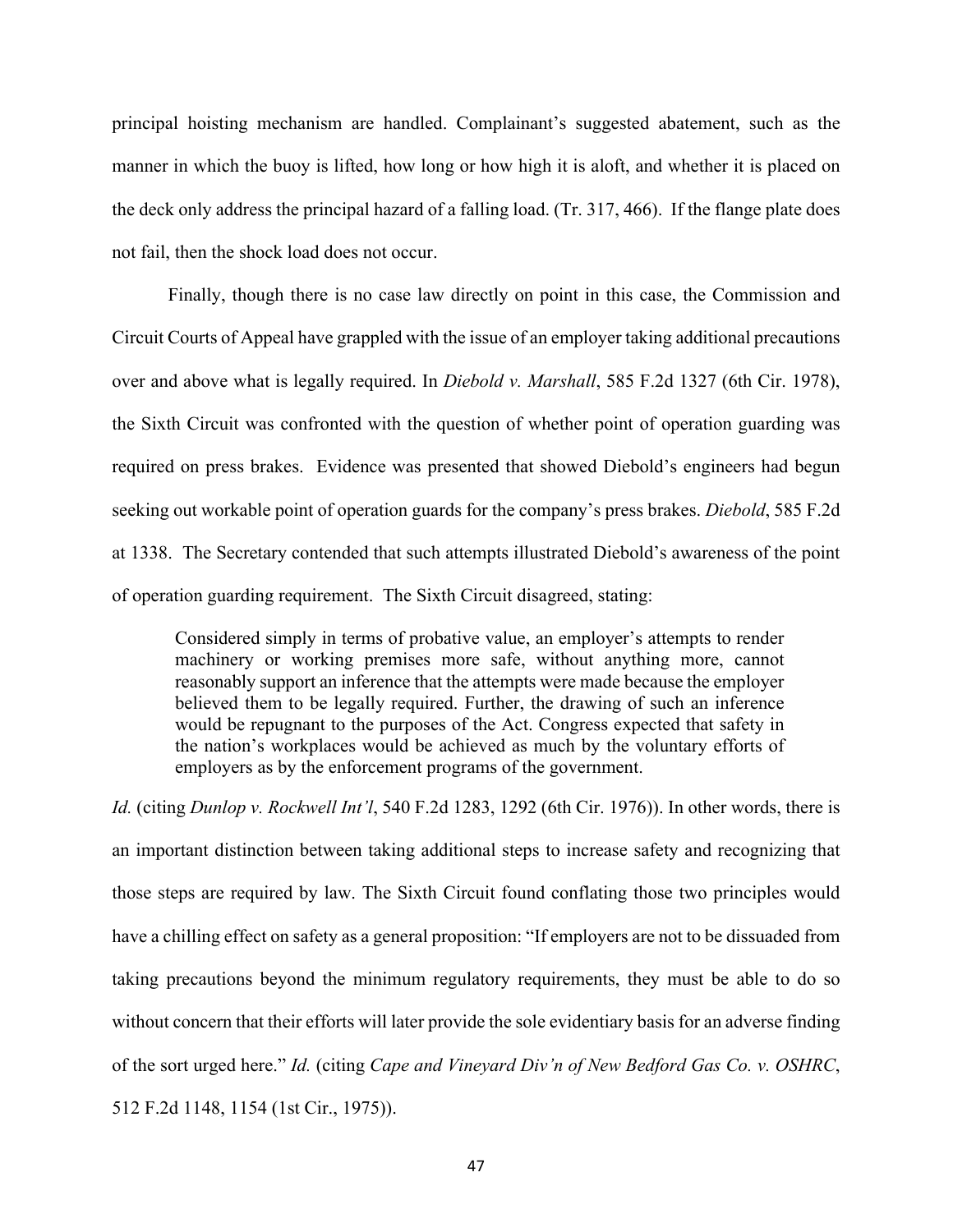principal hoisting mechanism are handled. Complainant's suggested abatement, such as the manner in which the buoy is lifted, how long or how high it is aloft, and whether it is placed on the deck only address the principal hazard of a falling load. (Tr. 317, 466). If the flange plate does not fail, then the shock load does not occur.

Finally, though there is no case law directly on point in this case, the Commission and Circuit Courts of Appeal have grappled with the issue of an employer taking additional precautions over and above what is legally required. In *Diebold v. Marshall*, 585 F.2d 1327 (6th Cir. 1978), the Sixth Circuit was confronted with the question of whether point of operation guarding was required on press brakes. Evidence was presented that showed Diebold's engineers had begun seeking out workable point of operation guards for the company's press brakes. *Diebold*, 585 F.2d at 1338. The Secretary contended that such attempts illustrated Diebold's awareness of the point of operation guarding requirement. The Sixth Circuit disagreed, stating:

> Considered simply in terms of probative value, an employer's attempts to render machinery or working premises more safe, without anything more, cannot reasonably support an inference that the attempts were made because the employer believed them to be legally required. Further, the drawing of such an inference would be repugnant to the purposes of the Act. Congress expected that safety in the nation's workplaces would be achieved as much by the voluntary efforts of employers as by the enforcement programs of the government.

*Id.* (citing *Dunlop v. Rockwell Int'l*, 540 F.2d 1283, 1292 (6th Cir. 1976)). In other words, there is an important distinction between taking additional steps to increase safety and recognizing that those steps are required by law. The Sixth Circuit found conflating those two principles would have a chilling effect on safety as a general proposition: "If employers are not to be dissuaded from taking precautions beyond the minimum regulatory requirements, they must be able to do so without concern that their efforts will later provide the sole evidentiary basis for an adverse finding of the sort urged here." *Id.* (citing *Cape and Vineyard Div'n of New Bedford Gas Co. v. OSHRC*, 512 F.2d 1148, 1154 (1st Cir., 1975)).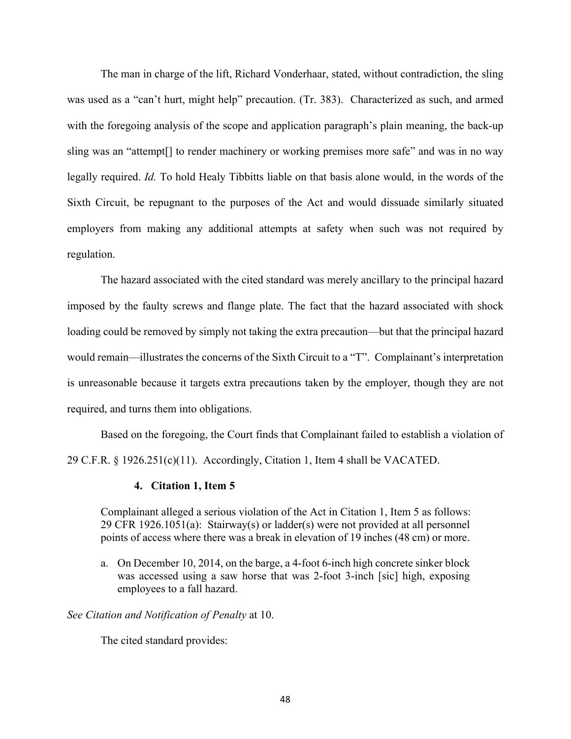The man in charge of the lift, Richard Vonderhaar, stated, without contradiction, the sling was used as a "can't hurt, might help" precaution. (Tr. 383). Characterized as such, and armed with the foregoing analysis of the scope and application paragraph's plain meaning, the back-up sling was an "attempt[] to render machinery or working premises more safe" and was in no way legally required. *Id.* To hold Healy Tibbitts liable on that basis alone would, in the words of the Sixth Circuit, be repugnant to the purposes of the Act and would dissuade similarly situated employers from making any additional attempts at safety when such was not required by regulation.

The hazard associated with the cited standard was merely ancillary to the principal hazard imposed by the faulty screws and flange plate. The fact that the hazard associated with shock loading could be removed by simply not taking the extra precaution—but that the principal hazard would remain—illustrates the concerns of the Sixth Circuit to a "T". Complainant's interpretation is unreasonable because it targets extra precautions taken by the employer, though they are not required, and turns them into obligations.

Based on the foregoing, the Court finds that Complainant failed to establish a violation of 29 C.F.R. § 1926.251(c)(11). Accordingly, Citation 1, Item 4 shall be VACATED.

#### 4. Citation 1, Item 5

> Complainant alleged a serious violation of the Act in Citation 1, Item 5 as follows: 29 CFR 1926.1051(a): Stairway(s) or ladder(s) were not provided at all personnel points of access where there was a break in elevation of 19 inches (48 cm) or more.
>
> a. On December 10, 2014, on the barge, a 4-foot 6-inch high concrete sinker block was accessed using a saw horse that was 2-foot 3-inch [sic] high, exposing employees to a fall hazard.

*See Citation and Notification of Penalty* at 10.

The cited standard provides: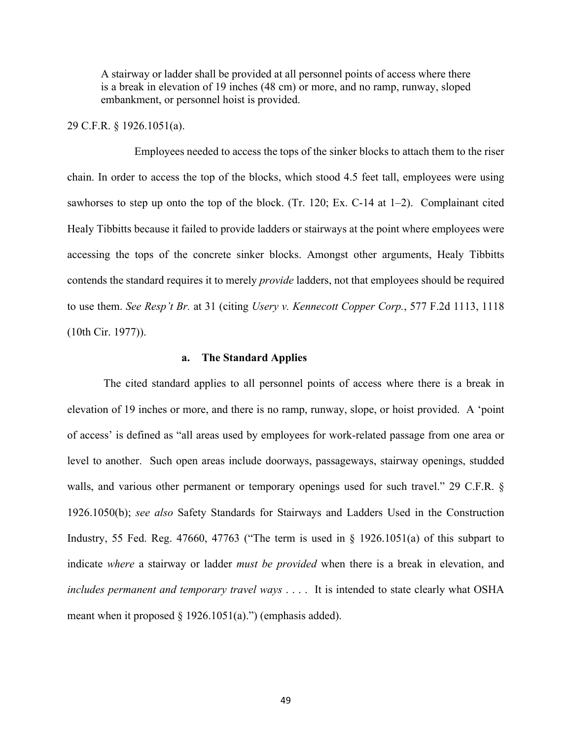> A stairway or ladder shall be provided at all personnel points of access where there is a break in elevation of 19 inches (48 cm) or more, and no ramp, runway, sloped embankment, or personnel hoist is provided.

29 C.F.R. § 1926.1051(a).

Employees needed to access the tops of the sinker blocks to attach them to the riser chain. In order to access the top of the blocks, which stood 4.5 feet tall, employees were using sawhorses to step up onto the top of the block. (Tr. 120; Ex. C-14 at 1–2). Complainant cited Healy Tibbitts because it failed to provide ladders or stairways at the point where employees were accessing the tops of the concrete sinker blocks. Amongst other arguments, Healy Tibbitts contends the standard requires it to merely *provide* ladders, not that employees should be required to use them. *See Resp't Br.* at 31 (citing *Usery v. Kennecott Copper Corp.*, 577 F.2d 1113, 1118 (10th Cir. 1977)).

#### a. The Standard Applies

The cited standard applies to all personnel points of access where there is a break in elevation of 19 inches or more, and there is no ramp, runway, slope, or hoist provided. A 'point of access' is defined as "all areas used by employees for work-related passage from one area or level to another. Such open areas include doorways, passageways, stairway openings, studded walls, and various other permanent or temporary openings used for such travel." 29 C.F.R. § 1926.1050(b); *see also* Safety Standards for Stairways and Ladders Used in the Construction Industry, 55 Fed. Reg. 47660, 47763 ("The term is used in § 1926.1051(a) of this subpart to indicate *where* a stairway or ladder *must be provided* when there is a break in elevation, and *includes permanent and temporary travel ways* . . . . It is intended to state clearly what OSHA meant when it proposed § 1926.1051(a).") (emphasis added).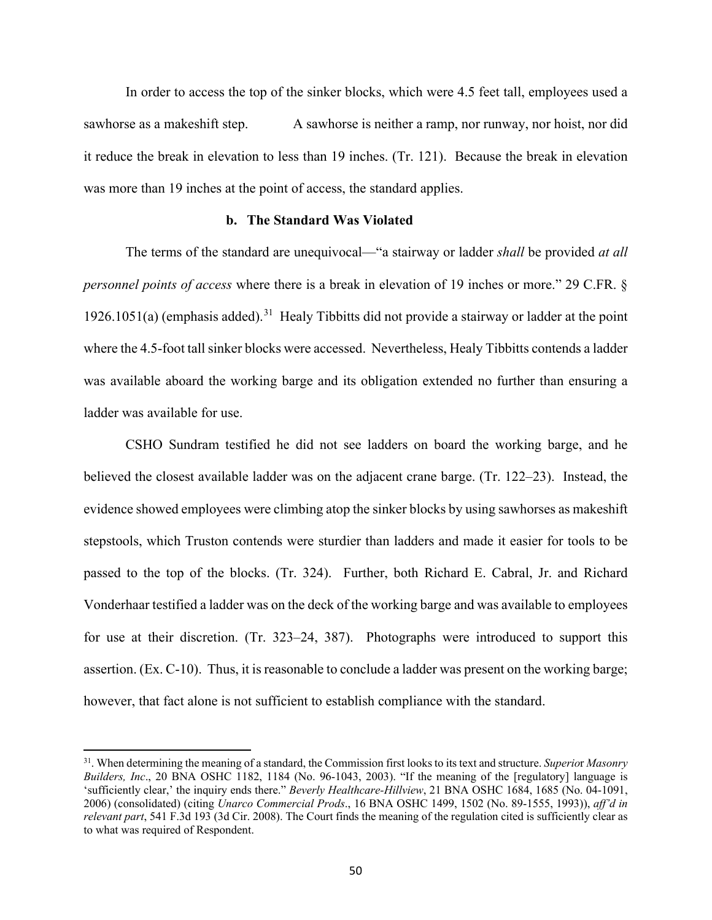In order to access the top of the sinker blocks, which were 4.5 feet tall, employees used a sawhorse as a makeshift step. A sawhorse is neither a ramp, nor runway, nor hoist, nor did it reduce the break in elevation to less than 19 inches. (Tr. 121). Because the break in elevation was more than 19 inches at the point of access, the standard applies.

### b. The Standard Was Violated

The terms of the standard are unequivocal—"a stairway or ladder *shall* be provided *at all personnel points of access* where there is a break in elevation of 19 inches or more." 29 C.FR. § 1926.1051(a) (emphasis added).[31] Healy Tibbitts did not provide a stairway or ladder at the point where the 4.5-foot tall sinker blocks were accessed. Nevertheless, Healy Tibbitts contends a ladder was available aboard the working barge and its obligation extended no further than ensuring a ladder was available for use.

CSHO Sundram testified he did not see ladders on board the working barge, and he believed the closest available ladder was on the adjacent crane barge. (Tr. 122–23). Instead, the evidence showed employees were climbing atop the sinker blocks by using sawhorses as makeshift stepstools, which Truston contends were sturdier than ladders and made it easier for tools to be passed to the top of the blocks. (Tr. 324). Further, both Richard E. Cabral, Jr. and Richard Vonderhaar testified a ladder was on the deck of the working barge and was available to employees for use at their discretion. (Tr. 323–24, 387). Photographs were introduced to support this assertion. (Ex. C-10). Thus, it is reasonable to conclude a ladder was present on the working barge; however, that fact alone is not sufficient to establish compliance with the standard.

---

[31]. When determining the meaning of a standard, the Commission first looks to its text and structure. *Superior Masonry Builders, Inc*., 20 BNA OSHC 1182, 1184 (No. 96-1043, 2003). "If the meaning of the [regulatory] language is 'sufficiently clear,' the inquiry ends there." *Beverly Healthcare-Hillview*, 21 BNA OSHC 1684, 1685 (No. 04-1091, 2006) (consolidated) (citing *Unarco Commercial Prods*., 16 BNA OSHC 1499, 1502 (No. 89-1555, 1993)), *aff'd in relevant part*, 541 F.3d 193 (3d Cir. 2008). The Court finds the meaning of the regulation cited is sufficiently clear as to what was required of Respondent.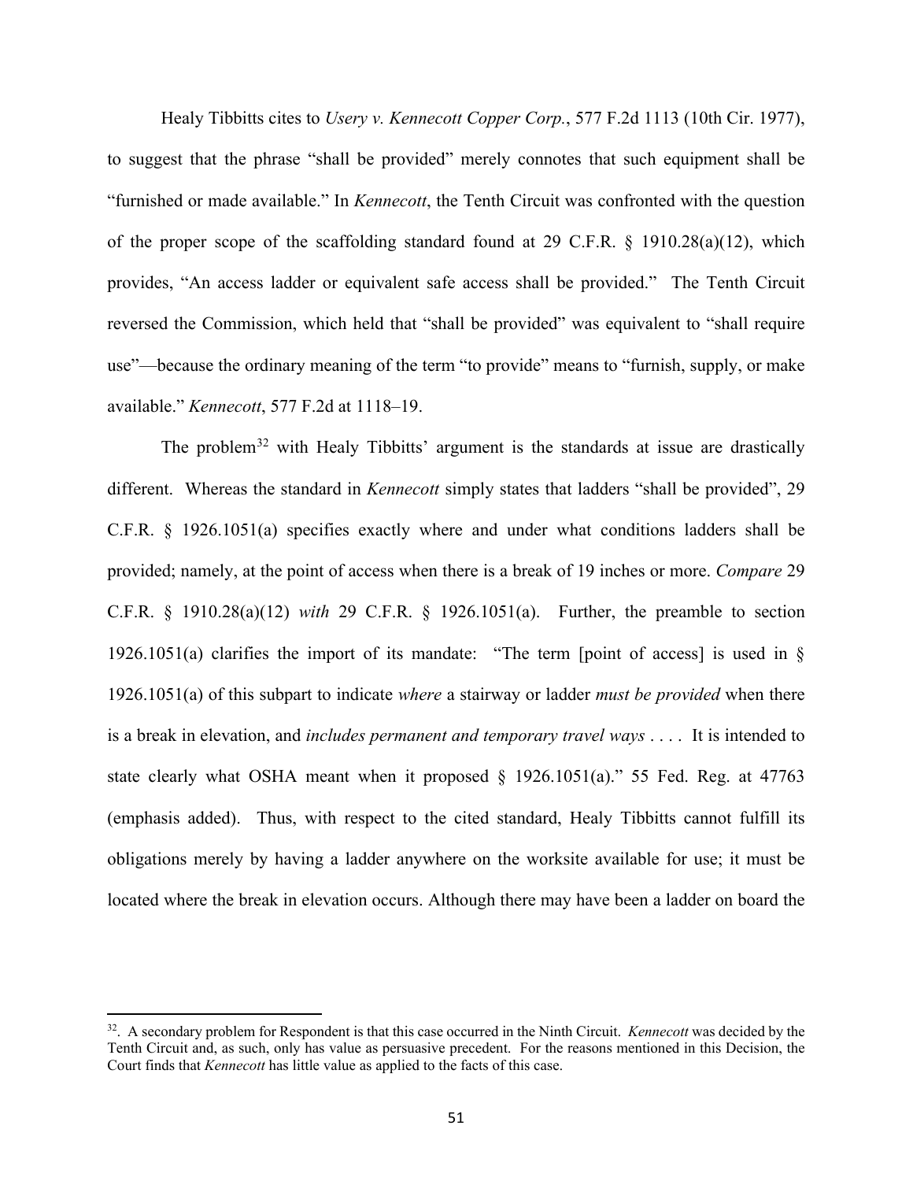Healy Tibbitts cites to *Usery v. Kennecott Copper Corp.*, 577 F.2d 1113 (10th Cir. 1977), to suggest that the phrase "shall be provided" merely connotes that such equipment shall be "furnished or made available." In *Kennecott*, the Tenth Circuit was confronted with the question of the proper scope of the scaffolding standard found at 29 C.F.R. § 1910.28(a)(12), which provides, "An access ladder or equivalent safe access shall be provided." The Tenth Circuit reversed the Commission, which held that "shall be provided" was equivalent to "shall require use"—because the ordinary meaning of the term "to provide" means to "furnish, supply, or make available." *Kennecott*, 577 F.2d at 1118–19.

The problem[32] with Healy Tibbitts' argument is the standards at issue are drastically different. Whereas the standard in *Kennecott* simply states that ladders "shall be provided", 29 C.F.R. § 1926.1051(a) specifies exactly where and under what conditions ladders shall be provided; namely, at the point of access when there is a break of 19 inches or more. *Compare* 29 C.F.R. § 1910.28(a)(12) *with* 29 C.F.R. § 1926.1051(a). Further, the preamble to section 1926.1051(a) clarifies the import of its mandate: "The term [point of access] is used in § 1926.1051(a) of this subpart to indicate *where* a stairway or ladder *must be provided* when there is a break in elevation, and *includes permanent and temporary travel ways* . . . . It is intended to state clearly what OSHA meant when it proposed § 1926.1051(a)." 55 Fed. Reg. at 47763 (emphasis added). Thus, with respect to the cited standard, Healy Tibbitts cannot fulfill its obligations merely by having a ladder anywhere on the worksite available for use; it must be located where the break in elevation occurs. Although there may have been a ladder on board the

---

[32]. A secondary problem for Respondent is that this case occurred in the Ninth Circuit. *Kennecott* was decided by the Tenth Circuit and, as such, only has value as persuasive precedent. For the reasons mentioned in this Decision, the Court finds that *Kennecott* has little value as applied to the facts of this case.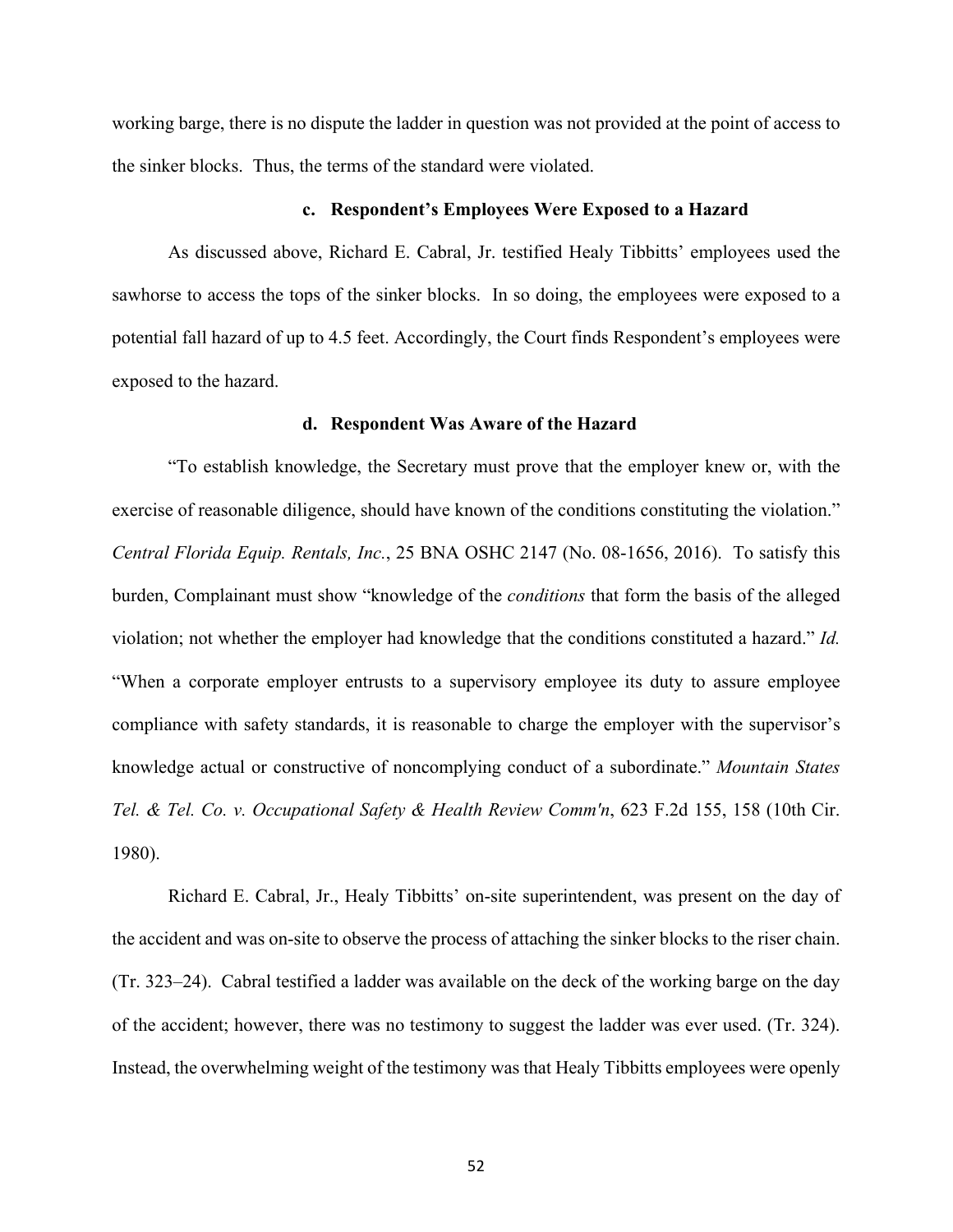working barge, there is no dispute the ladder in question was not provided at the point of access to the sinker blocks. Thus, the terms of the standard were violated.

### c. Respondent's Employees Were Exposed to a Hazard

As discussed above, Richard E. Cabral, Jr. testified Healy Tibbitts' employees used the sawhorse to access the tops of the sinker blocks. In so doing, the employees were exposed to a potential fall hazard of up to 4.5 feet. Accordingly, the Court finds Respondent's employees were exposed to the hazard.

### d. Respondent Was Aware of the Hazard

"To establish knowledge, the Secretary must prove that the employer knew or, with the exercise of reasonable diligence, should have known of the conditions constituting the violation." *Central Florida Equip. Rentals, Inc.*, 25 BNA OSHC 2147 (No. 08-1656, 2016). To satisfy this burden, Complainant must show "knowledge of the *conditions* that form the basis of the alleged violation; not whether the employer had knowledge that the conditions constituted a hazard." *Id.* "When a corporate employer entrusts to a supervisory employee its duty to assure employee compliance with safety standards, it is reasonable to charge the employer with the supervisor's knowledge actual or constructive of noncomplying conduct of a subordinate." *Mountain States Tel. & Tel. Co. v. Occupational Safety & Health Review Comm'n*, 623 F.2d 155, 158 (10th Cir. 1980).

Richard E. Cabral, Jr., Healy Tibbitts' on-site superintendent, was present on the day of the accident and was on-site to observe the process of attaching the sinker blocks to the riser chain. (Tr. 323–24). Cabral testified a ladder was available on the deck of the working barge on the day of the accident; however, there was no testimony to suggest the ladder was ever used. (Tr. 324). Instead, the overwhelming weight of the testimony was that Healy Tibbitts employees were openly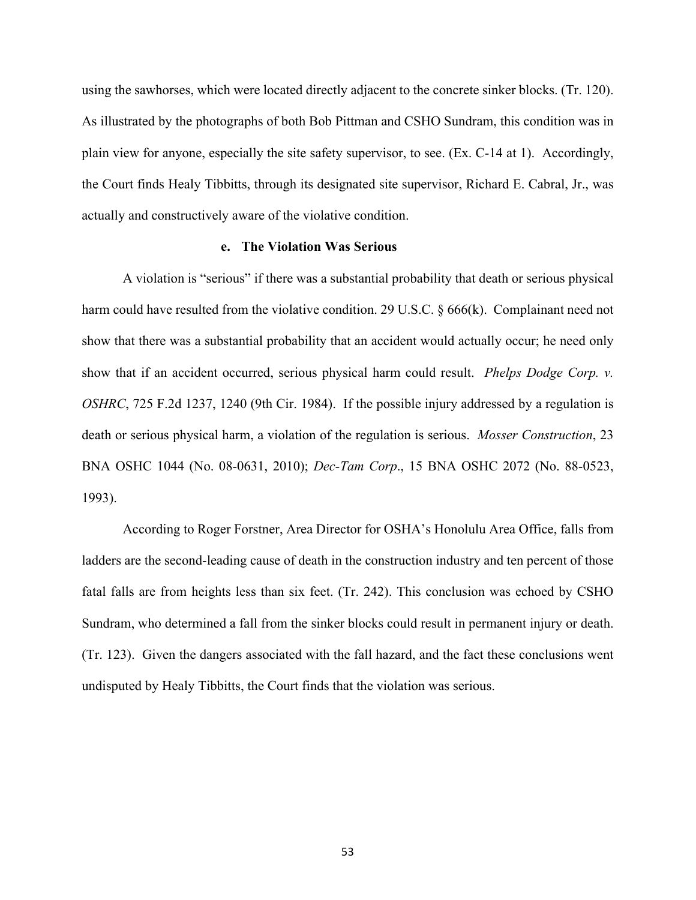using the sawhorses, which were located directly adjacent to the concrete sinker blocks. (Tr. 120). As illustrated by the photographs of both Bob Pittman and CSHO Sundram, this condition was in plain view for anyone, especially the site safety supervisor, to see. (Ex. C-14 at 1). Accordingly, the Court finds Healy Tibbitts, through its designated site supervisor, Richard E. Cabral, Jr., was actually and constructively aware of the violative condition.

### e. The Violation Was Serious

A violation is "serious" if there was a substantial probability that death or serious physical harm could have resulted from the violative condition. 29 U.S.C. § 666(k). Complainant need not show that there was a substantial probability that an accident would actually occur; he need only show that if an accident occurred, serious physical harm could result. *Phelps Dodge Corp. v. OSHRC*, 725 F.2d 1237, 1240 (9th Cir. 1984). If the possible injury addressed by a regulation is death or serious physical harm, a violation of the regulation is serious. *Mosser Construction*, 23 BNA OSHC 1044 (No. 08-0631, 2010); *Dec-Tam Corp*., 15 BNA OSHC 2072 (No. 88-0523, 1993).

According to Roger Forstner, Area Director for OSHA's Honolulu Area Office, falls from ladders are the second-leading cause of death in the construction industry and ten percent of those fatal falls are from heights less than six feet. (Tr. 242). This conclusion was echoed by CSHO Sundram, who determined a fall from the sinker blocks could result in permanent injury or death. (Tr. 123). Given the dangers associated with the fall hazard, and the fact these conclusions went undisputed by Healy Tibbitts, the Court finds that the violation was serious.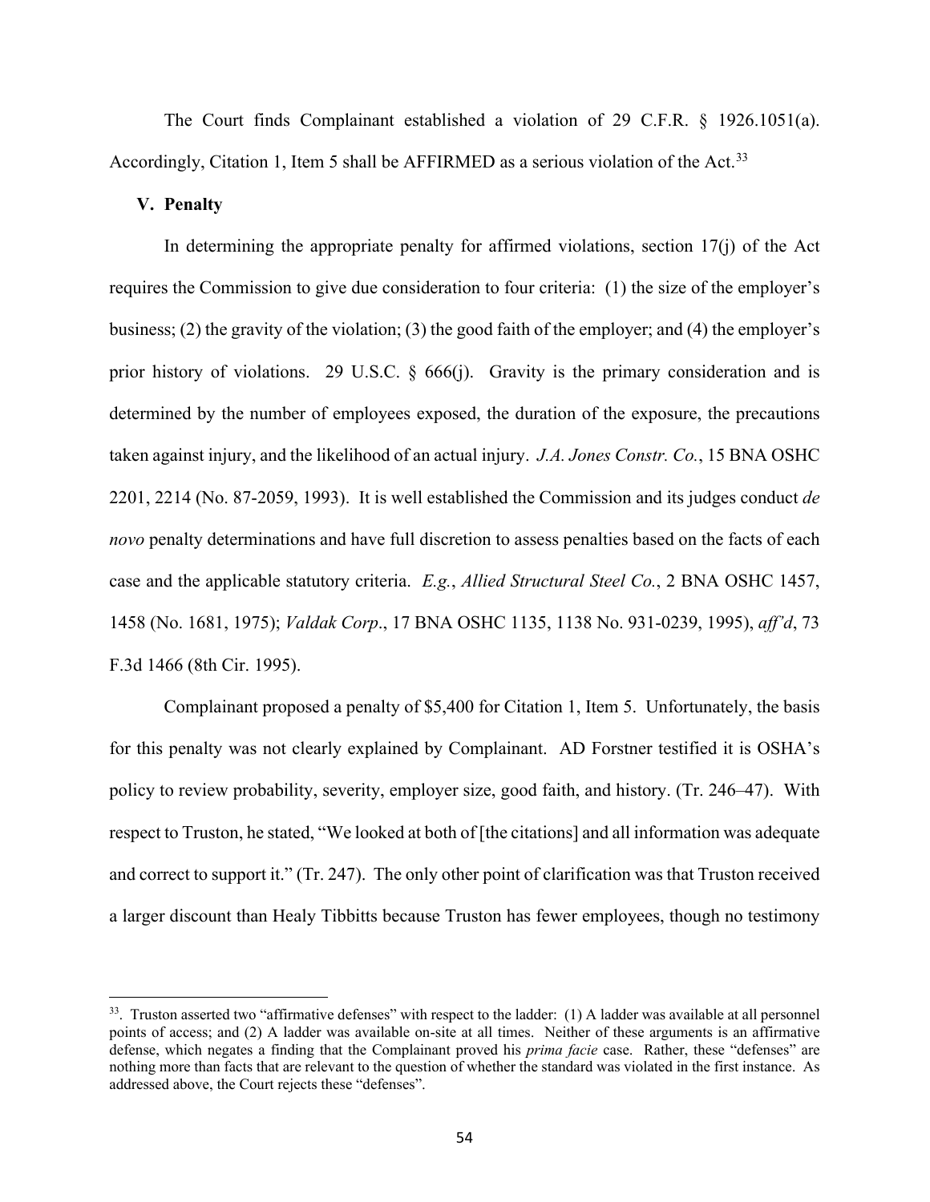The Court finds Complainant established a violation of 29 C.F.R. § 1926.1051(a). Accordingly, Citation 1, Item 5 shall be AFFIRMED as a serious violation of the Act.[33]

## V. Penalty

In determining the appropriate penalty for affirmed violations, section 17(j) of the Act requires the Commission to give due consideration to four criteria: (1) the size of the employer's business; (2) the gravity of the violation; (3) the good faith of the employer; and (4) the employer's prior history of violations. 29 U.S.C. § 666(j). Gravity is the primary consideration and is determined by the number of employees exposed, the duration of the exposure, the precautions taken against injury, and the likelihood of an actual injury. *J.A. Jones Constr. Co.*, 15 BNA OSHC 2201, 2214 (No. 87-2059, 1993). It is well established the Commission and its judges conduct *de novo* penalty determinations and have full discretion to assess penalties based on the facts of each case and the applicable statutory criteria. *E.g.*, *Allied Structural Steel Co.*, 2 BNA OSHC 1457, 1458 (No. 1681, 1975); *Valdak Corp*., 17 BNA OSHC 1135, 1138 No. 931-0239, 1995), *aff'd*, 73 F.3d 1466 (8th Cir. 1995).

Complainant proposed a penalty of $5,400 for Citation 1, Item 5. Unfortunately, the basis for this penalty was not clearly explained by Complainant. AD Forstner testified it is OSHA's policy to review probability, severity, employer size, good faith, and history. (Tr. 246–47). With respect to Truston, he stated, "We looked at both of [the citations] and all information was adequate and correct to support it." (Tr. 247). The only other point of clarification was that Truston received a larger discount than Healy Tibbitts because Truston has fewer employees, though no testimony

---

[33]. Truston asserted two "affirmative defenses" with respect to the ladder: (1) A ladder was available at all personnel points of access; and (2) A ladder was available on-site at all times. Neither of these arguments is an affirmative defense, which negates a finding that the Complainant proved his *prima facie* case. Rather, these "defenses" are nothing more than facts that are relevant to the question of whether the standard was violated in the first instance. As addressed above, the Court rejects these "defenses".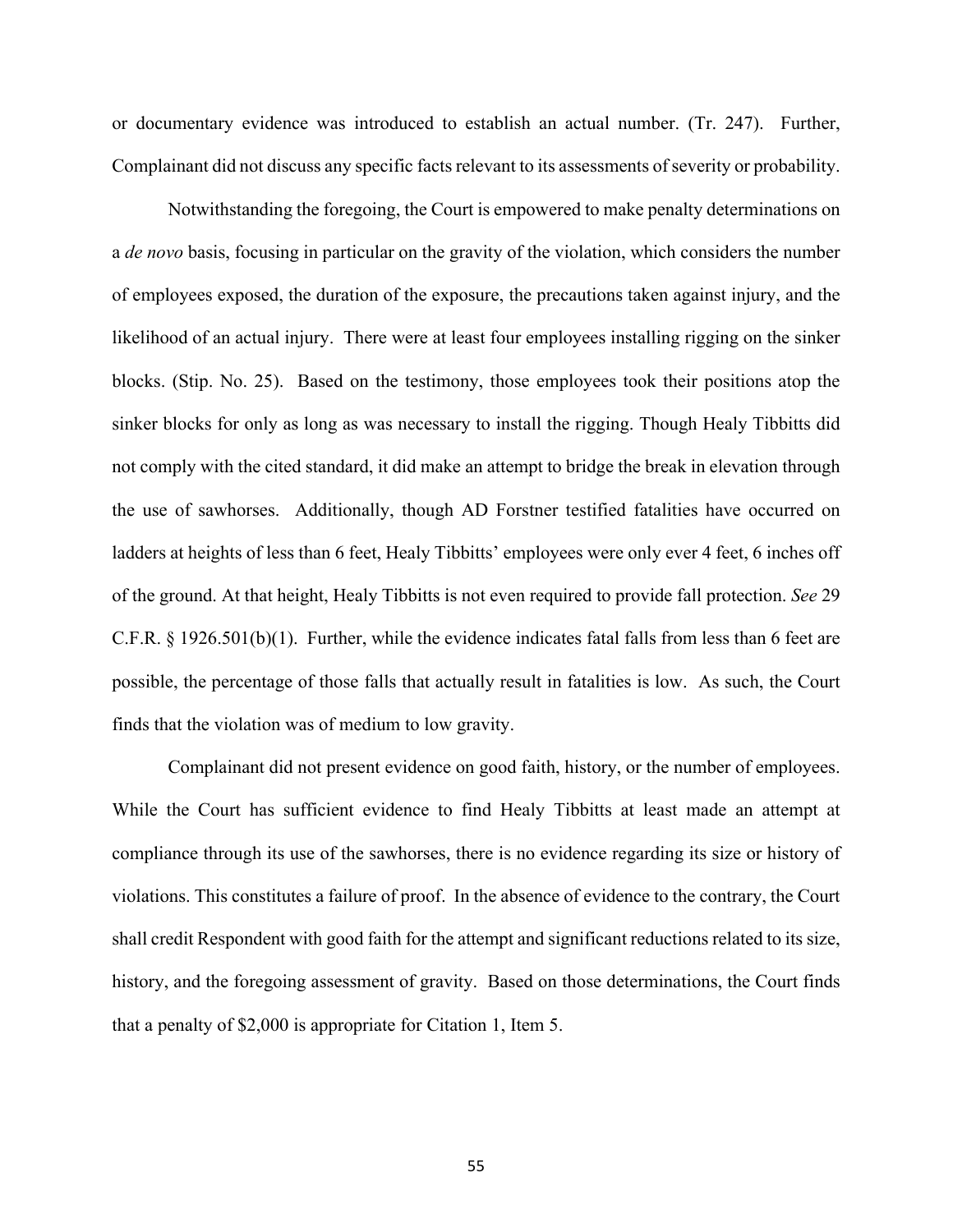or documentary evidence was introduced to establish an actual number. (Tr. 247). Further, Complainant did not discuss any specific facts relevant to its assessments of severity or probability.

Notwithstanding the foregoing, the Court is empowered to make penalty determinations on a *de novo* basis, focusing in particular on the gravity of the violation, which considers the number of employees exposed, the duration of the exposure, the precautions taken against injury, and the likelihood of an actual injury. There were at least four employees installing rigging on the sinker blocks. (Stip. No. 25). Based on the testimony, those employees took their positions atop the sinker blocks for only as long as was necessary to install the rigging. Though Healy Tibbitts did not comply with the cited standard, it did make an attempt to bridge the break in elevation through the use of sawhorses. Additionally, though AD Forstner testified fatalities have occurred on ladders at heights of less than 6 feet, Healy Tibbitts' employees were only ever 4 feet, 6 inches off of the ground. At that height, Healy Tibbitts is not even required to provide fall protection. *See* 29 C.F.R. § 1926.501(b)(1). Further, while the evidence indicates fatal falls from less than 6 feet are possible, the percentage of those falls that actually result in fatalities is low. As such, the Court finds that the violation was of medium to low gravity.

Complainant did not present evidence on good faith, history, or the number of employees. While the Court has sufficient evidence to find Healy Tibbitts at least made an attempt at compliance through its use of the sawhorses, there is no evidence regarding its size or history of violations. This constitutes a failure of proof. In the absence of evidence to the contrary, the Court shall credit Respondent with good faith for the attempt and significant reductions related to its size, history, and the foregoing assessment of gravity. Based on those determinations, the Court finds that a penalty of $2,000 is appropriate for Citation 1, Item 5.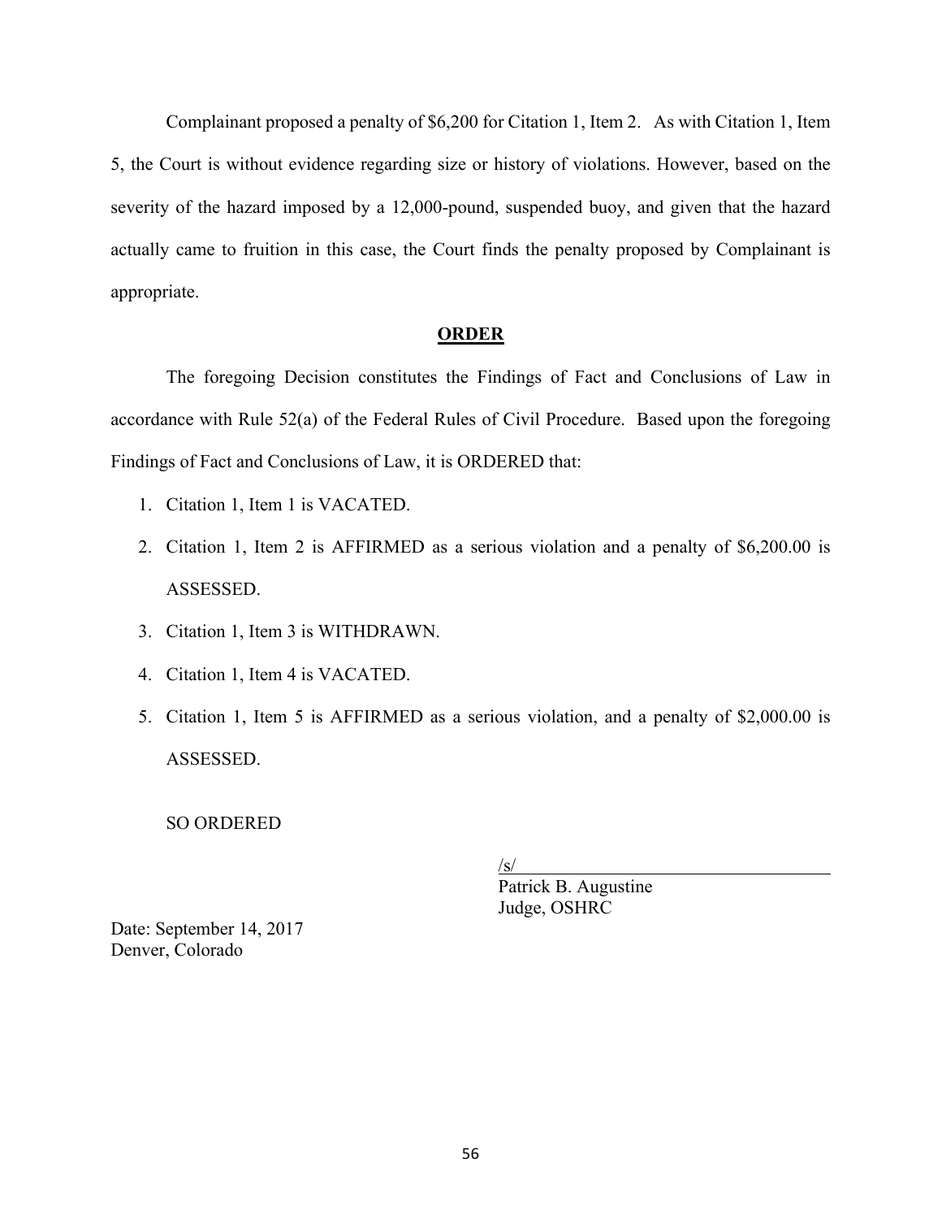Complainant proposed a penalty of $6,200 for Citation 1, Item 2. As with Citation 1, Item 5, the Court is without evidence regarding size or history of violations. However, based on the severity of the hazard imposed by a 12,000-pound, suspended buoy, and given that the hazard actually came to fruition in this case, the Court finds the penalty proposed by Complainant is appropriate.

## ORDER

The foregoing Decision constitutes the Findings of Fact and Conclusions of Law in accordance with Rule 52(a) of the Federal Rules of Civil Procedure. Based upon the foregoing Findings of Fact and Conclusions of Law, it is ORDERED that:

1. Citation 1, Item 1 is VACATED.
2. Citation 1, Item 2 is AFFIRMED as a serious violation and a penalty of $6,200.00 is ASSESSED.
3. Citation 1, Item 3 is WITHDRAWN.
4. Citation 1, Item 4 is VACATED.
5. Citation 1, Item 5 is AFFIRMED as a serious violation, and a penalty of $2,000.00 is ASSESSED.

SO ORDERED

/s/
Patrick B. Augustine
Judge, OSHRC

Date: September 14, 2017
Denver, Colorado